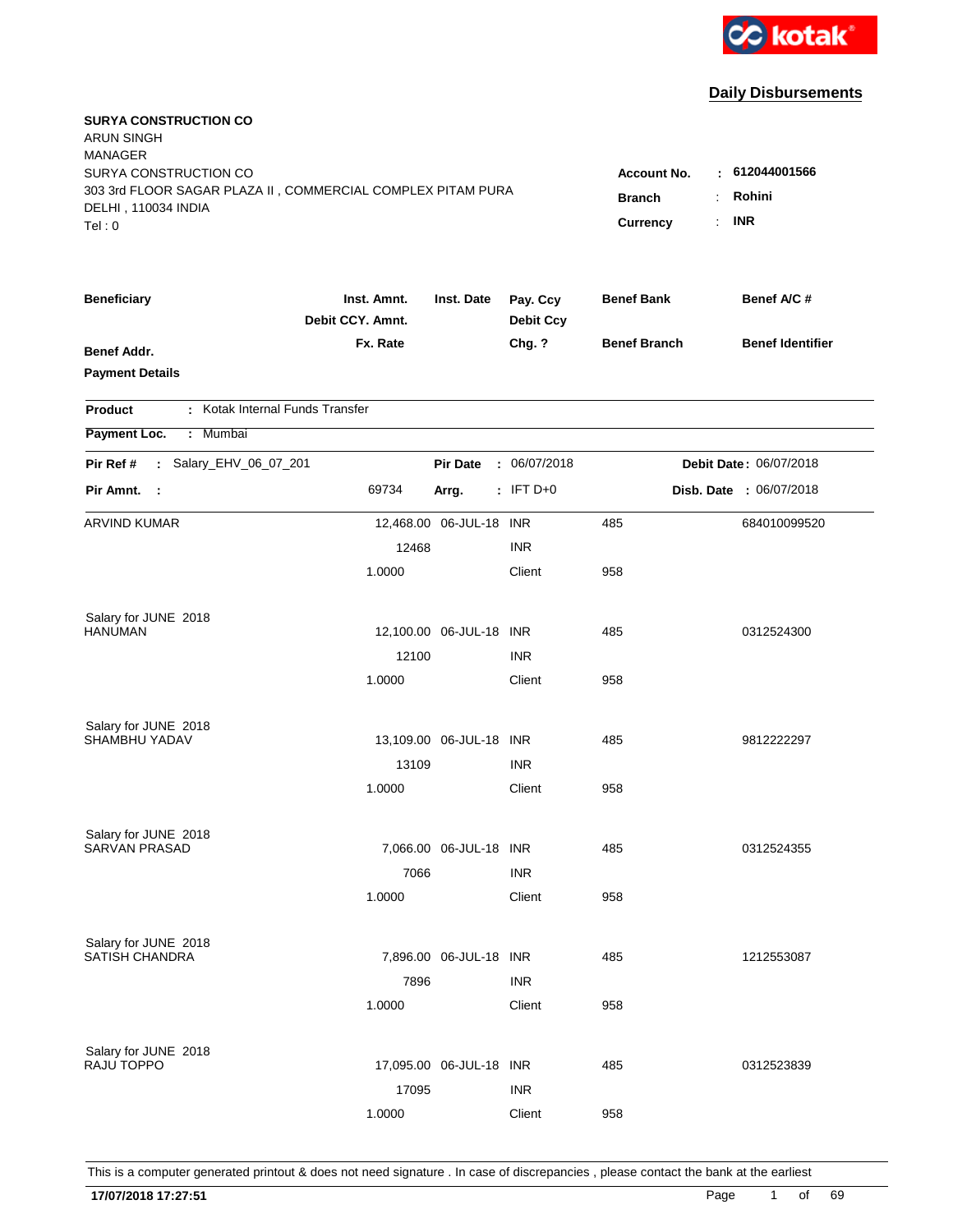kotak

## Daily Disbursements

**SURYA CONSTRUCTION CO**
ARUN SINGH
MANAGER
SURYA CONSTRUCTION CO
303 3rd FLOOR SAGAR PLAZA II , COMMERCIAL COMPLEX PITAM PURA
DELHI , 110034 INDIA
Tel : 0

**Account No.** : **612044001566**
**Branch** : **Rohini**
**Currency** : **INR**

| Beneficiary / Benef Addr. / Payment Details | Inst. Amnt. / Debit CCY. Amnt. / Fx. Rate | Inst. Date | Pay. Ccy / Debit Ccy / Chg. ? | Benef Bank / Benef Branch | Benef A/C # / Benef Identifier |
|---|---|---|---|---|---|

**Product** : Kotak Internal Funds Transfer
**Payment Loc.** : Mumbai

**Pir Ref #** : Salary_EHV_06_07_201 **Pir Date** : 06/07/2018 **Debit Date** : 06/07/2018
**Pir Amnt.** : 69734 **Arrg.** : IFT D+0 **Disb. Date** : 06/07/2018

| Beneficiary | Inst. Amnt. | Inst. Date | Pay. Ccy | Benef Bank | Benef A/C # |
|---|---|---|---|---|---|
| ARVIND KUMAR | 12,468.00 | 06-JUL-18 | INR | 485 | 684010099520 |
| | 12468 | | INR | | |
| | 1.0000 | | Client | 958 | |
| Salary for JUNE 2018 | | | | | |
| HANUMAN | 12,100.00 | 06-JUL-18 | INR | 485 | 0312524300 |
| | 12100 | | INR | | |
| | 1.0000 | | Client | 958 | |
| Salary for JUNE 2018 | | | | | |
| SHAMBHU YADAV | 13,109.00 | 06-JUL-18 | INR | 485 | 9812222297 |
| | 13109 | | INR | | |
| | 1.0000 | | Client | 958 | |
| Salary for JUNE 2018 | | | | | |
| SARVAN PRASAD | 7,066.00 | 06-JUL-18 | INR | 485 | 0312524355 |
| | 7066 | | INR | | |
| | 1.0000 | | Client | 958 | |
| Salary for JUNE 2018 | | | | | |
| SATISH CHANDRA | 7,896.00 | 06-JUL-18 | INR | 485 | 1212553087 |
| | 7896 | | INR | | |
| | 1.0000 | | Client | 958 | |
| Salary for JUNE 2018 | | | | | |
| RAJU TOPPO | 17,095.00 | 06-JUL-18 | INR | 485 | 0312523839 |
| | 17095 | | INR | | |
| | 1.0000 | | Client | 958 | |

This is a computer generated printout & does not need signature . In case of discrepancies , please contact the bank at the earliest

**17/07/2018 17:27:51**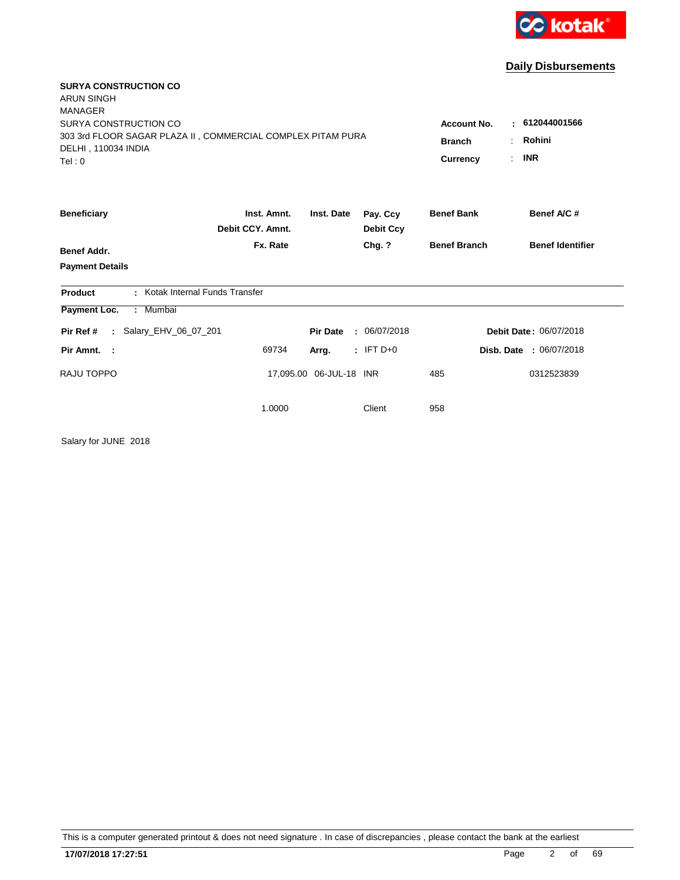kotak

## Daily Disbursements

**SURYA CONSTRUCTION CO**
ARUN SINGH
MANAGER
SURYA CONSTRUCTION CO
303 3rd FLOOR SAGAR PLAZA II , COMMERCIAL COMPLEX PITAM PURA
DELHI , 110034 INDIA
Tel : 0

**Account No.** : 612044001566
**Branch** : Rohini
**Currency** : INR

| Beneficiary | Inst. Amnt. / Debit CCY. Amnt. | Inst. Date | Pay. Ccy / Debit Ccy | Benef Bank | Benef A/C # |
|---|---|---|---|---|---|
| Benef Addr. | Fx. Rate | | Chg. ? | Benef Branch | Benef Identifier |
| Payment Details | | | | | |

**Product** : Kotak Internal Funds Transfer

**Payment Loc.** : Mumbai

**Pir Ref #** : Salary_EHV_06_07_201 **Pir Date** : 06/07/2018 **Debit Date** : 06/07/2018

**Pir Amnt.** : 69734 **Arrg.** : IFT D+0 **Disb. Date** : 06/07/2018

| Beneficiary | Inst. Amnt. | Inst. Date | Pay. Ccy | Benef Bank | Benef A/C # |
|---|---|---|---|---|---|
| RAJU TOPPO | 17,095.00 | 06-JUL-18 | INR | 485 | 0312523839 |
| | 1.0000 | | Client | 958 | |

Salary for JUNE 2018

This is a computer generated printout & does not need signature . In case of discrepancies , please contact the bank at the earliest

**17/07/2018 17:27:51**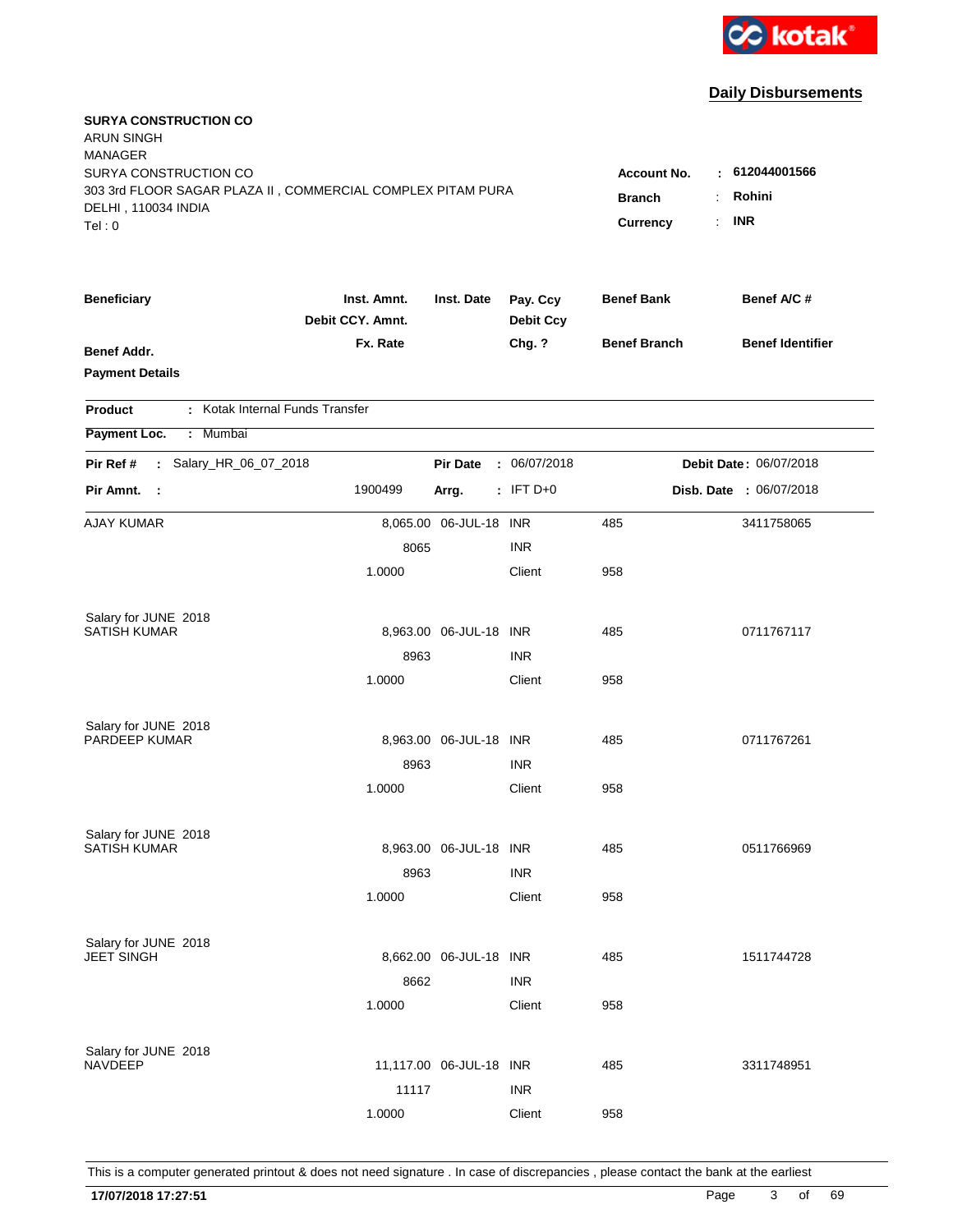# Daily Disbursements

**SURYA CONSTRUCTION CO**
ARUN SINGH
MANAGER
SURYA CONSTRUCTION CO
303 3rd FLOOR SAGAR PLAZA II , COMMERCIAL COMPLEX PITAM PURA
DELHI , 110034 INDIA
Tel : 0

**Account No.** : **612044001566**
**Branch** : **Rohini**
**Currency** : **INR**

| Beneficiary | Inst. Amnt. / Debit CCY. Amnt. / Fx. Rate | Inst. Date | Pay. Ccy / Debit Ccy / Chg. ? | Benef Bank / Benef Branch | Benef A/C # / Benef Identifier |
|---|---|---|---|---|---|
| **Benef Addr.** | | | | | |
| **Payment Details** | | | | | |

**Product** : Kotak Internal Funds Transfer

**Payment Loc.** : Mumbai

**Pir Ref #** : Salary_HR_06_07_2018 | **Pir Date** : 06/07/2018 | **Debit Date** : 06/07/2018

**Pir Amnt.** : 1900499 | **Arrg.** : IFT D+0 | **Disb. Date** : 06/07/2018

| Beneficiary | Inst. Amnt. | Inst. Date | Pay. Ccy | Benef Bank | Benef A/C # |
|---|---|---|---|---|---|
| AJAY KUMAR | 8,065.00 | 06-JUL-18 | INR | 485 | 3411758065 |
| | 8065 | | INR | | |
| | 1.0000 | | Client | 958 | |
| Salary for JUNE 2018 | | | | | |
| SATISH KUMAR | 8,963.00 | 06-JUL-18 | INR | 485 | 0711767117 |
| | 8963 | | INR | | |
| | 1.0000 | | Client | 958 | |
| Salary for JUNE 2018 | | | | | |
| PARDEEP KUMAR | 8,963.00 | 06-JUL-18 | INR | 485 | 0711767261 |
| | 8963 | | INR | | |
| | 1.0000 | | Client | 958 | |
| Salary for JUNE 2018 | | | | | |
| SATISH KUMAR | 8,963.00 | 06-JUL-18 | INR | 485 | 0511766969 |
| | 8963 | | INR | | |
| | 1.0000 | | Client | 958 | |
| Salary for JUNE 2018 | | | | | |
| JEET SINGH | 8,662.00 | 06-JUL-18 | INR | 485 | 1511744728 |
| | 8662 | | INR | | |
| | 1.0000 | | Client | 958 | |
| Salary for JUNE 2018 | | | | | |
| NAVDEEP | 11,117.00 | 06-JUL-18 | INR | 485 | 3311748951 |
| | 11117 | | INR | | |
| | 1.0000 | | Client | 958 | |

This is a computer generated printout & does not need signature . In case of discrepancies , please contact the bank at the earliest

**17/07/2018 17:27:51**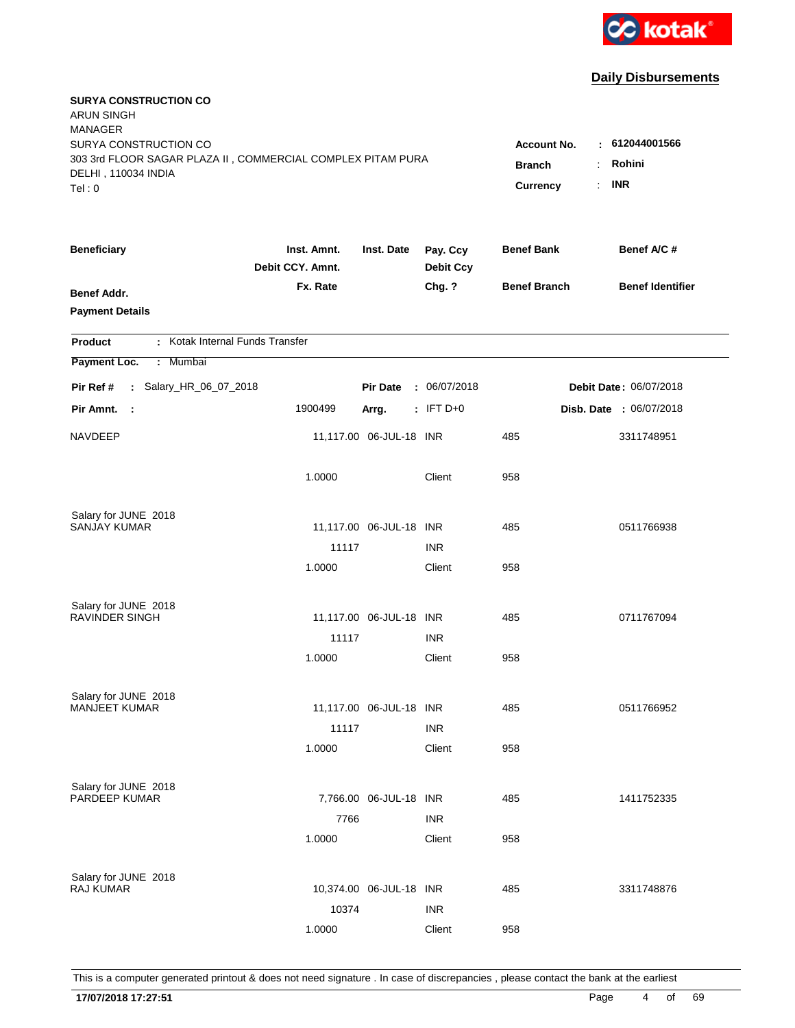**kotak**

## Daily Disbursements

**SURYA CONSTRUCTION CO**
ARUN SINGH
MANAGER
SURYA CONSTRUCTION CO
303 3rd FLOOR SAGAR PLAZA II , COMMERCIAL COMPLEX PITAM PURA
DELHI , 110034 INDIA
Tel : 0

**Account No.** : **612044001566**
**Branch** : **Rohini**
**Currency** : **INR**

| Beneficiary | Inst. Amnt. / Debit CCY. Amnt. / Fx. Rate | Inst. Date | Pay. Ccy / Debit Ccy / Chg. ? | Benef Bank / Benef Branch | Benef A/C # / Benef Identifier |
|---|---|---|---|---|---|
| **Benef Addr.** | | | | | |
| **Payment Details** | | | | | |

**Product** : Kotak Internal Funds Transfer
**Payment Loc.** : Mumbai

**Pir Ref #** : Salary_HR_06_07_2018 | **Pir Date** : 06/07/2018 | **Debit Date** : 06/07/2018
**Pir Amnt.** : 1900499 | **Arrg.** : IFT D+0 | **Disb. Date** : 06/07/2018

| Beneficiary | Inst. Amnt. / Debit CCY. Amnt. / Fx. Rate | Inst. Date | Pay. Ccy / Debit Ccy / Chg. ? | Benef Bank / Benef Branch | Benef A/C # |
|---|---|---|---|---|---|
| NAVDEEP | 11,117.00 | 06-JUL-18 | INR | 485 | 3311748951 |
| | 1.0000 | | Client | 958 | |
| Salary for JUNE 2018 | | | | | |
| SANJAY KUMAR | 11,117.00 | 06-JUL-18 | INR | 485 | 0511766938 |
| | 11117 | | INR | | |
| | 1.0000 | | Client | 958 | |
| Salary for JUNE 2018 | | | | | |
| RAVINDER SINGH | 11,117.00 | 06-JUL-18 | INR | 485 | 0711767094 |
| | 11117 | | INR | | |
| | 1.0000 | | Client | 958 | |
| Salary for JUNE 2018 | | | | | |
| MANJEET KUMAR | 11,117.00 | 06-JUL-18 | INR | 485 | 0511766952 |
| | 11117 | | INR | | |
| | 1.0000 | | Client | 958 | |
| Salary for JUNE 2018 | | | | | |
| PARDEEP KUMAR | 7,766.00 | 06-JUL-18 | INR | 485 | 1411752335 |
| | 7766 | | INR | | |
| | 1.0000 | | Client | 958 | |
| Salary for JUNE 2018 | | | | | |
| RAJ KUMAR | 10,374.00 | 06-JUL-18 | INR | 485 | 3311748876 |
| | 10374 | | INR | | |
| | 1.0000 | | Client | 958 | |

This is a computer generated printout & does not need signature . In case of discrepancies , please contact the bank at the earliest

**17/07/2018 17:27:51**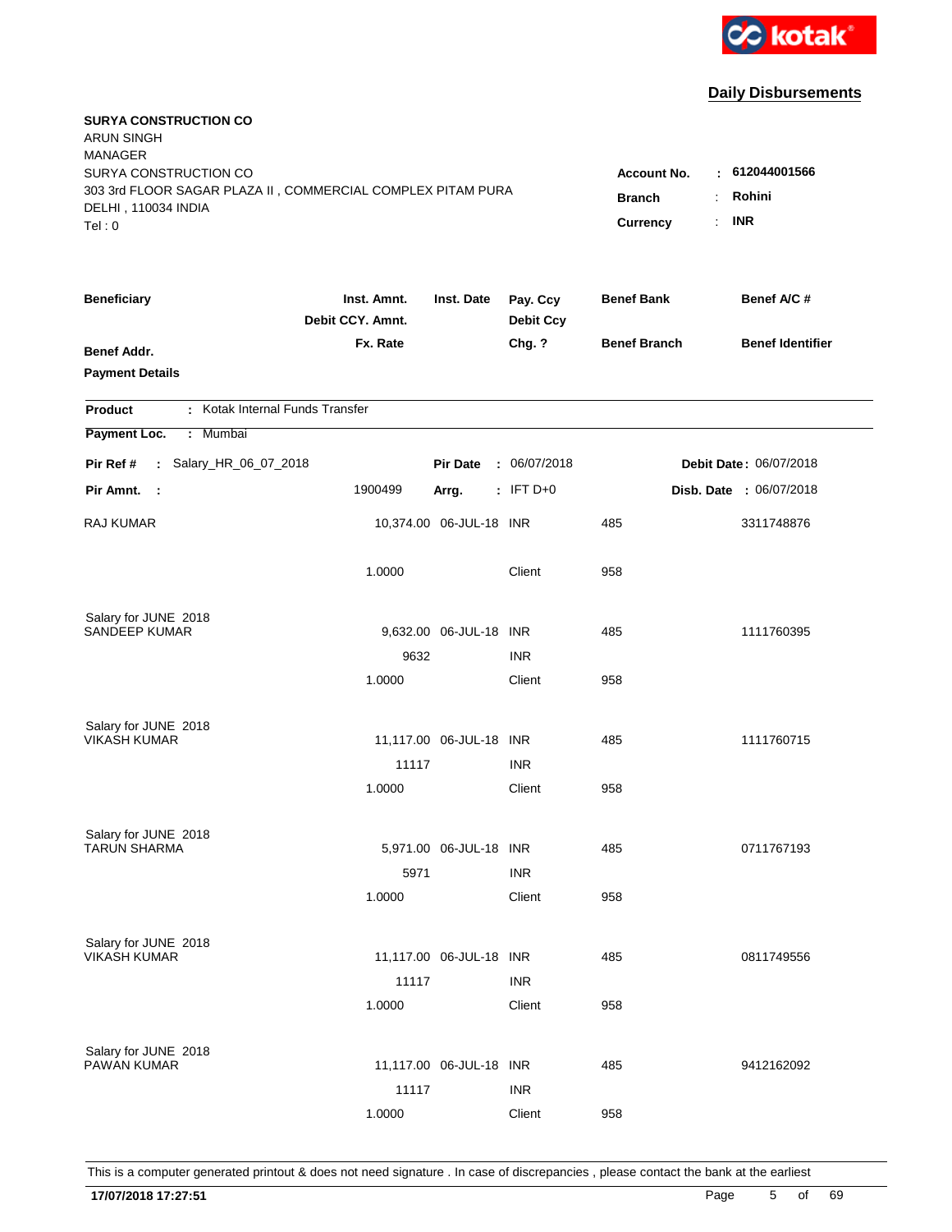kotak

## Daily Disbursements

**SURYA CONSTRUCTION CO**
ARUN SINGH
MANAGER
SURYA CONSTRUCTION CO
303 3rd FLOOR SAGAR PLAZA II , COMMERCIAL COMPLEX PITAM PURA
DELHI , 110034 INDIA
Tel : 0

**Account No.** : **612044001566**
**Branch** : **Rohini**
**Currency** : **INR**

| Beneficiary | Inst. Amnt. / Debit CCY. Amnt. / Fx. Rate | Inst. Date | Pay. Ccy / Debit Ccy / Chg. ? | Benef Bank / Benef Branch | Benef A/C # / Benef Identifier |
|---|---|---|---|---|---|
| **Benef Addr.** | | | | | |
| **Payment Details** | | | | | |

**Product** : Kotak Internal Funds Transfer

**Payment Loc.** : Mumbai

**Pir Ref #** : Salary_HR_06_07_2018 **Pir Date** : 06/07/2018 **Debit Date** : 06/07/2018

**Pir Amnt.** : 1900499 **Arrg.** : IFT D+0 **Disb. Date** : 06/07/2018

| Beneficiary | Inst. Amnt. / Debit CCY. Amnt. / Fx. Rate | Inst. Date | Pay. Ccy / Debit Ccy / Chg. ? | Benef Bank / Benef Branch | Benef A/C # |
|---|---|---|---|---|---|
| RAJ KUMAR | 10,374.00 | 06-JUL-18 | INR | 485 | 3311748876 |
| | 1.0000 | | Client | 958 | |
| Salary for JUNE 2018 | | | | | |
| SANDEEP KUMAR | 9,632.00 | 06-JUL-18 | INR | 485 | 1111760395 |
| | 9632 | | INR | | |
| | 1.0000 | | Client | 958 | |
| Salary for JUNE 2018 | | | | | |
| VIKASH KUMAR | 11,117.00 | 06-JUL-18 | INR | 485 | 1111760715 |
| | 11117 | | INR | | |
| | 1.0000 | | Client | 958 | |
| Salary for JUNE 2018 | | | | | |
| TARUN SHARMA | 5,971.00 | 06-JUL-18 | INR | 485 | 0711767193 |
| | 5971 | | INR | | |
| | 1.0000 | | Client | 958 | |
| Salary for JUNE 2018 | | | | | |
| VIKASH KUMAR | 11,117.00 | 06-JUL-18 | INR | 485 | 0811749556 |
| | 11117 | | INR | | |
| | 1.0000 | | Client | 958 | |
| Salary for JUNE 2018 | | | | | |
| PAWAN KUMAR | 11,117.00 | 06-JUL-18 | INR | 485 | 9412162092 |
| | 11117 | | INR | | |
| | 1.0000 | | Client | 958 | |

This is a computer generated printout & does not need signature . In case of discrepancies , please contact the bank at the earliest

**17/07/2018 17:27:51**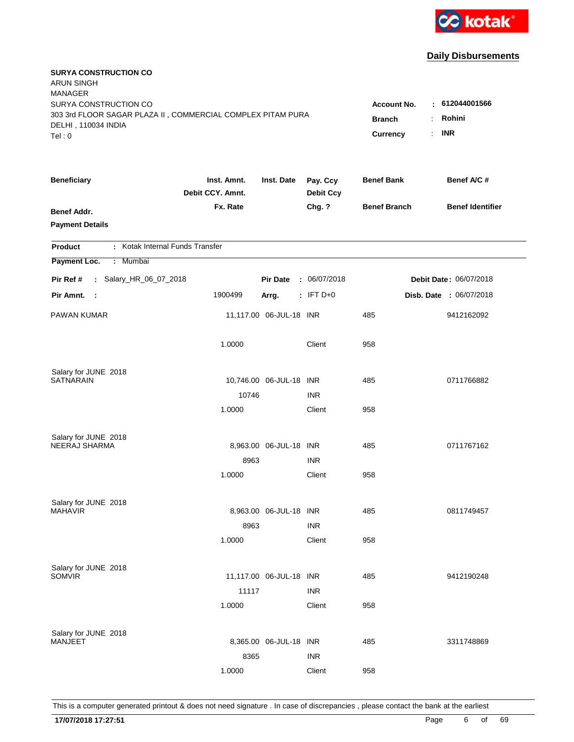kotak

## Daily Disbursements

**SURYA CONSTRUCTION CO**
ARUN SINGH
MANAGER
SURYA CONSTRUCTION CO
303 3rd FLOOR SAGAR PLAZA II , COMMERCIAL COMPLEX PITAM PURA
DELHI , 110034 INDIA
Tel : 0

**Account No.** : **612044001566**
**Branch** : **Rohini**
**Currency** : **INR**

| Beneficiary / Benef Addr. / Payment Details | Inst. Amnt. / Debit CCY. Amnt. / Fx. Rate | Inst. Date | Pay. Ccy / Debit Ccy / Chg. ? | Benef Bank / Benef Branch | Benef A/C # / Benef Identifier |
|---|---|---|---|---|---|

**Product** : Kotak Internal Funds Transfer
**Payment Loc.** : Mumbai
**Pir Ref #** : Salary_HR_06_07_2018 **Pir Date** : 06/07/2018 **Debit Date** : 06/07/2018
**Pir Amnt.** : 1900499 **Arrg.** : IFT D+0 **Disb. Date** : 06/07/2018

| Beneficiary / Payment Details | Inst. Amnt. / Debit CCY. Amnt. / Fx. Rate | Inst. Date | Pay. Ccy / Debit Ccy / Chg. ? | Benef Bank / Benef Branch | Benef A/C # |
|---|---|---|---|---|---|
| PAWAN KUMAR | 11,117.00 | 06-JUL-18 | INR | 485 | 9412162092 |
| | 1.0000 | | Client | 958 | |
| Salary for JUNE 2018 | | | | | |
| SATNARAIN | 10,746.00 | 06-JUL-18 | INR | 485 | 0711766882 |
| | 10746 | | INR | | |
| | 1.0000 | | Client | 958 | |
| Salary for JUNE 2018 | | | | | |
| NEERAJ SHARMA | 8,963.00 | 06-JUL-18 | INR | 485 | 0711767162 |
| | 8963 | | INR | | |
| | 1.0000 | | Client | 958 | |
| Salary for JUNE 2018 | | | | | |
| MAHAVIR | 8,963.00 | 06-JUL-18 | INR | 485 | 0811749457 |
| | 8963 | | INR | | |
| | 1.0000 | | Client | 958 | |
| Salary for JUNE 2018 | | | | | |
| SOMVIR | 11,117.00 | 06-JUL-18 | INR | 485 | 9412190248 |
| | 11117 | | INR | | |
| | 1.0000 | | Client | 958 | |
| Salary for JUNE 2018 | | | | | |
| MANJEET | 8,365.00 | 06-JUL-18 | INR | 485 | 3311748869 |
| | 8365 | | INR | | |
| | 1.0000 | | Client | 958 | |

This is a computer generated printout & does not need signature . In case of discrepancies , please contact the bank at the earliest

**17/07/2018 17:27:51**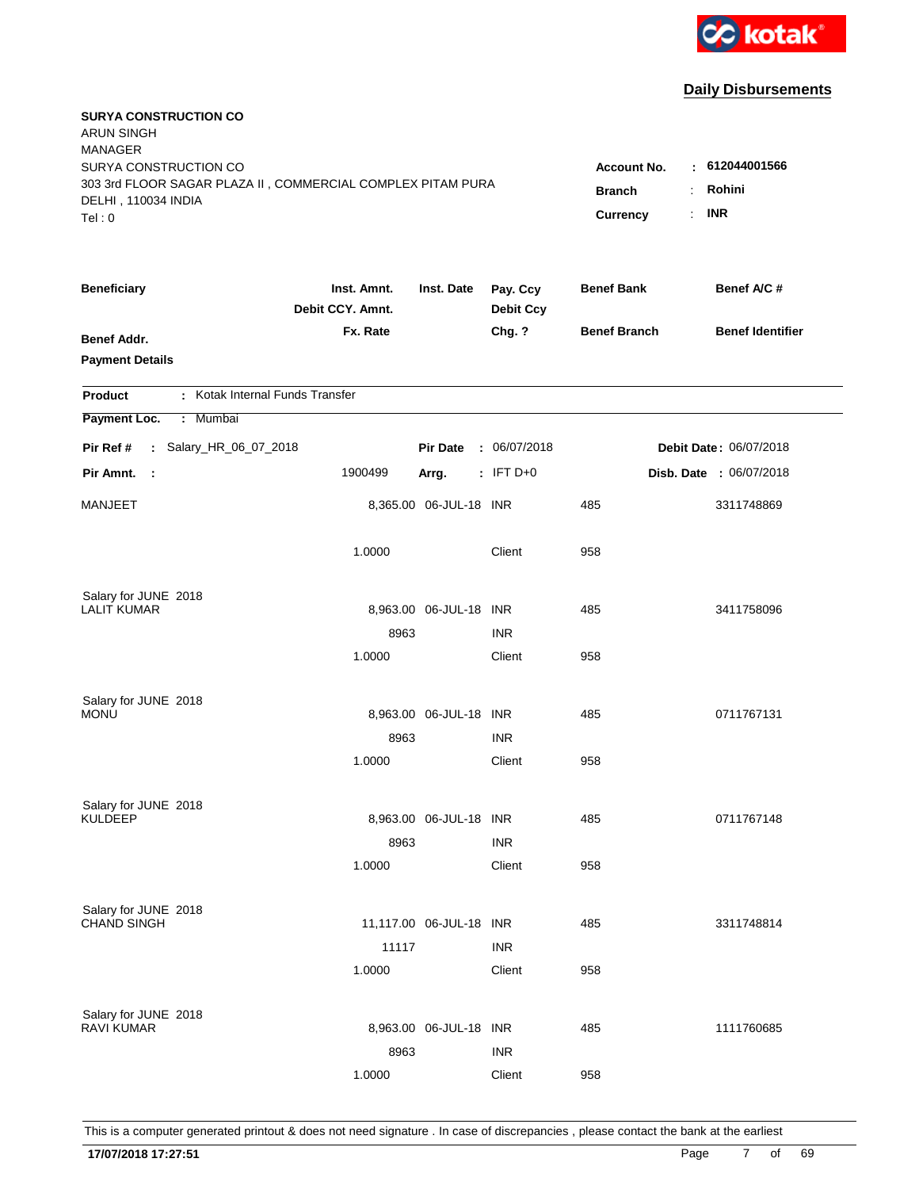**Daily Disbursements**

**SURYA CONSTRUCTION CO**
ARUN SINGH
MANAGER
SURYA CONSTRUCTION CO
303 3rd FLOOR SAGAR PLAZA II , COMMERCIAL COMPLEX PITAM PURA
DELHI , 110034 INDIA
Tel : 0

**Account No.** : **612044001566**
**Branch** : **Rohini**
**Currency** : **INR**

| Beneficiary / Benef Addr. / Payment Details | Inst. Amnt. / Debit CCY. Amnt. / Fx. Rate | Inst. Date | Pay. Ccy / Debit Ccy / Chg. ? | Benef Bank / Benef Branch | Benef A/C # / Benef Identifier |
|---|---|---|---|---|---|

**Product** : Kotak Internal Funds Transfer
**Payment Loc.** : Mumbai
**Pir Ref #** : Salary_HR_06_07_2018 **Pir Date** : 06/07/2018 **Debit Date** : 06/07/2018
**Pir Amnt.** : 1900499 **Arrg.** : IFT D+0 **Disb. Date** : 06/07/2018

| Beneficiary | Inst. Amnt. | Inst. Date | Pay. Ccy | Benef Bank | Benef A/C # |
|---|---|---|---|---|---|
| MANJEET | 8,365.00 | 06-JUL-18 | INR | 485 | 3311748869 |
| | 1.0000 | | Client | 958 | |
| Salary for JUNE 2018 | | | | | |
| LALIT KUMAR | 8,963.00 | 06-JUL-18 | INR | 485 | 3411758096 |
| | 8963 | | INR | | |
| | 1.0000 | | Client | 958 | |
| Salary for JUNE 2018 | | | | | |
| MONU | 8,963.00 | 06-JUL-18 | INR | 485 | 0711767131 |
| | 8963 | | INR | | |
| | 1.0000 | | Client | 958 | |
| Salary for JUNE 2018 | | | | | |
| KULDEEP | 8,963.00 | 06-JUL-18 | INR | 485 | 0711767148 |
| | 8963 | | INR | | |
| | 1.0000 | | Client | 958 | |
| Salary for JUNE 2018 | | | | | |
| CHAND SINGH | 11,117.00 | 06-JUL-18 | INR | 485 | 3311748814 |
| | 11117 | | INR | | |
| | 1.0000 | | Client | 958 | |
| Salary for JUNE 2018 | | | | | |
| RAVI KUMAR | 8,963.00 | 06-JUL-18 | INR | 485 | 1111760685 |
| | 8963 | | INR | | |
| | 1.0000 | | Client | 958 | |

This is a computer generated printout & does not need signature . In case of discrepancies , please contact the bank at the earliest

**17/07/2018 17:27:51**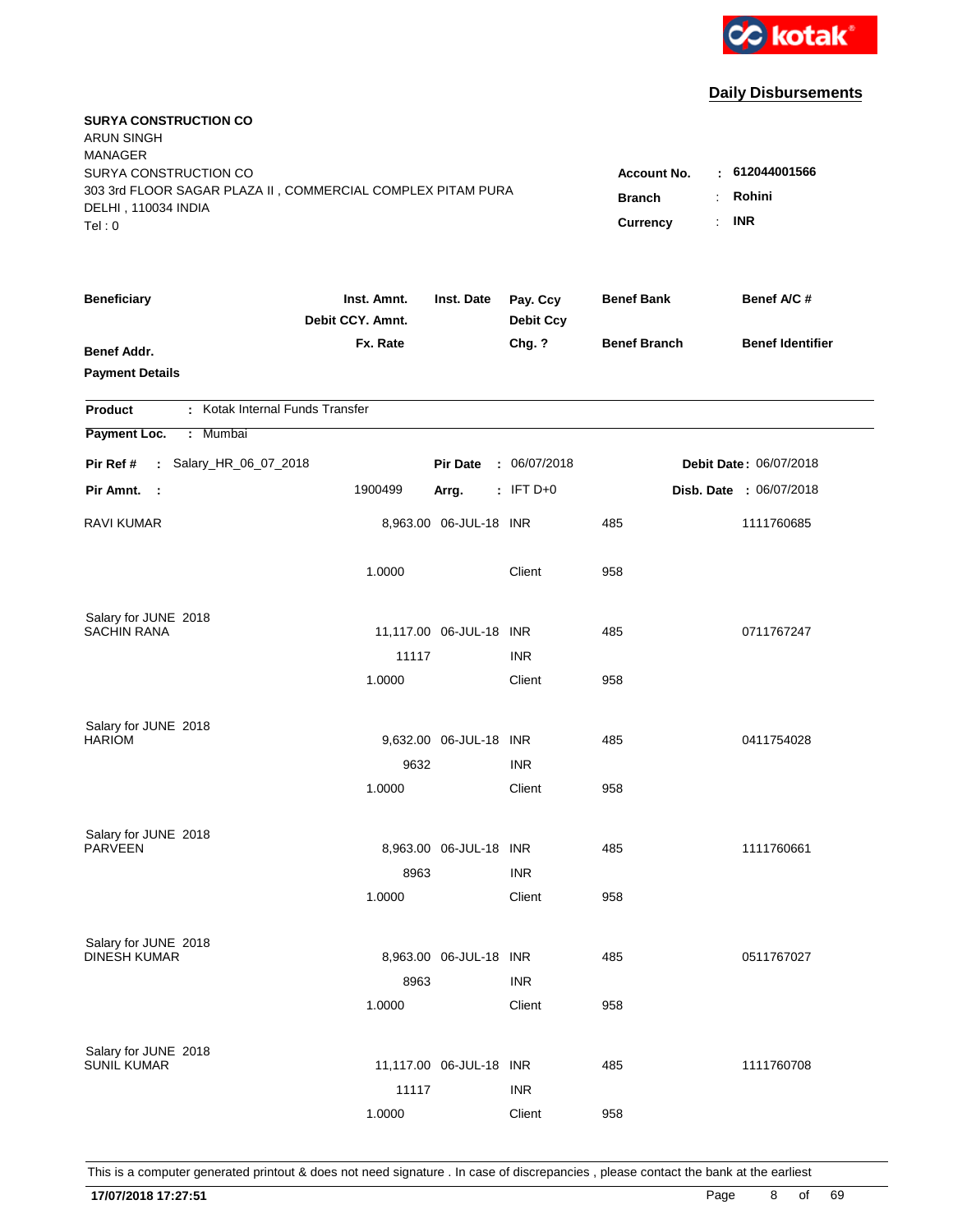**kotak**

## Daily Disbursements

**SURYA CONSTRUCTION CO**
ARUN SINGH
MANAGER
SURYA CONSTRUCTION CO
303 3rd FLOOR SAGAR PLAZA II , COMMERCIAL COMPLEX PITAM PURA
DELHI , 110034 INDIA
Tel : 0

**Account No.** : 612044001566
**Branch** : Rohini
**Currency** : INR

| Beneficiary / Benef Addr. / Payment Details | Inst. Amnt. / Debit CCY. Amnt. / Fx. Rate | Inst. Date | Pay. Ccy / Debit Ccy / Chg. ? | Benef Bank / Benef Branch | Benef A/C # / Benef Identifier |
|---|---|---|---|---|---|

**Product** : Kotak Internal Funds Transfer
**Payment Loc.** : Mumbai

**Pir Ref #** : Salary_HR_06_07_2018 **Pir Date** : 06/07/2018 **Debit Date** : 06/07/2018
**Pir Amnt.** : 1900499 **Arrg.** : IFT D+0 **Disb. Date** : 06/07/2018

| Beneficiary | Inst. Amnt. | Inst. Date | Pay. Ccy | Benef Bank | Benef A/C # |
|---|---|---|---|---|---|
| RAVI KUMAR | 8,963.00 | 06-JUL-18 | INR | 485 | 1111760685 |
| | 1.0000 | | Client | 958 | |
| Salary for JUNE 2018 | | | | | |
| SACHIN RANA | 11,117.00 | 06-JUL-18 | INR | 485 | 0711767247 |
| | 11117 | | INR | | |
| | 1.0000 | | Client | 958 | |
| Salary for JUNE 2018 | | | | | |
| HARIOM | 9,632.00 | 06-JUL-18 | INR | 485 | 0411754028 |
| | 9632 | | INR | | |
| | 1.0000 | | Client | 958 | |
| Salary for JUNE 2018 | | | | | |
| PARVEEN | 8,963.00 | 06-JUL-18 | INR | 485 | 1111760661 |
| | 8963 | | INR | | |
| | 1.0000 | | Client | 958 | |
| Salary for JUNE 2018 | | | | | |
| DINESH KUMAR | 8,963.00 | 06-JUL-18 | INR | 485 | 0511767027 |
| | 8963 | | INR | | |
| | 1.0000 | | Client | 958 | |
| Salary for JUNE 2018 | | | | | |
| SUNIL KUMAR | 11,117.00 | 06-JUL-18 | INR | 485 | 1111760708 |
| | 11117 | | INR | | |
| | 1.0000 | | Client | 958 | |

This is a computer generated printout & does not need signature . In case of discrepancies , please contact the bank at the earliest

**17/07/2018 17:27:51**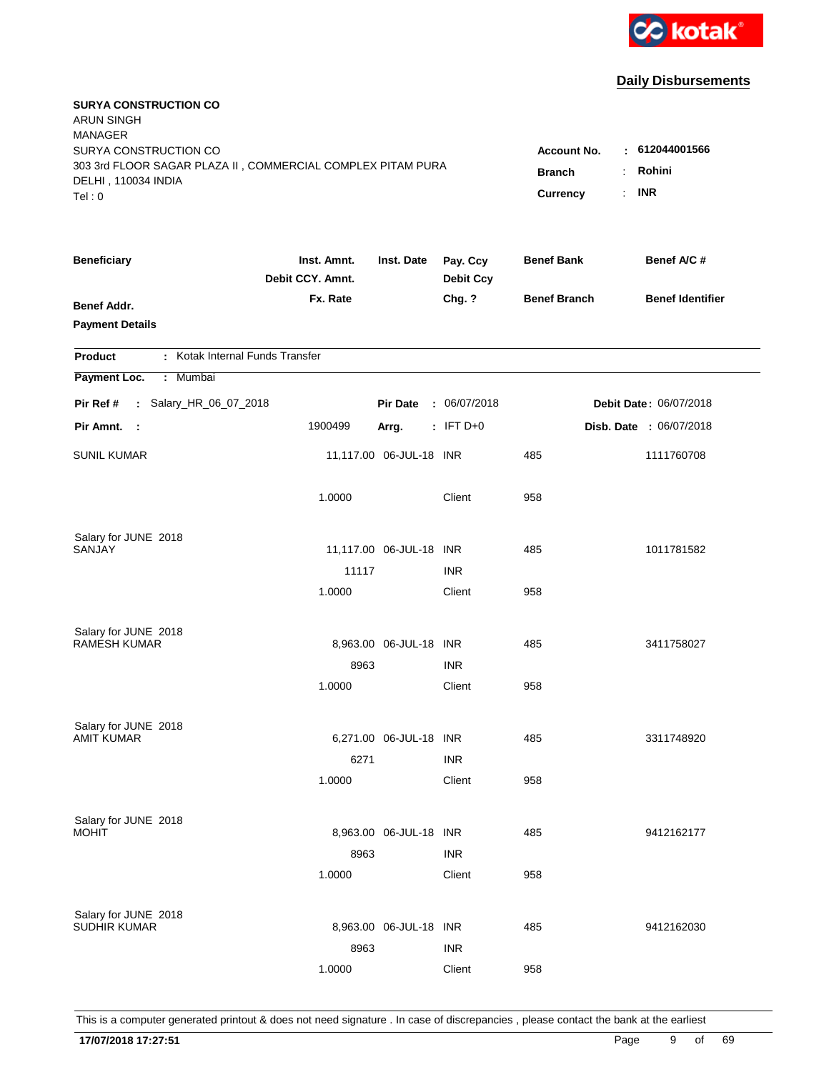kotak

## Daily Disbursements

**SURYA CONSTRUCTION CO**
ARUN SINGH
MANAGER
SURYA CONSTRUCTION CO
303 3rd FLOOR SAGAR PLAZA II , COMMERCIAL COMPLEX PITAM PURA
DELHI , 110034 INDIA
Tel : 0

**Account No.** : **612044001566**
**Branch** : **Rohini**
**Currency** : **INR**

| Beneficiary | Inst. Amnt. / Debit CCY. Amnt. / Fx. Rate | Inst. Date | Pay. Ccy / Debit Ccy / Chg. ? | Benef Bank / Benef Branch | Benef A/C # / Benef Identifier |
|---|---|---|---|---|---|
| **Benef Addr.** | | | | | |
| **Payment Details** | | | | | |

**Product** : Kotak Internal Funds Transfer

**Payment Loc.** : Mumbai

**Pir Ref #** : Salary_HR_06_07_2018 **Pir Date** : 06/07/2018 **Debit Date** : 06/07/2018

**Pir Amnt.** : 1900499 **Arrg.** : IFT D+0 **Disb. Date** : 06/07/2018

| Beneficiary | Inst. Amnt. / Debit CCY. Amnt. / Fx. Rate | Inst. Date | Pay. Ccy / Debit Ccy / Chg. ? | Benef Bank / Benef Branch | Benef A/C # |
|---|---|---|---|---|---|
| SUNIL KUMAR | 11,117.00 | 06-JUL-18 | INR | 485 | 1111760708 |
| | 1.0000 | | Client | 958 | |
| Salary for JUNE 2018 | | | | | |
| SANJAY | 11,117.00 | 06-JUL-18 | INR | 485 | 1011781582 |
| | 11117 | | INR | | |
| | 1.0000 | | Client | 958 | |
| Salary for JUNE 2018 | | | | | |
| RAMESH KUMAR | 8,963.00 | 06-JUL-18 | INR | 485 | 3411758027 |
| | 8963 | | INR | | |
| | 1.0000 | | Client | 958 | |
| Salary for JUNE 2018 | | | | | |
| AMIT KUMAR | 6,271.00 | 06-JUL-18 | INR | 485 | 3311748920 |
| | 6271 | | INR | | |
| | 1.0000 | | Client | 958 | |
| Salary for JUNE 2018 | | | | | |
| MOHIT | 8,963.00 | 06-JUL-18 | INR | 485 | 9412162177 |
| | 8963 | | INR | | |
| | 1.0000 | | Client | 958 | |
| Salary for JUNE 2018 | | | | | |
| SUDHIR KUMAR | 8,963.00 | 06-JUL-18 | INR | 485 | 9412162030 |
| | 8963 | | INR | | |
| | 1.0000 | | Client | 958 | |

This is a computer generated printout & does not need signature . In case of discrepancies , please contact the bank at the earliest

**17/07/2018 17:27:51**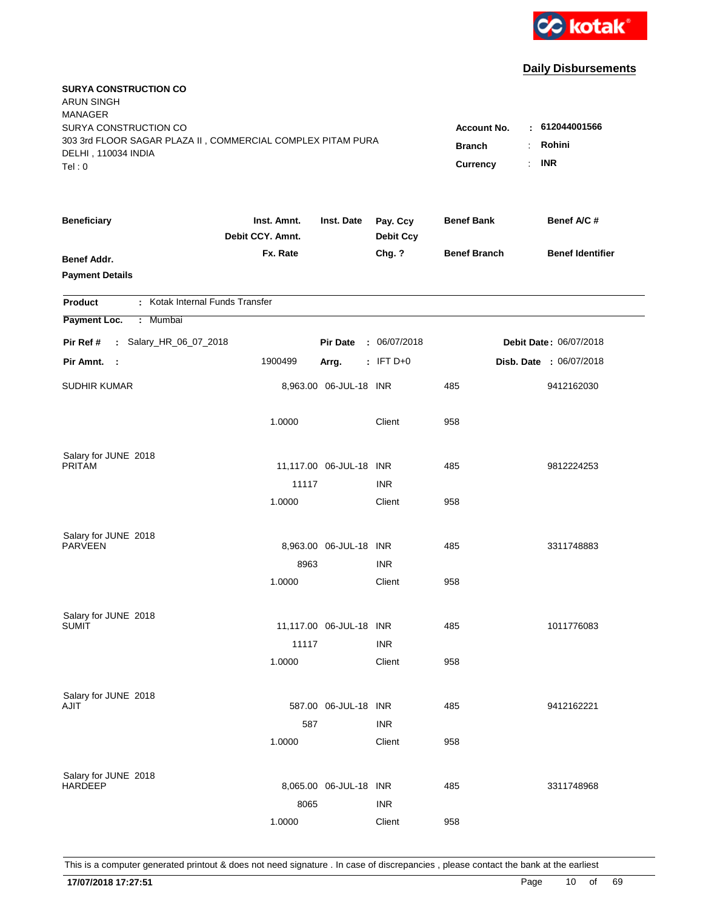kotak

## Daily Disbursements

**SURYA CONSTRUCTION CO**
ARUN SINGH
MANAGER
SURYA CONSTRUCTION CO
303 3rd FLOOR SAGAR PLAZA II , COMMERCIAL COMPLEX PITAM PURA
DELHI , 110034 INDIA
Tel : 0

**Account No.** : 612044001566
**Branch** : Rohini
**Currency** : INR

| Beneficiary | Inst. Amnt. / Debit CCY. Amnt. / Fx. Rate | Inst. Date | Pay. Ccy / Debit Ccy / Chg. ? | Benef Bank / Benef Branch | Benef A/C # / Benef Identifier |
|---|---|---|---|---|---|
| **Benef Addr.** | | | | | |
| **Payment Details** | | | | | |

**Product** : Kotak Internal Funds Transfer

**Payment Loc.** : Mumbai

**Pir Ref #** : Salary_HR_06_07_2018 **Pir Date** : 06/07/2018 **Debit Date** : 06/07/2018

**Pir Amnt.** : 1900499 **Arrg.** : IFT D+0 **Disb. Date** : 06/07/2018

| Beneficiary | Inst. Amnt. / Debit CCY. Amnt. / Fx. Rate | Inst. Date | Pay. Ccy / Debit Ccy / Chg. ? | Benef Bank / Benef Branch | Benef A/C # / Benef Identifier |
|---|---|---|---|---|---|
| SUDHIR KUMAR | 8,963.00 | 06-JUL-18 | INR | 485 | 9412162030 |
| | 1.0000 | | Client | 958 | |
| Salary for JUNE 2018 | | | | | |
| PRITAM | 11,117.00 | 06-JUL-18 | INR | 485 | 9812224253 |
| | 11117 | | INR | | |
| | 1.0000 | | Client | 958 | |
| Salary for JUNE 2018 | | | | | |
| PARVEEN | 8,963.00 | 06-JUL-18 | INR | 485 | 3311748883 |
| | 8963 | | INR | | |
| | 1.0000 | | Client | 958 | |
| Salary for JUNE 2018 | | | | | |
| SUMIT | 11,117.00 | 06-JUL-18 | INR | 485 | 1011776083 |
| | 11117 | | INR | | |
| | 1.0000 | | Client | 958 | |
| Salary for JUNE 2018 | | | | | |
| AJIT | 587.00 | 06-JUL-18 | INR | 485 | 9412162221 |
| | 587 | | INR | | |
| | 1.0000 | | Client | 958 | |
| Salary for JUNE 2018 | | | | | |
| HARDEEP | 8,065.00 | 06-JUL-18 | INR | 485 | 3311748968 |
| | 8065 | | INR | | |
| | 1.0000 | | Client | 958 | |

This is a computer generated printout & does not need signature . In case of discrepancies , please contact the bank at the earliest

**17/07/2018 17:27:51**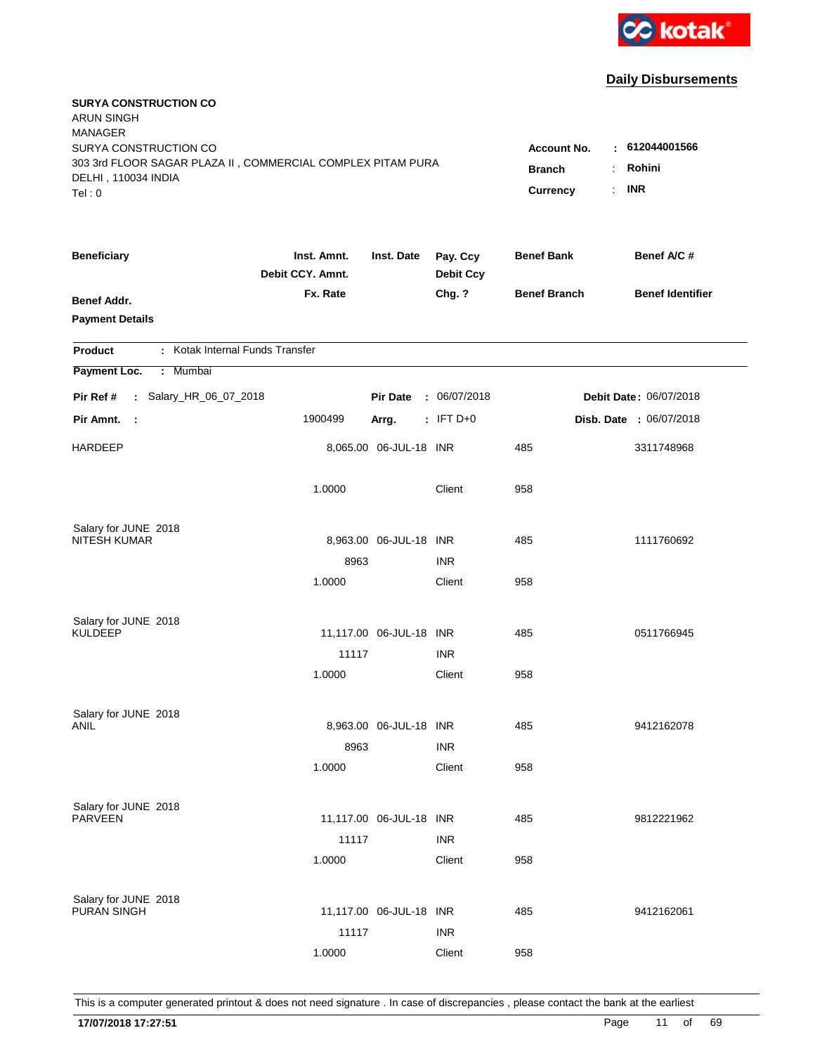kotak

**Daily Disbursements**

**SURYA CONSTRUCTION CO**
ARUN SINGH
MANAGER
SURYA CONSTRUCTION CO
303 3rd FLOOR SAGAR PLAZA II , COMMERCIAL COMPLEX PITAM PURA
DELHI , 110034 INDIA
Tel : 0

| | | |
|---|---|---|
| **Account No.** | : | **612044001566** |
| **Branch** | : | **Rohini** |
| **Currency** | : | **INR** |

| Beneficiary / Benef Addr. / Payment Details | Inst. Amnt. / Debit CCY. Amnt. / Fx. Rate | Inst. Date | Pay. Ccy / Debit Ccy / Chg. ? | Benef Bank / Benef Branch | Benef A/C # / Benef Identifier |
|---|---|---|---|---|---|

**Product** : Kotak Internal Funds Transfer

**Payment Loc.** : Mumbai

**Pir Ref #** : Salary_HR_06_07_2018 **Pir Date** : 06/07/2018 **Debit Date** : 06/07/2018

**Pir Amnt.** : 1900499 **Arrg.** : IFT D+0 **Disb. Date** : 06/07/2018

| Beneficiary | Inst. Amnt. | Inst. Date | Pay. Ccy | Benef Bank | Benef A/C # |
|---|---|---|---|---|---|
| HARDEEP | 8,065.00 | 06-JUL-18 | INR | 485 | 3311748968 |
| | 1.0000 | | Client | 958 | |
| Salary for JUNE 2018 | | | | | |
| NITESH KUMAR | 8,963.00 | 06-JUL-18 | INR | 485 | 1111760692 |
| | 8963 | | INR | | |
| | 1.0000 | | Client | 958 | |
| Salary for JUNE 2018 | | | | | |
| KULDEEP | 11,117.00 | 06-JUL-18 | INR | 485 | 0511766945 |
| | 11117 | | INR | | |
| | 1.0000 | | Client | 958 | |
| Salary for JUNE 2018 | | | | | |
| ANIL | 8,963.00 | 06-JUL-18 | INR | 485 | 9412162078 |
| | 8963 | | INR | | |
| | 1.0000 | | Client | 958 | |
| Salary for JUNE 2018 | | | | | |
| PARVEEN | 11,117.00 | 06-JUL-18 | INR | 485 | 9812221962 |
| | 11117 | | INR | | |
| | 1.0000 | | Client | 958 | |
| Salary for JUNE 2018 | | | | | |
| PURAN SINGH | 11,117.00 | 06-JUL-18 | INR | 485 | 9412162061 |
| | 11117 | | INR | | |
| | 1.0000 | | Client | 958 | |

This is a computer generated printout & does not need signature . In case of discrepancies , please contact the bank at the earliest

**17/07/2018 17:27:51**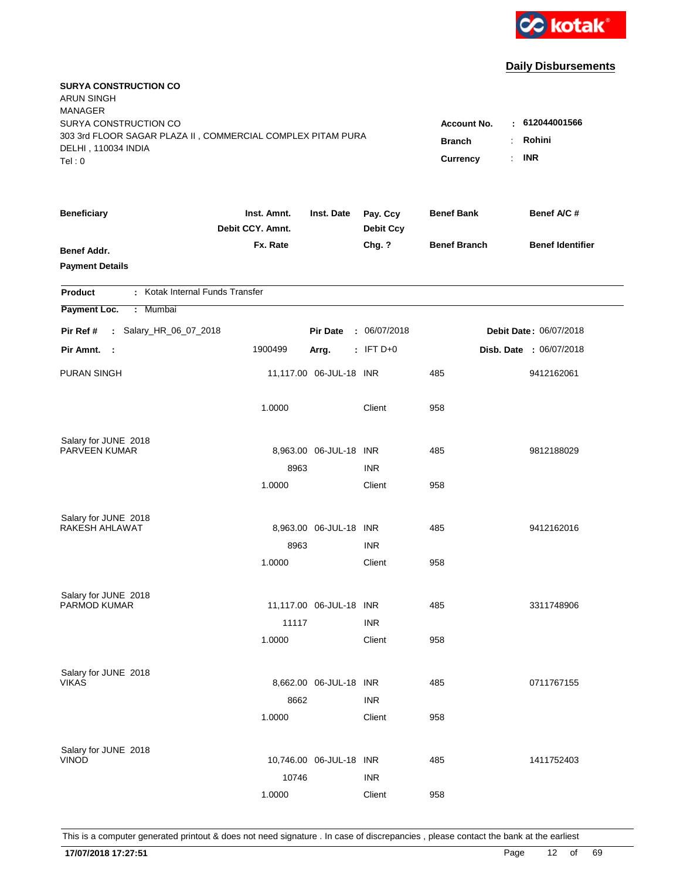**Daily Disbursements**

**SURYA CONSTRUCTION CO**
ARUN SINGH
MANAGER
SURYA CONSTRUCTION CO
303 3rd FLOOR SAGAR PLAZA II , COMMERCIAL COMPLEX PITAM PURA
DELHI , 110034 INDIA
Tel : 0

**Account No.** : **612044001566**
**Branch** : **Rohini**
**Currency** : **INR**

| Beneficiary / Benef Addr. / Payment Details | Inst. Amnt. / Debit CCY. Amnt. / Fx. Rate | Inst. Date | Pay. Ccy / Debit Ccy / Chg. ? | Benef Bank / Benef Branch | Benef A/C # / Benef Identifier |
|---|---|---|---|---|---|

**Product** : Kotak Internal Funds Transfer

**Payment Loc.** : Mumbai

**Pir Ref #** : Salary_HR_06_07_2018 | **Pir Date** : 06/07/2018 | **Debit Date** : 06/07/2018

**Pir Amnt.** : 1900499 | **Arrg.** : IFT D+0 | **Disb. Date** : 06/07/2018

| Beneficiary | Inst. Amnt. | Inst. Date | Pay. Ccy | Benef Bank | Benef A/C # |
|---|---|---|---|---|---|
| PURAN SINGH | 11,117.00 | 06-JUL-18 | INR | 485 | 9412162061 |
| | 1.0000 | | Client | 958 | |
| Salary for JUNE 2018 | | | | | |
| PARVEEN KUMAR | 8,963.00 | 06-JUL-18 | INR | 485 | 9812188029 |
| | 8963 | | INR | | |
| | 1.0000 | | Client | 958 | |
| Salary for JUNE 2018 | | | | | |
| RAKESH AHLAWAT | 8,963.00 | 06-JUL-18 | INR | 485 | 9412162016 |
| | 8963 | | INR | | |
| | 1.0000 | | Client | 958 | |
| Salary for JUNE 2018 | | | | | |
| PARMOD KUMAR | 11,117.00 | 06-JUL-18 | INR | 485 | 3311748906 |
| | 11117 | | INR | | |
| | 1.0000 | | Client | 958 | |
| Salary for JUNE 2018 | | | | | |
| VIKAS | 8,662.00 | 06-JUL-18 | INR | 485 | 0711767155 |
| | 8662 | | INR | | |
| | 1.0000 | | Client | 958 | |
| Salary for JUNE 2018 | | | | | |
| VINOD | 10,746.00 | 06-JUL-18 | INR | 485 | 1411752403 |
| | 10746 | | INR | | |
| | 1.0000 | | Client | 958 | |

This is a computer generated printout & does not need signature . In case of discrepancies , please contact the bank at the earliest

**17/07/2018 17:27:51**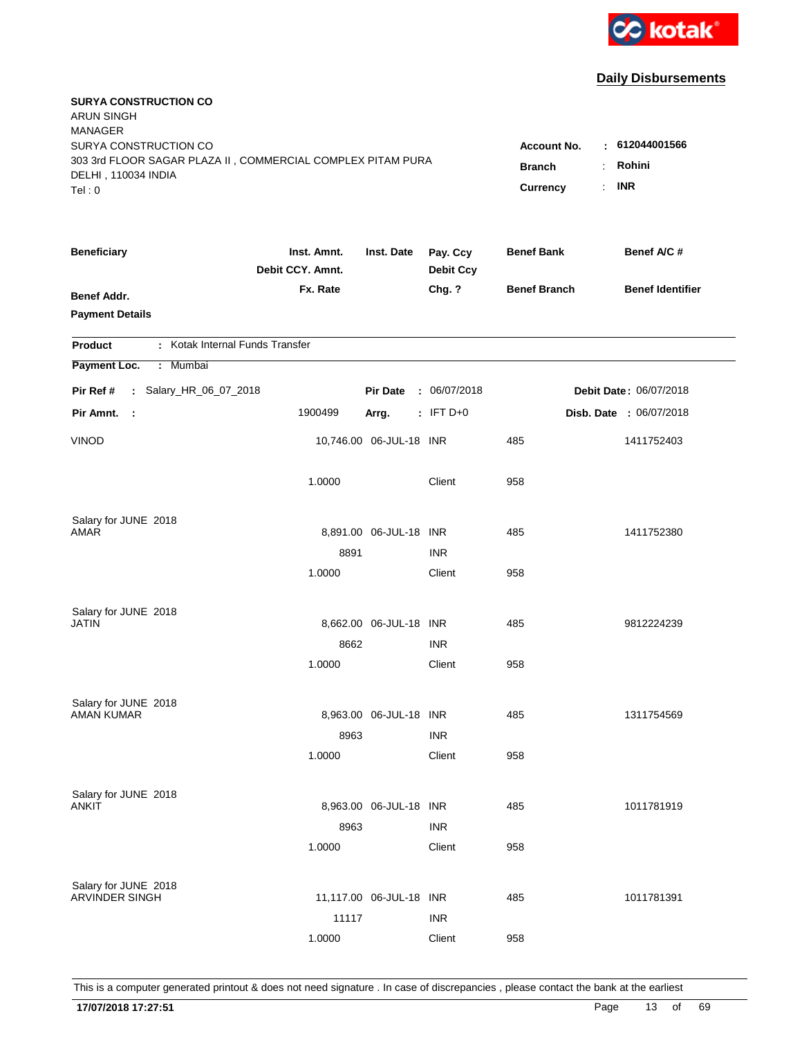kotak

## Daily Disbursements

**SURYA CONSTRUCTION CO**
ARUN SINGH
MANAGER
SURYA CONSTRUCTION CO
303 3rd FLOOR SAGAR PLAZA II , COMMERCIAL COMPLEX PITAM PURA
DELHI , 110034 INDIA
Tel : 0

**Account No.** : **612044001566**
**Branch** : **Rohini**
**Currency** : **INR**

| Beneficiary | Inst. Amnt. / Debit CCY. Amnt. / Fx. Rate | Inst. Date | Pay. Ccy / Debit Ccy / Chg. ? | Benef Bank / Benef Branch | Benef A/C # / Benef Identifier |
|---|---|---|---|---|---|
| **Benef Addr.** / **Payment Details** | | | | | |

**Product** : Kotak Internal Funds Transfer
**Payment Loc.** : Mumbai

**Pir Ref #** : Salary_HR_06_07_2018 | **Pir Date** : 06/07/2018 | **Debit Date** : 06/07/2018
**Pir Amnt.** : 1900499 | **Arrg.** : IFT D+0 | **Disb. Date** : 06/07/2018

| Beneficiary | Inst. Amnt. / Debit CCY. Amnt. / Fx. Rate | Inst. Date | Pay. Ccy / Debit Ccy / Chg. ? | Benef Bank / Benef Branch | Benef A/C # / Benef Identifier |
|---|---|---|---|---|---|
| VINOD | 10,746.00 | 06-JUL-18 | INR | 485 | 1411752403 |
| | 1.0000 | | Client | 958 | |
| Salary for JUNE 2018 | | | | | |
| AMAR | 8,891.00 | 06-JUL-18 | INR | 485 | 1411752380 |
| | 8891 | | INR | | |
| | 1.0000 | | Client | 958 | |
| Salary for JUNE 2018 | | | | | |
| JATIN | 8,662.00 | 06-JUL-18 | INR | 485 | 9812224239 |
| | 8662 | | INR | | |
| | 1.0000 | | Client | 958 | |
| Salary for JUNE 2018 | | | | | |
| AMAN KUMAR | 8,963.00 | 06-JUL-18 | INR | 485 | 1311754569 |
| | 8963 | | INR | | |
| | 1.0000 | | Client | 958 | |
| Salary for JUNE 2018 | | | | | |
| ANKIT | 8,963.00 | 06-JUL-18 | INR | 485 | 1011781919 |
| | 8963 | | INR | | |
| | 1.0000 | | Client | 958 | |
| Salary for JUNE 2018 | | | | | |
| ARVINDER SINGH | 11,117.00 | 06-JUL-18 | INR | 485 | 1011781391 |
| | 11117 | | INR | | |
| | 1.0000 | | Client | 958 | |

This is a computer generated printout & does not need signature . In case of discrepancies , please contact the bank at the earliest

**17/07/2018 17:27:51**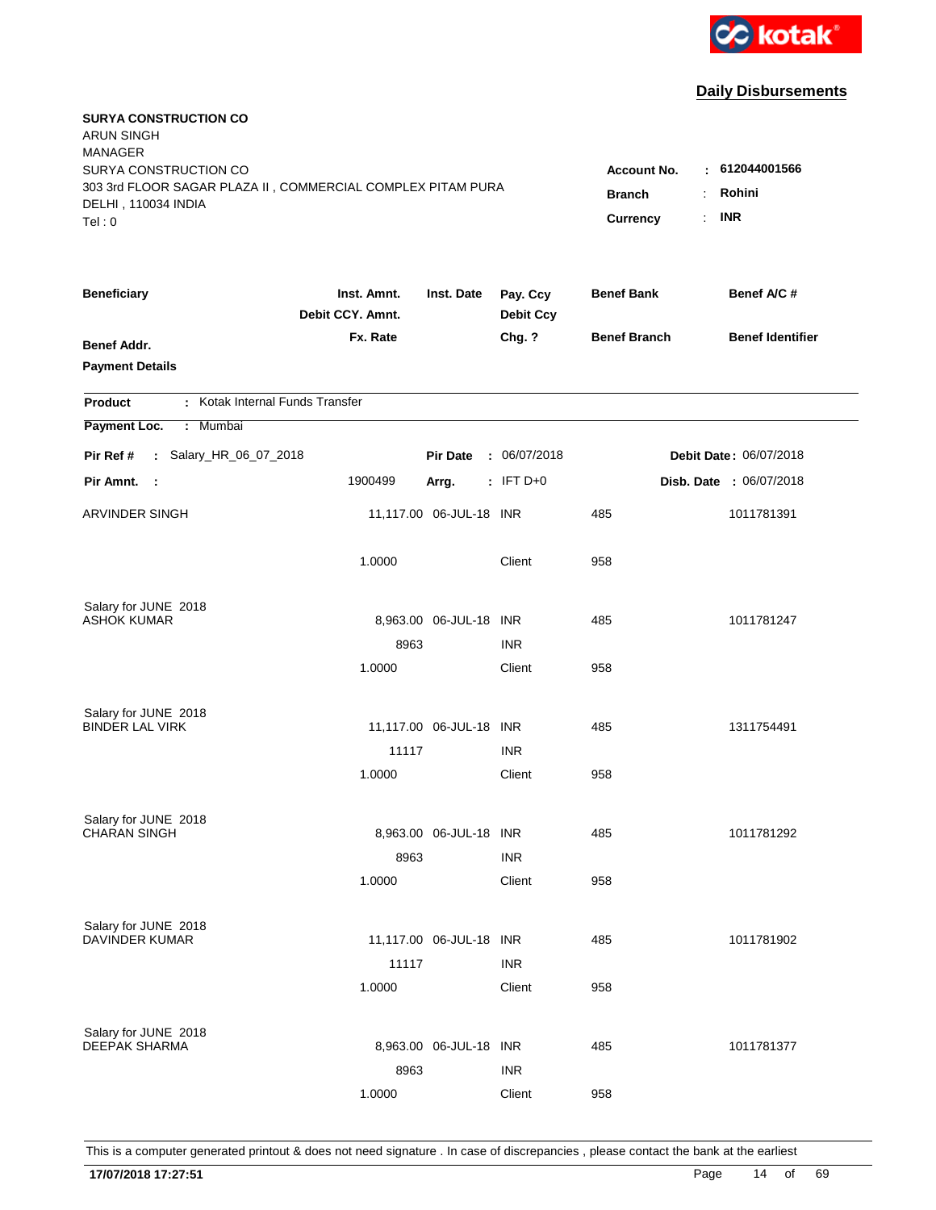kotak

## Daily Disbursements

**SURYA CONSTRUCTION CO**
ARUN SINGH
MANAGER
SURYA CONSTRUCTION CO
303 3rd FLOOR SAGAR PLAZA II , COMMERCIAL COMPLEX PITAM PURA
DELHI , 110034 INDIA
Tel : 0

**Account No.** : **612044001566**
**Branch** : **Rohini**
**Currency** : **INR**

| Beneficiary / Benef Addr. / Payment Details | Inst. Amnt. / Debit CCY. Amnt. / Fx. Rate | Inst. Date | Pay. Ccy / Debit Ccy / Chg. ? | Benef Bank / Benef Branch | Benef A/C # / Benef Identifier |
|---|---|---|---|---|---|

**Product** : Kotak Internal Funds Transfer
**Payment Loc.** : Mumbai

**Pir Ref #** : Salary_HR_06_07_2018 **Pir Date** : 06/07/2018 **Debit Date** : 06/07/2018
**Pir Amnt.** : 1900499 **Arrg.** : IFT D+0 **Disb. Date** : 06/07/2018

| Beneficiary | Inst. Amnt. | Inst. Date | Pay. Ccy | Benef Bank | Benef A/C # |
|---|---|---|---|---|---|
| ARVINDER SINGH | 11,117.00 | 06-JUL-18 | INR | 485 | 1011781391 |
| | 1.0000 | | Client | 958 | |
| Salary for JUNE 2018 | | | | | |
| ASHOK KUMAR | 8,963.00 | 06-JUL-18 | INR | 485 | 1011781247 |
| | 8963 | | INR | | |
| | 1.0000 | | Client | 958 | |
| Salary for JUNE 2018 | | | | | |
| BINDER LAL VIRK | 11,117.00 | 06-JUL-18 | INR | 485 | 1311754491 |
| | 11117 | | INR | | |
| | 1.0000 | | Client | 958 | |
| Salary for JUNE 2018 | | | | | |
| CHARAN SINGH | 8,963.00 | 06-JUL-18 | INR | 485 | 1011781292 |
| | 8963 | | INR | | |
| | 1.0000 | | Client | 958 | |
| Salary for JUNE 2018 | | | | | |
| DAVINDER KUMAR | 11,117.00 | 06-JUL-18 | INR | 485 | 1011781902 |
| | 11117 | | INR | | |
| | 1.0000 | | Client | 958 | |
| Salary for JUNE 2018 | | | | | |
| DEEPAK SHARMA | 8,963.00 | 06-JUL-18 | INR | 485 | 1011781377 |
| | 8963 | | INR | | |
| | 1.0000 | | Client | 958 | |

This is a computer generated printout & does not need signature . In case of discrepancies , please contact the bank at the earliest

**17/07/2018 17:27:51**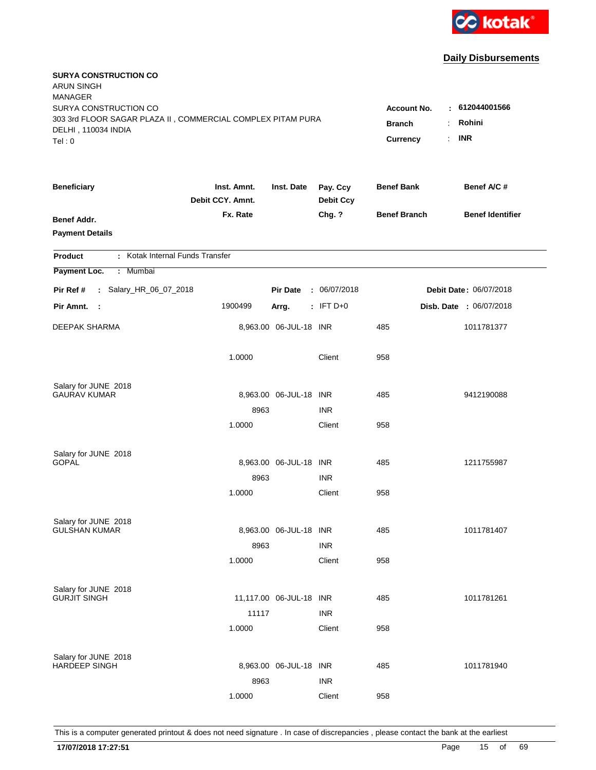kotak

## Daily Disbursements

**SURYA CONSTRUCTION CO**
ARUN SINGH
MANAGER
SURYA CONSTRUCTION CO
303 3rd FLOOR SAGAR PLAZA II , COMMERCIAL COMPLEX PITAM PURA
DELHI , 110034 INDIA
Tel : 0

**Account No.** : **612044001566**
**Branch** : **Rohini**
**Currency** : **INR**

| Beneficiary | Inst. Amnt. / Debit CCY. Amnt. / Fx. Rate | Inst. Date | Pay. Ccy / Debit Ccy / Chg. ? | Benef Bank / Benef Branch | Benef A/C # / Benef Identifier |
|---|---|---|---|---|---|
| **Benef Addr.** | | | | | |
| **Payment Details** | | | | | |

**Product** : Kotak Internal Funds Transfer
**Payment Loc.** : Mumbai

**Pir Ref #** : Salary_HR_06_07_2018 | **Pir Date** : 06/07/2018 | **Debit Date** : 06/07/2018
**Pir Amnt.** : 1900499 | **Arrg.** : IFT D+0 | **Disb. Date** : 06/07/2018

| Beneficiary | Inst. Amnt. | Inst. Date | Pay. Ccy | Benef Bank | Benef A/C # |
|---|---|---|---|---|---|
| DEEPAK SHARMA | 8,963.00 | 06-JUL-18 | INR | 485 | 1011781377 |
| | 1.0000 | | Client | 958 | |
| Salary for JUNE 2018 | | | | | |
| GAURAV KUMAR | 8,963.00 | 06-JUL-18 | INR | 485 | 9412190088 |
| | 8963 | | INR | | |
| | 1.0000 | | Client | 958 | |
| Salary for JUNE 2018 | | | | | |
| GOPAL | 8,963.00 | 06-JUL-18 | INR | 485 | 1211755987 |
| | 8963 | | INR | | |
| | 1.0000 | | Client | 958 | |
| Salary for JUNE 2018 | | | | | |
| GULSHAN KUMAR | 8,963.00 | 06-JUL-18 | INR | 485 | 1011781407 |
| | 8963 | | INR | | |
| | 1.0000 | | Client | 958 | |
| Salary for JUNE 2018 | | | | | |
| GURJIT SINGH | 11,117.00 | 06-JUL-18 | INR | 485 | 1011781261 |
| | 11117 | | INR | | |
| | 1.0000 | | Client | 958 | |
| Salary for JUNE 2018 | | | | | |
| HARDEEP SINGH | 8,963.00 | 06-JUL-18 | INR | 485 | 1011781940 |
| | 8963 | | INR | | |
| | 1.0000 | | Client | 958 | |

This is a computer generated printout & does not need signature . In case of discrepancies , please contact the bank at the earliest

**17/07/2018 17:27:51**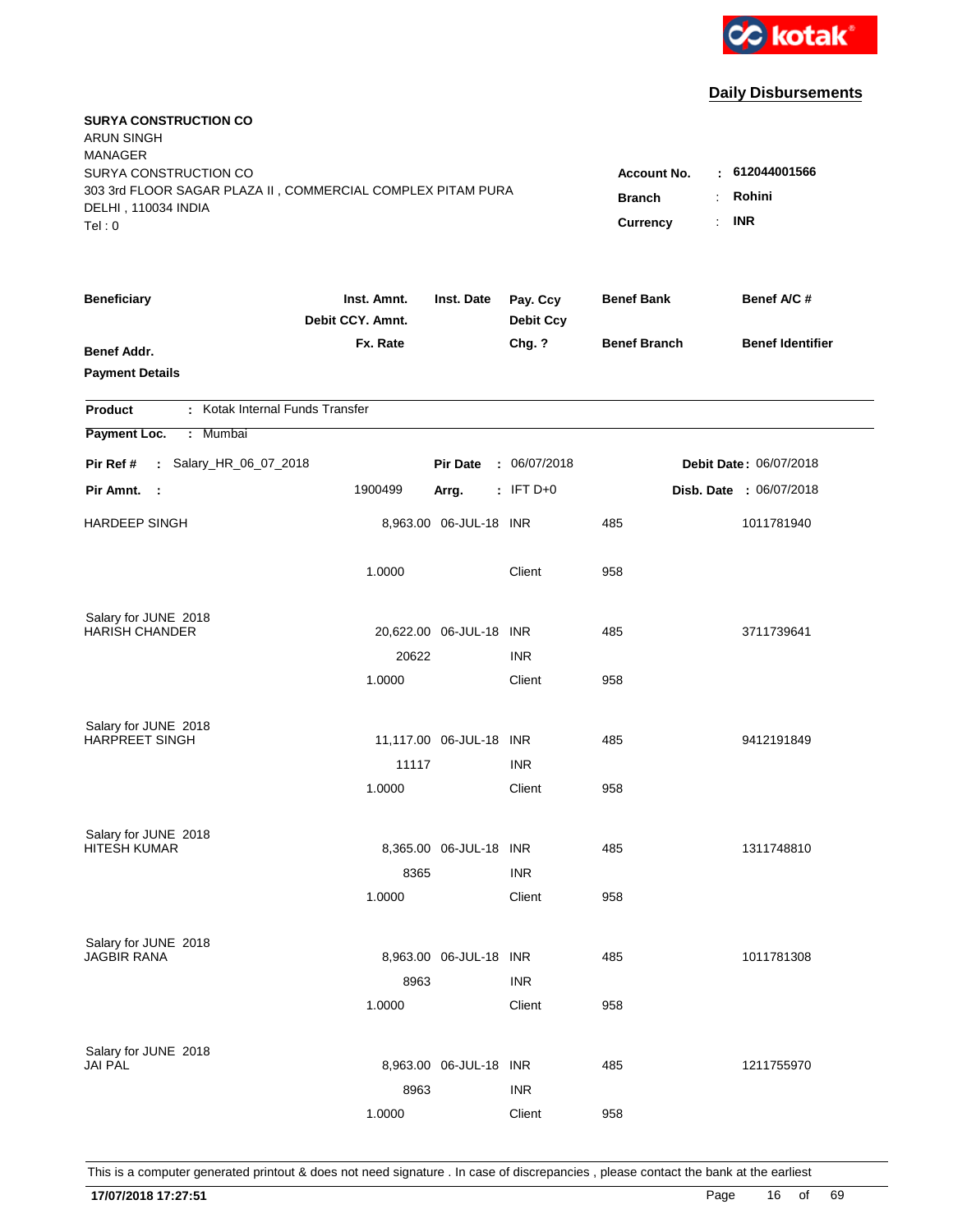kotak

## Daily Disbursements

**SURYA CONSTRUCTION CO**
ARUN SINGH
MANAGER
SURYA CONSTRUCTION CO
303 3rd FLOOR SAGAR PLAZA II , COMMERCIAL COMPLEX PITAM PURA
DELHI , 110034 INDIA
Tel : 0

**Account No.** : **612044001566**
**Branch** : **Rohini**
**Currency** : **INR**

| Beneficiary / Benef Addr. / Payment Details | Inst. Amnt. / Debit CCY. Amnt. / Fx. Rate | Inst. Date | Pay. Ccy / Debit Ccy / Chg. ? | Benef Bank / Benef Branch | Benef A/C # / Benef Identifier |
|---|---|---|---|---|---|

**Product** : Kotak Internal Funds Transfer
**Payment Loc.** : Mumbai

**Pir Ref #** : Salary_HR_06_07_2018 **Pir Date** : 06/07/2018 **Debit Date** : 06/07/2018
**Pir Amnt.** : 1900499 **Arrg.** : IFT D+0 **Disb. Date** : 06/07/2018

| Beneficiary | Amount | Inst. Date | Ccy | Benef Bank | Benef A/C # |
|---|---|---|---|---|---|
| HARDEEP SINGH | 8,963.00 | 06-JUL-18 | INR | 485 | 1011781940 |
| | 1.0000 | | Client | 958 | |
| Salary for JUNE 2018 | | | | | |
| HARISH CHANDER | 20,622.00 | 06-JUL-18 | INR | 485 | 3711739641 |
| | 20622 | | INR | | |
| | 1.0000 | | Client | 958 | |
| Salary for JUNE 2018 | | | | | |
| HARPREET SINGH | 11,117.00 | 06-JUL-18 | INR | 485 | 9412191849 |
| | 11117 | | INR | | |
| | 1.0000 | | Client | 958 | |
| Salary for JUNE 2018 | | | | | |
| HITESH KUMAR | 8,365.00 | 06-JUL-18 | INR | 485 | 1311748810 |
| | 8365 | | INR | | |
| | 1.0000 | | Client | 958 | |
| Salary for JUNE 2018 | | | | | |
| JAGBIR RANA | 8,963.00 | 06-JUL-18 | INR | 485 | 1011781308 |
| | 8963 | | INR | | |
| | 1.0000 | | Client | 958 | |
| Salary for JUNE 2018 | | | | | |
| JAI PAL | 8,963.00 | 06-JUL-18 | INR | 485 | 1211755970 |
| | 8963 | | INR | | |
| | 1.0000 | | Client | 958 | |

This is a computer generated printout & does not need signature . In case of discrepancies , please contact the bank at the earliest

**17/07/2018 17:27:51**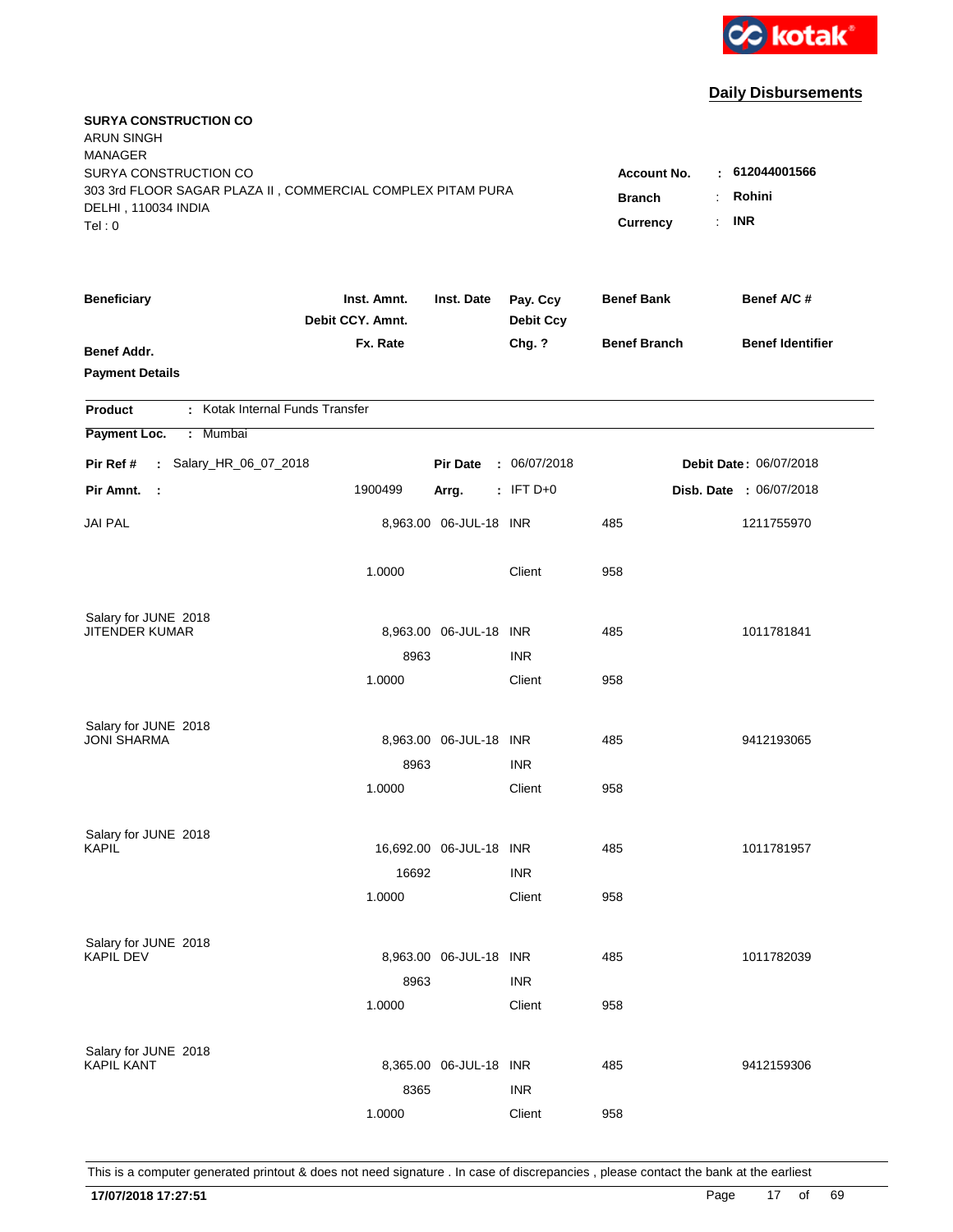kotak

## Daily Disbursements

**SURYA CONSTRUCTION CO**
ARUN SINGH
MANAGER
SURYA CONSTRUCTION CO
303 3rd FLOOR SAGAR PLAZA II , COMMERCIAL COMPLEX PITAM PURA
DELHI , 110034 INDIA
Tel : 0

**Account No.** : 612044001566
**Branch** : Rohini
**Currency** : INR

| Beneficiary | Inst. Amnt. / Debit CCY. Amnt. / Fx. Rate | Inst. Date | Pay. Ccy / Debit Ccy / Chg. ? | Benef Bank / Benef Branch | Benef A/C # / Benef Identifier |
|---|---|---|---|---|---|
| **Benef Addr.** | | | | | |
| **Payment Details** | | | | | |

**Product** : Kotak Internal Funds Transfer
**Payment Loc.** : Mumbai

**Pir Ref #** : Salary_HR_06_07_2018 **Pir Date** : 06/07/2018 **Debit Date** : 06/07/2018
**Pir Amnt.** : 1900499 **Arrg.** : IFT D+0 **Disb. Date** : 06/07/2018

| Beneficiary | Inst. Amnt. | Inst. Date | Pay. Ccy | Benef Bank | Benef A/C # |
|---|---|---|---|---|---|
| JAI PAL | 8,963.00 | 06-JUL-18 | INR | 485 | 1211755970 |
| | 1.0000 | | Client | 958 | |
| Salary for JUNE 2018 | | | | | |
| JITENDER KUMAR | 8,963.00 | 06-JUL-18 | INR | 485 | 1011781841 |
| | 8963 | | INR | | |
| | 1.0000 | | Client | 958 | |
| Salary for JUNE 2018 | | | | | |
| JONI SHARMA | 8,963.00 | 06-JUL-18 | INR | 485 | 9412193065 |
| | 8963 | | INR | | |
| | 1.0000 | | Client | 958 | |
| Salary for JUNE 2018 | | | | | |
| KAPIL | 16,692.00 | 06-JUL-18 | INR | 485 | 1011781957 |
| | 16692 | | INR | | |
| | 1.0000 | | Client | 958 | |
| Salary for JUNE 2018 | | | | | |
| KAPIL DEV | 8,963.00 | 06-JUL-18 | INR | 485 | 1011782039 |
| | 8963 | | INR | | |
| | 1.0000 | | Client | 958 | |
| Salary for JUNE 2018 | | | | | |
| KAPIL KANT | 8,365.00 | 06-JUL-18 | INR | 485 | 9412159306 |
| | 8365 | | INR | | |
| | 1.0000 | | Client | 958 | |

This is a computer generated printout & does not need signature . In case of discrepancies , please contact the bank at the earliest

**17/07/2018 17:27:51**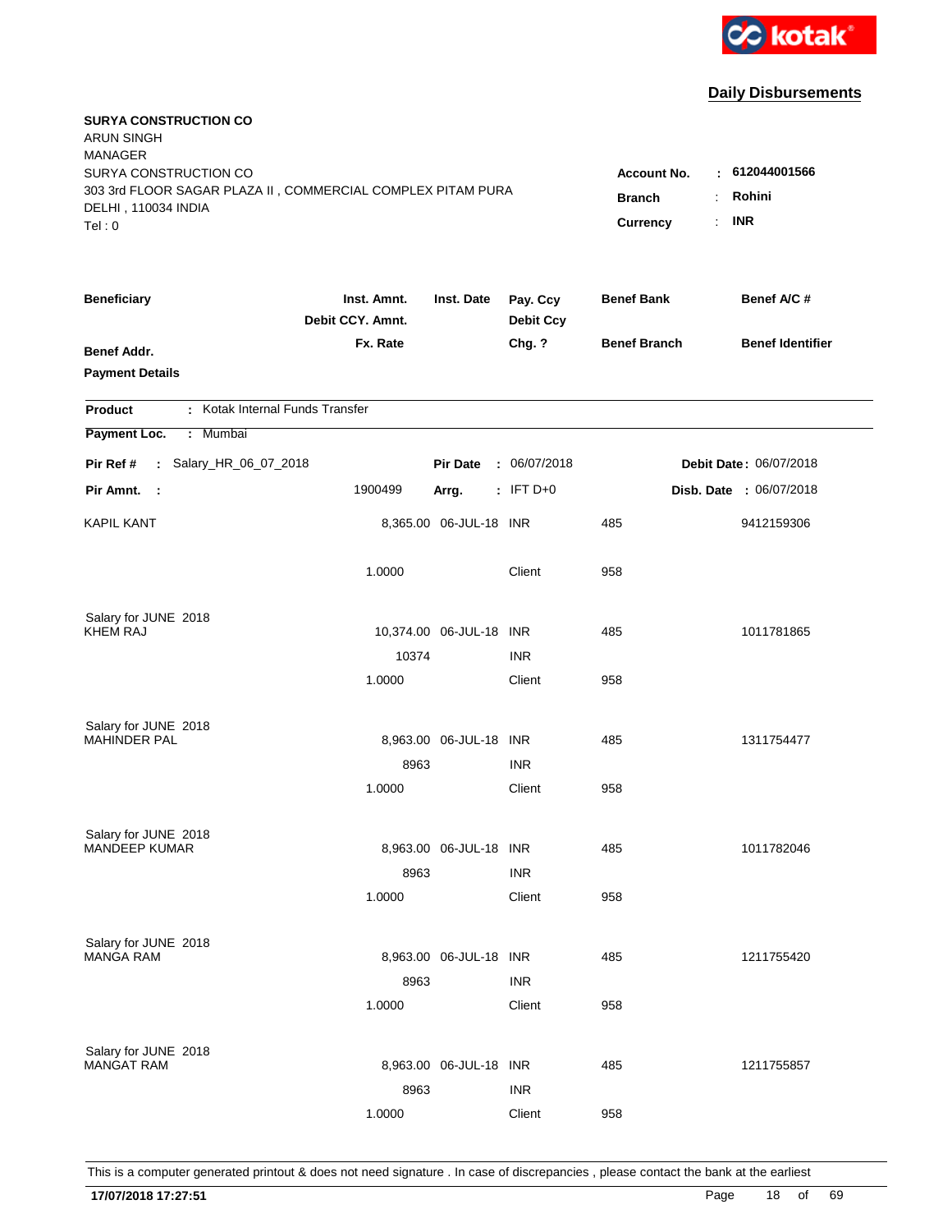**Daily Disbursements**

**SURYA CONSTRUCTION CO**
ARUN SINGH
MANAGER
SURYA CONSTRUCTION CO
303 3rd FLOOR SAGAR PLAZA II , COMMERCIAL COMPLEX PITAM PURA
DELHI , 110034 INDIA
Tel : 0

**Account No.** : 612044001566
**Branch** : Rohini
**Currency** : INR

| Beneficiary | Inst. Amnt. / Debit CCY. Amnt. / Fx. Rate | Inst. Date | Pay. Ccy / Debit Ccy / Chg. ? | Benef Bank / Benef Branch | Benef A/C # / Benef Identifier |
|---|---|---|---|---|---|
| **Benef Addr.** | | | | | |
| **Payment Details** | | | | | |

**Product** : Kotak Internal Funds Transfer

**Payment Loc.** : Mumbai

**Pir Ref #** : Salary_HR_06_07_2018 **Pir Date** : 06/07/2018 **Debit Date** : 06/07/2018

**Pir Amnt.** : 1900499 **Arrg.** : IFT D+0 **Disb. Date** : 06/07/2018

| Beneficiary | Inst. Amnt. | Inst. Date | Pay. Ccy | Benef Bank | Benef A/C # |
|---|---|---|---|---|---|
| KAPIL KANT | 8,365.00 | 06-JUL-18 | INR | 485 | 9412159306 |
| | 1.0000 | | Client | 958 | |
| Salary for JUNE 2018 | | | | | |
| KHEM RAJ | 10,374.00 | 06-JUL-18 | INR | 485 | 1011781865 |
| | 10374 | | INR | | |
| | 1.0000 | | Client | 958 | |
| Salary for JUNE 2018 | | | | | |
| MAHINDER PAL | 8,963.00 | 06-JUL-18 | INR | 485 | 1311754477 |
| | 8963 | | INR | | |
| | 1.0000 | | Client | 958 | |
| Salary for JUNE 2018 | | | | | |
| MANDEEP KUMAR | 8,963.00 | 06-JUL-18 | INR | 485 | 1011782046 |
| | 8963 | | INR | | |
| | 1.0000 | | Client | 958 | |
| Salary for JUNE 2018 | | | | | |
| MANGA RAM | 8,963.00 | 06-JUL-18 | INR | 485 | 1211755420 |
| | 8963 | | INR | | |
| | 1.0000 | | Client | 958 | |
| Salary for JUNE 2018 | | | | | |
| MANGAT RAM | 8,963.00 | 06-JUL-18 | INR | 485 | 1211755857 |
| | 8963 | | INR | | |
| | 1.0000 | | Client | 958 | |

This is a computer generated printout & does not need signature . In case of discrepancies , please contact the bank at the earliest

**17/07/2018 17:27:51**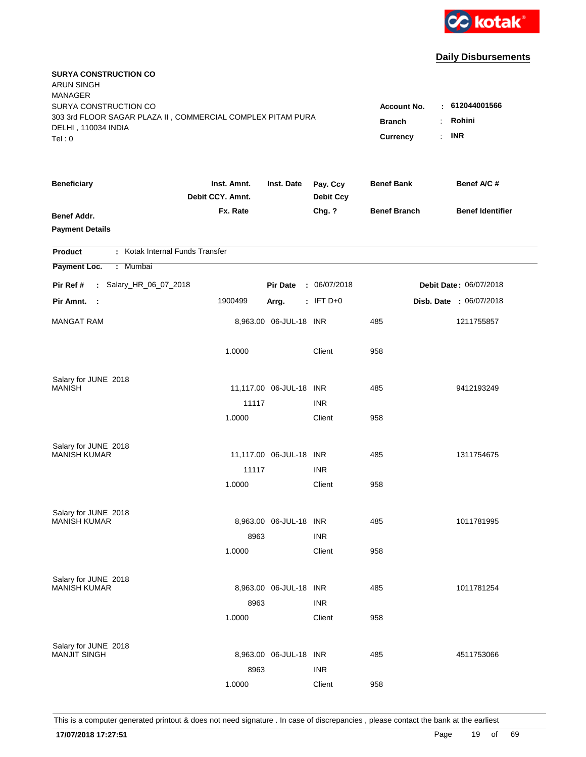**Daily Disbursements**

**SURYA CONSTRUCTION CO**
ARUN SINGH
MANAGER
SURYA CONSTRUCTION CO
303 3rd FLOOR SAGAR PLAZA II , COMMERCIAL COMPLEX PITAM PURA
DELHI , 110034 INDIA
Tel : 0

**Account No.** : **612044001566**
**Branch** : **Rohini**
**Currency** : **INR**

| Beneficiary / Benef Addr. / Payment Details | Inst. Amnt. / Debit CCY. Amnt. / Fx. Rate | Inst. Date | Pay. Ccy / Debit Ccy / Chg. ? | Benef Bank / Benef Branch | Benef A/C # / Benef Identifier |
|---|---|---|---|---|---|

**Product** : Kotak Internal Funds Transfer
**Payment Loc.** : Mumbai

**Pir Ref #** : Salary_HR_06_07_2018 **Pir Date** : 06/07/2018 **Debit Date** : 06/07/2018
**Pir Amnt.** : 1900499 **Arrg.** : IFT D+0 **Disb. Date** : 06/07/2018

| Beneficiary | Inst. Amnt. | Inst. Date | Pay. Ccy | Benef Bank | Benef A/C # |
|---|---|---|---|---|---|
| MANGAT RAM | 8,963.00 | 06-JUL-18 | INR | 485 | 1211755857 |
| | 1.0000 | | Client | 958 | |
| Salary for JUNE 2018 | | | | | |
| MANISH | 11,117.00 | 06-JUL-18 | INR | 485 | 9412193249 |
| | 11117 | | INR | | |
| | 1.0000 | | Client | 958 | |
| Salary for JUNE 2018 | | | | | |
| MANISH KUMAR | 11,117.00 | 06-JUL-18 | INR | 485 | 1311754675 |
| | 11117 | | INR | | |
| | 1.0000 | | Client | 958 | |
| Salary for JUNE 2018 | | | | | |
| MANISH KUMAR | 8,963.00 | 06-JUL-18 | INR | 485 | 1011781995 |
| | 8963 | | INR | | |
| | 1.0000 | | Client | 958 | |
| Salary for JUNE 2018 | | | | | |
| MANISH KUMAR | 8,963.00 | 06-JUL-18 | INR | 485 | 1011781254 |
| | 8963 | | INR | | |
| | 1.0000 | | Client | 958 | |
| Salary for JUNE 2018 | | | | | |
| MANJIT SINGH | 8,963.00 | 06-JUL-18 | INR | 485 | 4511753066 |
| | 8963 | | INR | | |
| | 1.0000 | | Client | 958 | |

This is a computer generated printout & does not need signature . In case of discrepancies , please contact the bank at the earliest

**17/07/2018 17:27:51**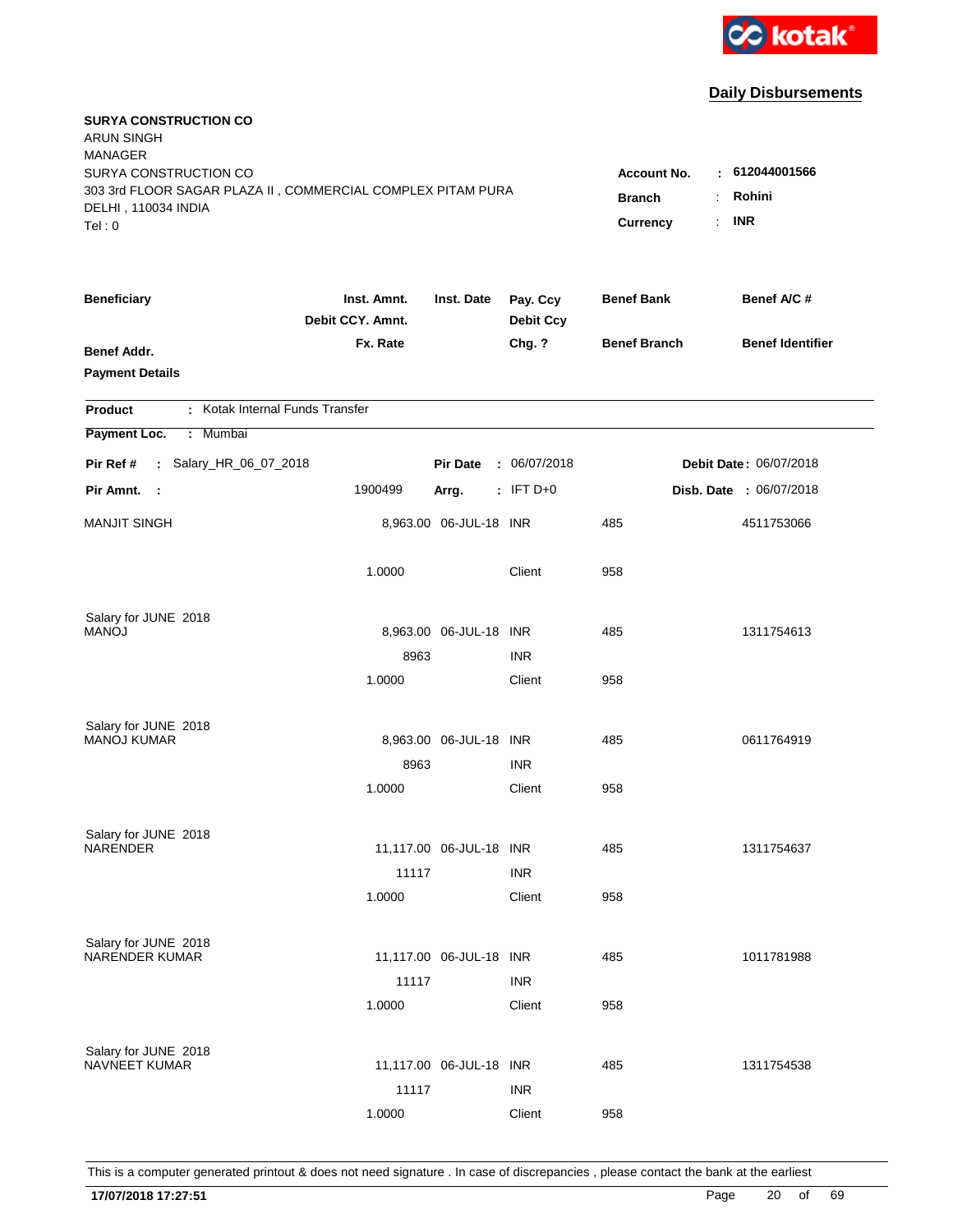**Daily Disbursements**

**SURYA CONSTRUCTION CO**
ARUN SINGH
MANAGER
SURYA CONSTRUCTION CO
303 3rd FLOOR SAGAR PLAZA II , COMMERCIAL COMPLEX PITAM PURA
DELHI , 110034 INDIA
Tel : 0

**Account No.** : 612044001566
**Branch** : Rohini
**Currency** : INR

| Beneficiary / Benef Addr. / Payment Details | Inst. Amnt. / Debit CCY. Amnt. / Fx. Rate | Inst. Date | Pay. Ccy / Debit Ccy / Chg. ? | Benef Bank / Benef Branch | Benef A/C # / Benef Identifier |
|---|---|---|---|---|---|

**Product** : Kotak Internal Funds Transfer
**Payment Loc.** : Mumbai

**Pir Ref #** : Salary_HR_06_07_2018 **Pir Date** : 06/07/2018 **Debit Date** : 06/07/2018
**Pir Amnt.** : 1900499 **Arrg.** : IFT D+0 **Disb. Date** : 06/07/2018

| Beneficiary | Inst. Amnt. | Inst. Date | Pay. Ccy | Benef Bank | Benef A/C # |
|---|---|---|---|---|---|
| MANJIT SINGH | 8,963.00 | 06-JUL-18 | INR | 485 | 4511753066 |
| | 1.0000 | | Client | 958 | |
| Salary for JUNE 2018 | | | | | |
| MANOJ | 8,963.00 | 06-JUL-18 | INR | 485 | 1311754613 |
| | 8963 | | INR | | |
| | 1.0000 | | Client | 958 | |
| Salary for JUNE 2018 | | | | | |
| MANOJ KUMAR | 8,963.00 | 06-JUL-18 | INR | 485 | 0611764919 |
| | 8963 | | INR | | |
| | 1.0000 | | Client | 958 | |
| Salary for JUNE 2018 | | | | | |
| NARENDER | 11,117.00 | 06-JUL-18 | INR | 485 | 1311754637 |
| | 11117 | | INR | | |
| | 1.0000 | | Client | 958 | |
| Salary for JUNE 2018 | | | | | |
| NARENDER KUMAR | 11,117.00 | 06-JUL-18 | INR | 485 | 1011781988 |
| | 11117 | | INR | | |
| | 1.0000 | | Client | 958 | |
| Salary for JUNE 2018 | | | | | |
| NAVNEET KUMAR | 11,117.00 | 06-JUL-18 | INR | 485 | 1311754538 |
| | 11117 | | INR | | |
| | 1.0000 | | Client | 958 | |

This is a computer generated printout & does not need signature . In case of discrepancies , please contact the bank at the earliest

**17/07/2018 17:27:51**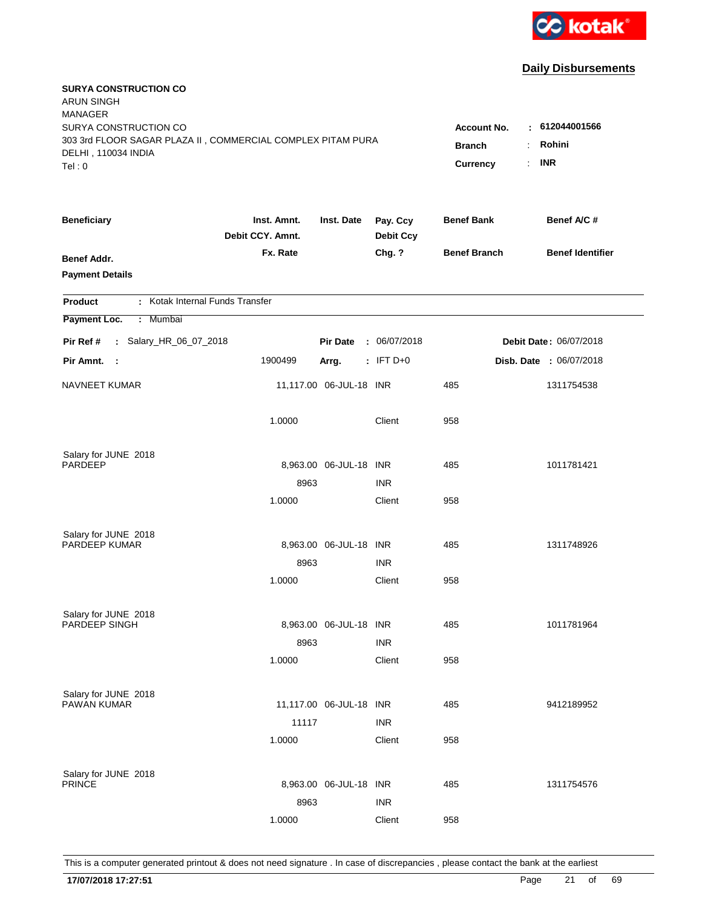**kotak**

## Daily Disbursements

**SURYA CONSTRUCTION CO**
ARUN SINGH
MANAGER
SURYA CONSTRUCTION CO
303 3rd FLOOR SAGAR PLAZA II , COMMERCIAL COMPLEX PITAM PURA
DELHI , 110034 INDIA
Tel : 0

**Account No.** : **612044001566**
**Branch** : **Rohini**
**Currency** : **INR**

| **Beneficiary** / **Benef Addr.** / **Payment Details** | **Inst. Amnt.** / **Debit CCY. Amnt.** / **Fx. Rate** | **Inst. Date** | **Pay. Ccy** / **Debit Ccy** / **Chg. ?** | **Benef Bank** / **Benef Branch** | **Benef A/C #** / **Benef Identifier** |
|---|---|---|---|---|---|

**Product** : Kotak Internal Funds Transfer
**Payment Loc.** : Mumbai

**Pir Ref #** : Salary_HR_06_07_2018 **Pir Date** : 06/07/2018 **Debit Date** : 06/07/2018
**Pir Amnt.** : 1900499 **Arrg.** : IFT D+0 **Disb. Date** : 06/07/2018

| Beneficiary | Inst. Amnt. | Inst. Date | Pay. Ccy | Benef Bank | Benef A/C # |
|---|---|---|---|---|---|
| NAVNEET KUMAR | 11,117.00 | 06-JUL-18 | INR | 485 | 1311754538 |
| | 1.0000 | | Client | 958 | |
| Salary for JUNE 2018 | | | | | |
| PARDEEP | 8,963.00 | 06-JUL-18 | INR | 485 | 1011781421 |
| | 8963 | | INR | | |
| | 1.0000 | | Client | 958 | |
| Salary for JUNE 2018 | | | | | |
| PARDEEP KUMAR | 8,963.00 | 06-JUL-18 | INR | 485 | 1311748926 |
| | 8963 | | INR | | |
| | 1.0000 | | Client | 958 | |
| Salary for JUNE 2018 | | | | | |
| PARDEEP SINGH | 8,963.00 | 06-JUL-18 | INR | 485 | 1011781964 |
| | 8963 | | INR | | |
| | 1.0000 | | Client | 958 | |
| Salary for JUNE 2018 | | | | | |
| PAWAN KUMAR | 11,117.00 | 06-JUL-18 | INR | 485 | 9412189952 |
| | 11117 | | INR | | |
| | 1.0000 | | Client | 958 | |
| Salary for JUNE 2018 | | | | | |
| PRINCE | 8,963.00 | 06-JUL-18 | INR | 485 | 1311754576 |
| | 8963 | | INR | | |
| | 1.0000 | | Client | 958 | |

This is a computer generated printout & does not need signature . In case of discrepancies , please contact the bank at the earliest

**17/07/2018 17:27:51**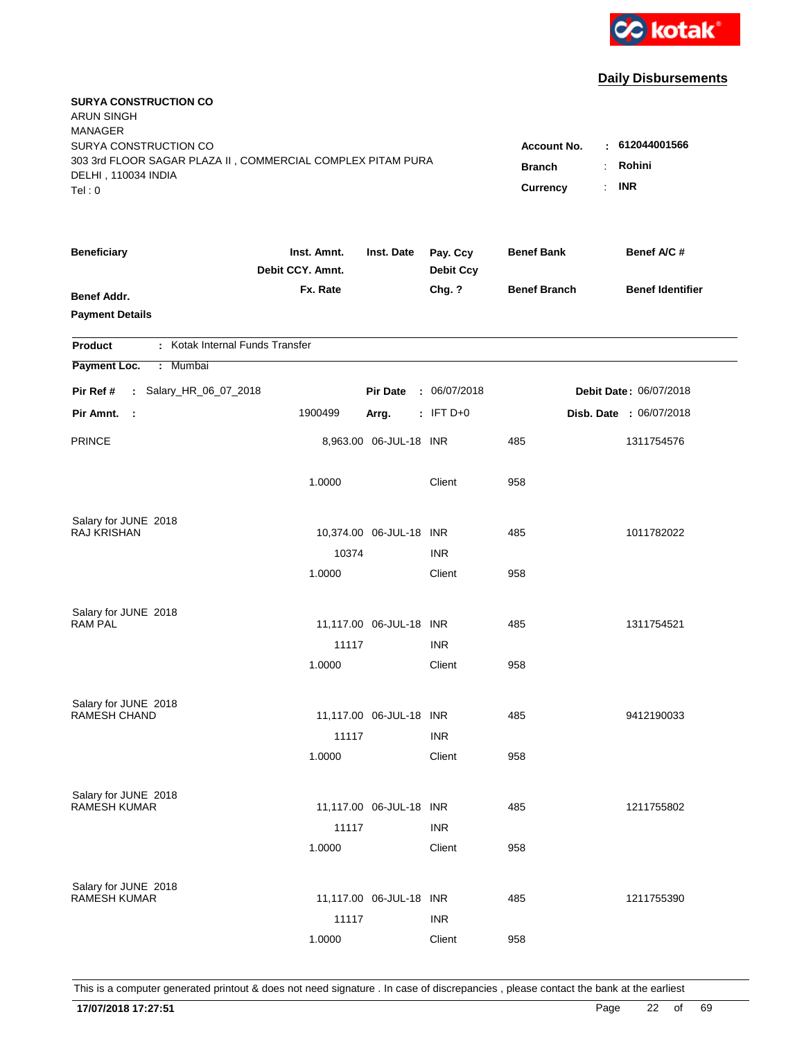kotak

## Daily Disbursements

**SURYA CONSTRUCTION CO**
ARUN SINGH
MANAGER
SURYA CONSTRUCTION CO
303 3rd FLOOR SAGAR PLAZA II , COMMERCIAL COMPLEX PITAM PURA
DELHI , 110034 INDIA
Tel : 0

**Account No.** : 612044001566
**Branch** : Rohini
**Currency** : INR

| Beneficiary / Benef Addr. / Payment Details | Inst. Amnt. / Debit CCY. Amnt. / Fx. Rate | Inst. Date | Pay. Ccy / Debit Ccy / Chg. ? | Benef Bank / Benef Branch | Benef A/C # / Benef Identifier |
|---|---|---|---|---|---|

**Product** : Kotak Internal Funds Transfer
**Payment Loc.** : Mumbai

**Pir Ref #** : Salary_HR_06_07_2018 **Pir Date** : 06/07/2018 **Debit Date** : 06/07/2018
**Pir Amnt.** : 1900499 **Arrg.** : IFT D+0 **Disb. Date** : 06/07/2018

| Beneficiary | Inst. Amnt. | Inst. Date | Pay. Ccy | Benef Bank | Benef A/C # |
|---|---|---|---|---|---|
| PRINCE | 8,963.00 | 06-JUL-18 | INR | 485 | 1311754576 |
| | 1.0000 | | Client | 958 | |
| Salary for JUNE 2018 | | | | | |
| RAJ KRISHAN | 10,374.00 | 06-JUL-18 | INR | 485 | 1011782022 |
| | 10374 | | INR | | |
| | 1.0000 | | Client | 958 | |
| Salary for JUNE 2018 | | | | | |
| RAM PAL | 11,117.00 | 06-JUL-18 | INR | 485 | 1311754521 |
| | 11117 | | INR | | |
| | 1.0000 | | Client | 958 | |
| Salary for JUNE 2018 | | | | | |
| RAMESH CHAND | 11,117.00 | 06-JUL-18 | INR | 485 | 9412190033 |
| | 11117 | | INR | | |
| | 1.0000 | | Client | 958 | |
| Salary for JUNE 2018 | | | | | |
| RAMESH KUMAR | 11,117.00 | 06-JUL-18 | INR | 485 | 1211755802 |
| | 11117 | | INR | | |
| | 1.0000 | | Client | 958 | |
| Salary for JUNE 2018 | | | | | |
| RAMESH KUMAR | 11,117.00 | 06-JUL-18 | INR | 485 | 1211755390 |
| | 11117 | | INR | | |
| | 1.0000 | | Client | 958 | |

This is a computer generated printout & does not need signature . In case of discrepancies , please contact the bank at the earliest

17/07/2018 17:27:51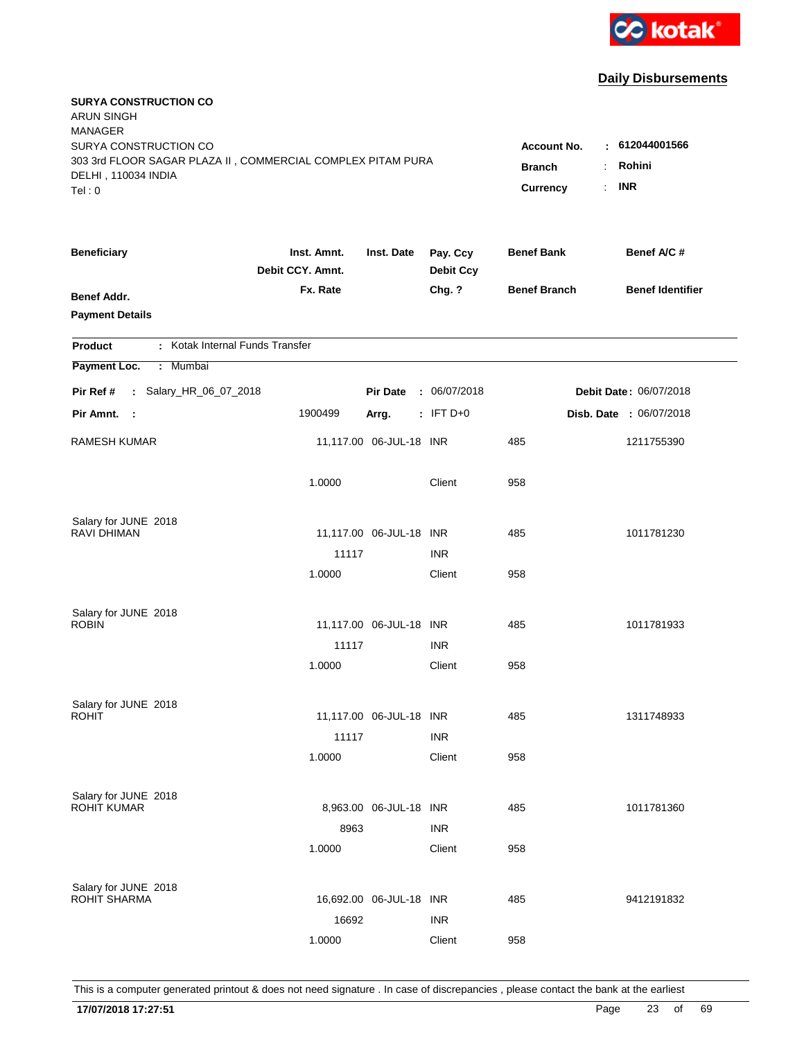kotak

## Daily Disbursements

**SURYA CONSTRUCTION CO**
ARUN SINGH
MANAGER
SURYA CONSTRUCTION CO
303 3rd FLOOR SAGAR PLAZA II , COMMERCIAL COMPLEX PITAM PURA
DELHI , 110034 INDIA
Tel : 0

**Account No.** : **612044001566**
**Branch** : **Rohini**
**Currency** : **INR**

| Beneficiary | Inst. Amnt. / Debit CCY. Amnt. / Fx. Rate | Inst. Date | Pay. Ccy / Debit Ccy / Chg. ? | Benef Bank / Benef Branch | Benef A/C # / Benef Identifier |
|---|---|---|---|---|---|
| **Benef Addr.** | | | | | |
| **Payment Details** | | | | | |

**Product** : Kotak Internal Funds Transfer
**Payment Loc.** : Mumbai

**Pir Ref #** : Salary_HR_06_07_2018 | **Pir Date** : 06/07/2018 | **Debit Date** : 06/07/2018
**Pir Amnt.** : 1900499 | **Arrg.** : IFT D+0 | **Disb. Date** : 06/07/2018

| Beneficiary | Inst. Amnt. / Debit CCY. Amnt. / Fx. Rate | Inst. Date | Pay. Ccy / Debit Ccy / Chg. ? | Benef Bank / Benef Branch | Benef A/C # |
|---|---|---|---|---|---|
| RAMESH KUMAR | 11,117.00 | 06-JUL-18 | INR | 485 | 1211755390 |
| | 1.0000 | | Client | 958 | |
| Salary for JUNE 2018 | | | | | |
| RAVI DHIMAN | 11,117.00 | 06-JUL-18 | INR | 485 | 1011781230 |
| | 11117 | | INR | | |
| | 1.0000 | | Client | 958 | |
| Salary for JUNE 2018 | | | | | |
| ROBIN | 11,117.00 | 06-JUL-18 | INR | 485 | 1011781933 |
| | 11117 | | INR | | |
| | 1.0000 | | Client | 958 | |
| Salary for JUNE 2018 | | | | | |
| ROHIT | 11,117.00 | 06-JUL-18 | INR | 485 | 1311748933 |
| | 11117 | | INR | | |
| | 1.0000 | | Client | 958 | |
| Salary for JUNE 2018 | | | | | |
| ROHIT KUMAR | 8,963.00 | 06-JUL-18 | INR | 485 | 1011781360 |
| | 8963 | | INR | | |
| | 1.0000 | | Client | 958 | |
| Salary for JUNE 2018 | | | | | |
| ROHIT SHARMA | 16,692.00 | 06-JUL-18 | INR | 485 | 9412191832 |
| | 16692 | | INR | | |
| | 1.0000 | | Client | 958 | |

This is a computer generated printout & does not need signature . In case of discrepancies , please contact the bank at the earliest

17/07/2018 17:27:51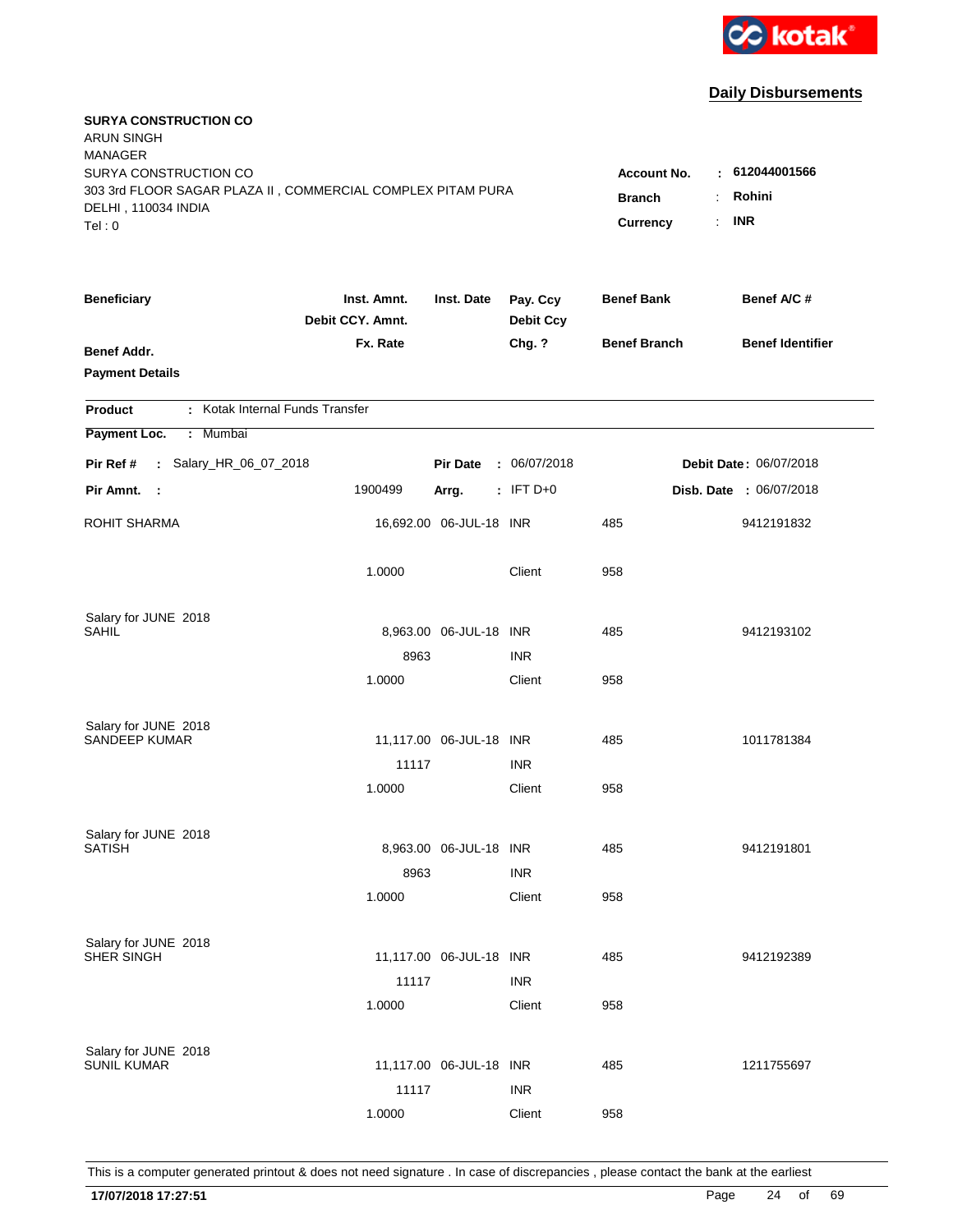kotak

## Daily Disbursements

**SURYA CONSTRUCTION CO**
ARUN SINGH
MANAGER
SURYA CONSTRUCTION CO
303 3rd FLOOR SAGAR PLAZA II , COMMERCIAL COMPLEX PITAM PURA
DELHI , 110034 INDIA
Tel : 0

**Account No.** : **612044001566**
**Branch** : **Rohini**
**Currency** : **INR**

| Beneficiary | Inst. Amnt. / Debit CCY. Amnt. / Fx. Rate | Inst. Date | Pay. Ccy / Debit Ccy / Chg. ? | Benef Bank / Benef Branch | Benef A/C # / Benef Identifier |
|---|---|---|---|---|---|
| **Benef Addr.** | | | | | |
| **Payment Details** | | | | | |

**Product** : Kotak Internal Funds Transfer

**Payment Loc.** : Mumbai

**Pir Ref #** : Salary_HR_06_07_2018 **Pir Date** : 06/07/2018 **Debit Date** : 06/07/2018

**Pir Amnt.** : 1900499 **Arrg.** : IFT D+0 **Disb. Date** : 06/07/2018

| Beneficiary | Inst. Amnt. / Debit CCY. Amnt. / Fx. Rate | Inst. Date | Pay. Ccy / Debit Ccy / Chg. ? | Benef Bank / Benef Branch | Benef A/C # |
|---|---|---|---|---|---|
| ROHIT SHARMA | 16,692.00 | 06-JUL-18 | INR | 485 | 9412191832 |
| | 1.0000 | | Client | 958 | |
| Salary for JUNE 2018 | | | | | |
| SAHIL | 8,963.00 | 06-JUL-18 | INR | 485 | 9412193102 |
| | 8963 | | INR | | |
| | 1.0000 | | Client | 958 | |
| Salary for JUNE 2018 | | | | | |
| SANDEEP KUMAR | 11,117.00 | 06-JUL-18 | INR | 485 | 1011781384 |
| | 11117 | | INR | | |
| | 1.0000 | | Client | 958 | |
| Salary for JUNE 2018 | | | | | |
| SATISH | 8,963.00 | 06-JUL-18 | INR | 485 | 9412191801 |
| | 8963 | | INR | | |
| | 1.0000 | | Client | 958 | |
| Salary for JUNE 2018 | | | | | |
| SHER SINGH | 11,117.00 | 06-JUL-18 | INR | 485 | 9412192389 |
| | 11117 | | INR | | |
| | 1.0000 | | Client | 958 | |
| Salary for JUNE 2018 | | | | | |
| SUNIL KUMAR | 11,117.00 | 06-JUL-18 | INR | 485 | 1211755697 |
| | 11117 | | INR | | |
| | 1.0000 | | Client | 958 | |

This is a computer generated printout & does not need signature . In case of discrepancies , please contact the bank at the earliest

**17/07/2018 17:27:51**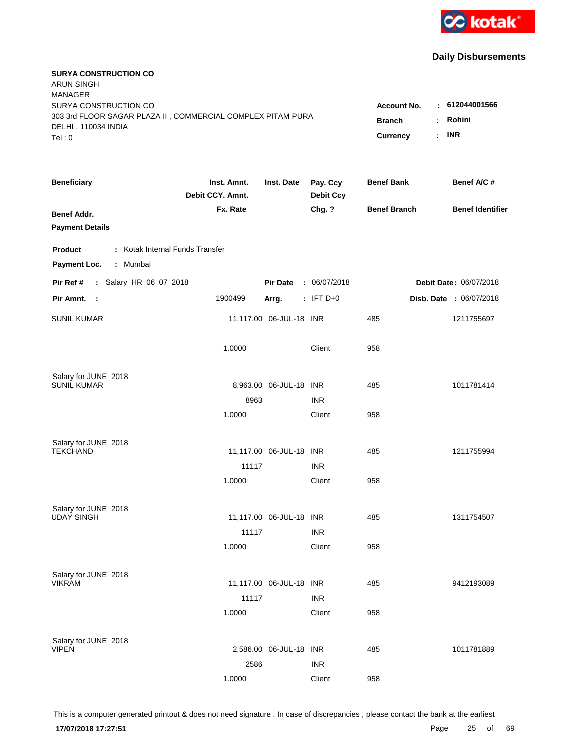kotak

## Daily Disbursements

**SURYA CONSTRUCTION CO**
ARUN SINGH
MANAGER
SURYA CONSTRUCTION CO
303 3rd FLOOR SAGAR PLAZA II , COMMERCIAL COMPLEX PITAM PURA
DELHI , 110034 INDIA
Tel : 0

**Account No.** : **612044001566**
**Branch** : **Rohini**
**Currency** : **INR**

| Beneficiary / Benef Addr. / Payment Details | Inst. Amnt. / Debit CCY. Amnt. / Fx. Rate | Inst. Date | Pay. Ccy / Debit Ccy / Chg. ? | Benef Bank / Benef Branch | Benef A/C # / Benef Identifier |
|---|---|---|---|---|---|

**Product** : Kotak Internal Funds Transfer
**Payment Loc.** : Mumbai

**Pir Ref #** : Salary_HR_06_07_2018 | **Pir Date** : 06/07/2018 | **Debit Date** : 06/07/2018
**Pir Amnt.** : 1900499 | **Arrg.** : IFT D+0 | **Disb. Date** : 06/07/2018

| Beneficiary | Inst. Amnt. | Inst. Date | Pay. Ccy | Benef Bank | Benef A/C # |
|---|---|---|---|---|---|
| SUNIL KUMAR | 11,117.00 | 06-JUL-18 | INR | 485 | 1211755697 |
| | 1.0000 | | Client | 958 | |
| Salary for JUNE 2018 | | | | | |
| SUNIL KUMAR | 8,963.00 | 06-JUL-18 | INR | 485 | 1011781414 |
| | 8963 | | INR | | |
| | 1.0000 | | Client | 958 | |
| Salary for JUNE 2018 | | | | | |
| TEKCHAND | 11,117.00 | 06-JUL-18 | INR | 485 | 1211755994 |
| | 11117 | | INR | | |
| | 1.0000 | | Client | 958 | |
| Salary for JUNE 2018 | | | | | |
| UDAY SINGH | 11,117.00 | 06-JUL-18 | INR | 485 | 1311754507 |
| | 11117 | | INR | | |
| | 1.0000 | | Client | 958 | |
| Salary for JUNE 2018 | | | | | |
| VIKRAM | 11,117.00 | 06-JUL-18 | INR | 485 | 9412193089 |
| | 11117 | | INR | | |
| | 1.0000 | | Client | 958 | |
| Salary for JUNE 2018 | | | | | |
| VIPEN | 2,586.00 | 06-JUL-18 | INR | 485 | 1011781889 |
| | 2586 | | INR | | |
| | 1.0000 | | Client | 958 | |

This is a computer generated printout & does not need signature . In case of discrepancies , please contact the bank at the earliest

**17/07/2018 17:27:51**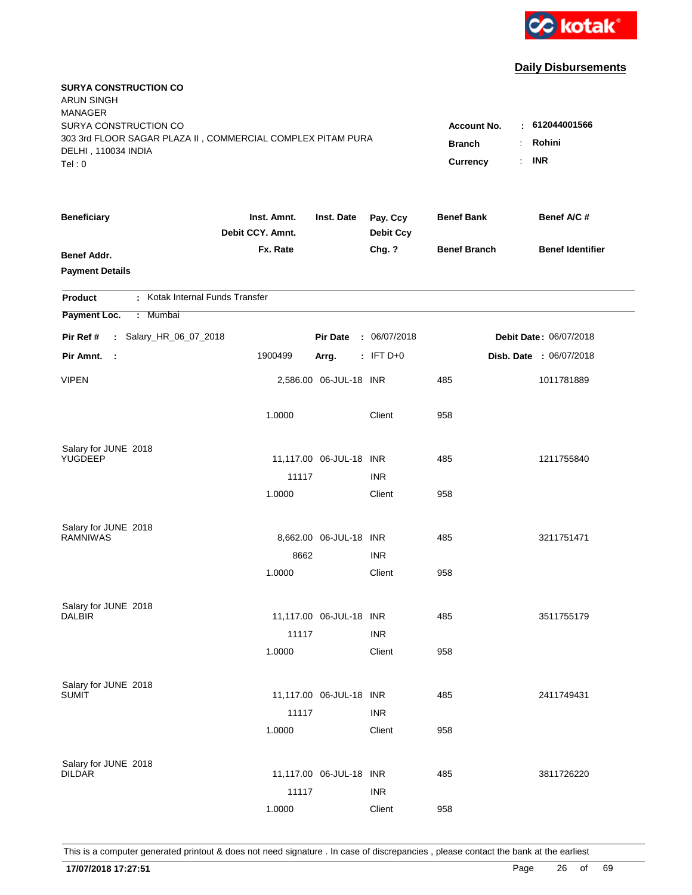kotak

## Daily Disbursements

**SURYA CONSTRUCTION CO**
ARUN SINGH
MANAGER
SURYA CONSTRUCTION CO
303 3rd FLOOR SAGAR PLAZA II , COMMERCIAL COMPLEX PITAM PURA
DELHI , 110034 INDIA
Tel : 0

**Account No.** : **612044001566**
**Branch** : **Rohini**
**Currency** : **INR**

| Beneficiary | Inst. Amnt. / Debit CCY. Amnt. / Fx. Rate | Inst. Date | Pay. Ccy / Debit Ccy / Chg. ? | Benef Bank / Benef Branch | Benef A/C # / Benef Identifier |
|---|---|---|---|---|---|
| **Benef Addr.** | | | | | |
| **Payment Details** | | | | | |

**Product** : Kotak Internal Funds Transfer

**Payment Loc.** : Mumbai

**Pir Ref #** : Salary_HR_06_07_2018 &nbsp;&nbsp; **Pir Date** : 06/07/2018 &nbsp;&nbsp; **Debit Date** : 06/07/2018

**Pir Amnt.** : 1900499 &nbsp;&nbsp; **Arrg.** : IFT D+0 &nbsp;&nbsp; **Disb. Date** : 06/07/2018

| Beneficiary | Inst. Amnt. / Debit CCY. Amnt. / Fx. Rate | Inst. Date | Pay. Ccy / Debit Ccy / Chg. ? | Benef Bank / Benef Branch | Benef A/C # |
|---|---|---|---|---|---|
| VIPEN | 2,586.00 | 06-JUL-18 | INR | 485 | 1011781889 |
| | 1.0000 | | Client | 958 | |
| Salary for JUNE 2018 | | | | | |
| YUGDEEP | 11,117.00 | 06-JUL-18 | INR | 485 | 1211755840 |
| | 11117 | | INR | | |
| | 1.0000 | | Client | 958 | |
| Salary for JUNE 2018 | | | | | |
| RAMNIWAS | 8,662.00 | 06-JUL-18 | INR | 485 | 3211751471 |
| | 8662 | | INR | | |
| | 1.0000 | | Client | 958 | |
| Salary for JUNE 2018 | | | | | |
| DALBIR | 11,117.00 | 06-JUL-18 | INR | 485 | 3511755179 |
| | 11117 | | INR | | |
| | 1.0000 | | Client | 958 | |
| Salary for JUNE 2018 | | | | | |
| SUMIT | 11,117.00 | 06-JUL-18 | INR | 485 | 2411749431 |
| | 11117 | | INR | | |
| | 1.0000 | | Client | 958 | |
| Salary for JUNE 2018 | | | | | |
| DILDAR | 11,117.00 | 06-JUL-18 | INR | 485 | 3811726220 |
| | 11117 | | INR | | |
| | 1.0000 | | Client | 958 | |

This is a computer generated printout & does not need signature . In case of discrepancies , please contact the bank at the earliest

**17/07/2018 17:27:51**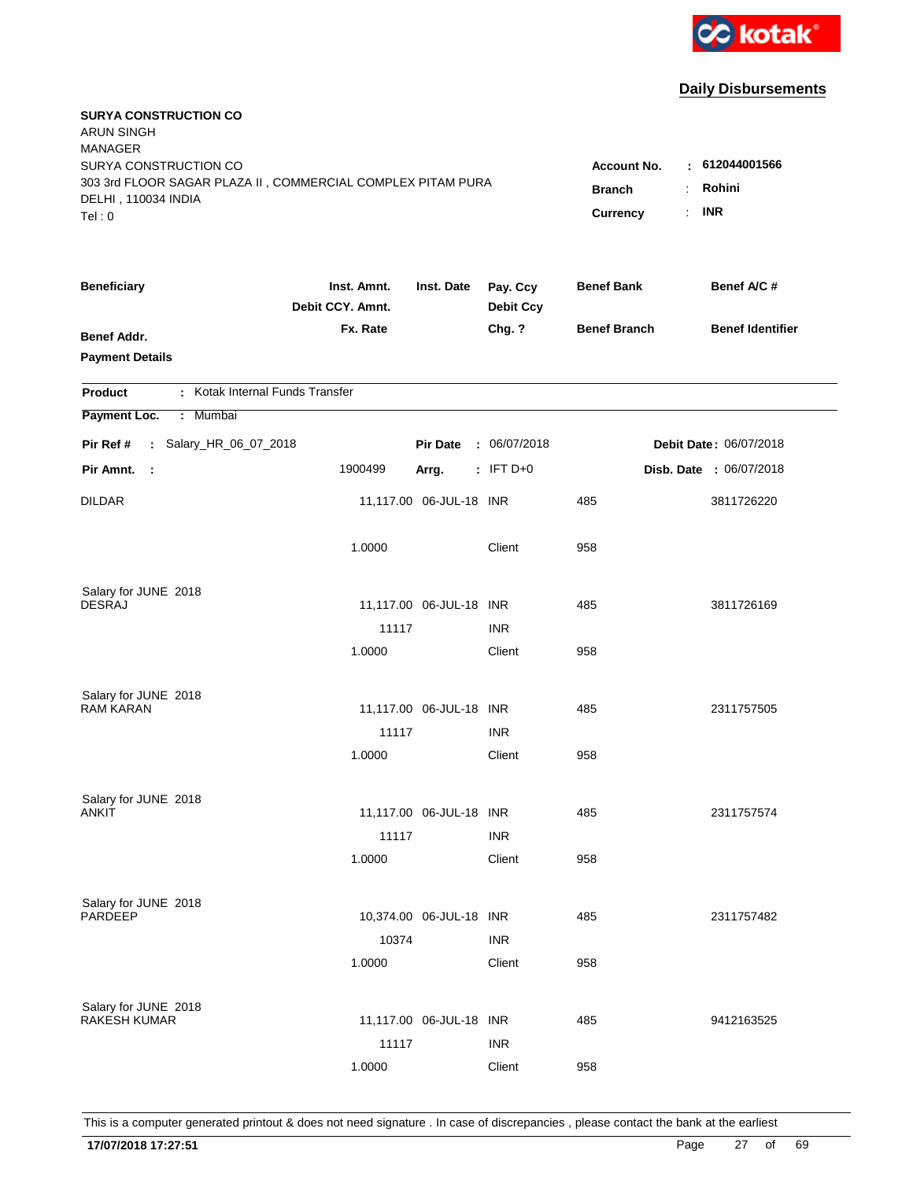**Daily Disbursements**

**SURYA CONSTRUCTION CO**
ARUN SINGH
MANAGER
SURYA CONSTRUCTION CO
303 3rd FLOOR SAGAR PLAZA II , COMMERCIAL COMPLEX PITAM PURA
DELHI , 110034 INDIA
Tel : 0

**Account No.** : 612044001566
**Branch** : Rohini
**Currency** : INR

| Beneficiary / Benef Addr. / Payment Details | Inst. Amnt. / Debit CCY. Amnt. / Fx. Rate | Inst. Date | Pay. Ccy / Debit Ccy / Chg. ? | Benef Bank / Benef Branch | Benef A/C # / Benef Identifier |
|---|---|---|---|---|---|

**Product** : Kotak Internal Funds Transfer
**Payment Loc.** : Mumbai

**Pir Ref #** : Salary_HR_06_07_2018 | **Pir Date** : 06/07/2018 | **Debit Date** : 06/07/2018
**Pir Amnt.** : 1900499 | **Arrg.** : IFT D+0 | **Disb. Date** : 06/07/2018

| Beneficiary | Inst. Amnt. | Inst. Date | Pay. Ccy | Benef Bank | Benef A/C # |
|---|---|---|---|---|---|
| DILDAR | 11,117.00 | 06-JUL-18 | INR | 485 | 3811726220 |
| | 1.0000 | | Client | 958 | |
| Salary for JUNE 2018 | | | | | |
| DESRAJ | 11,117.00 | 06-JUL-18 | INR | 485 | 3811726169 |
| | 11117 | | INR | | |
| | 1.0000 | | Client | 958 | |
| Salary for JUNE 2018 | | | | | |
| RAM KARAN | 11,117.00 | 06-JUL-18 | INR | 485 | 2311757505 |
| | 11117 | | INR | | |
| | 1.0000 | | Client | 958 | |
| Salary for JUNE 2018 | | | | | |
| ANKIT | 11,117.00 | 06-JUL-18 | INR | 485 | 2311757574 |
| | 11117 | | INR | | |
| | 1.0000 | | Client | 958 | |
| Salary for JUNE 2018 | | | | | |
| PARDEEP | 10,374.00 | 06-JUL-18 | INR | 485 | 2311757482 |
| | 10374 | | INR | | |
| | 1.0000 | | Client | 958 | |
| Salary for JUNE 2018 | | | | | |
| RAKESH KUMAR | 11,117.00 | 06-JUL-18 | INR | 485 | 9412163525 |
| | 11117 | | INR | | |
| | 1.0000 | | Client | 958 | |

This is a computer generated printout & does not need signature . In case of discrepancies , please contact the bank at the earliest

**17/07/2018 17:27:51**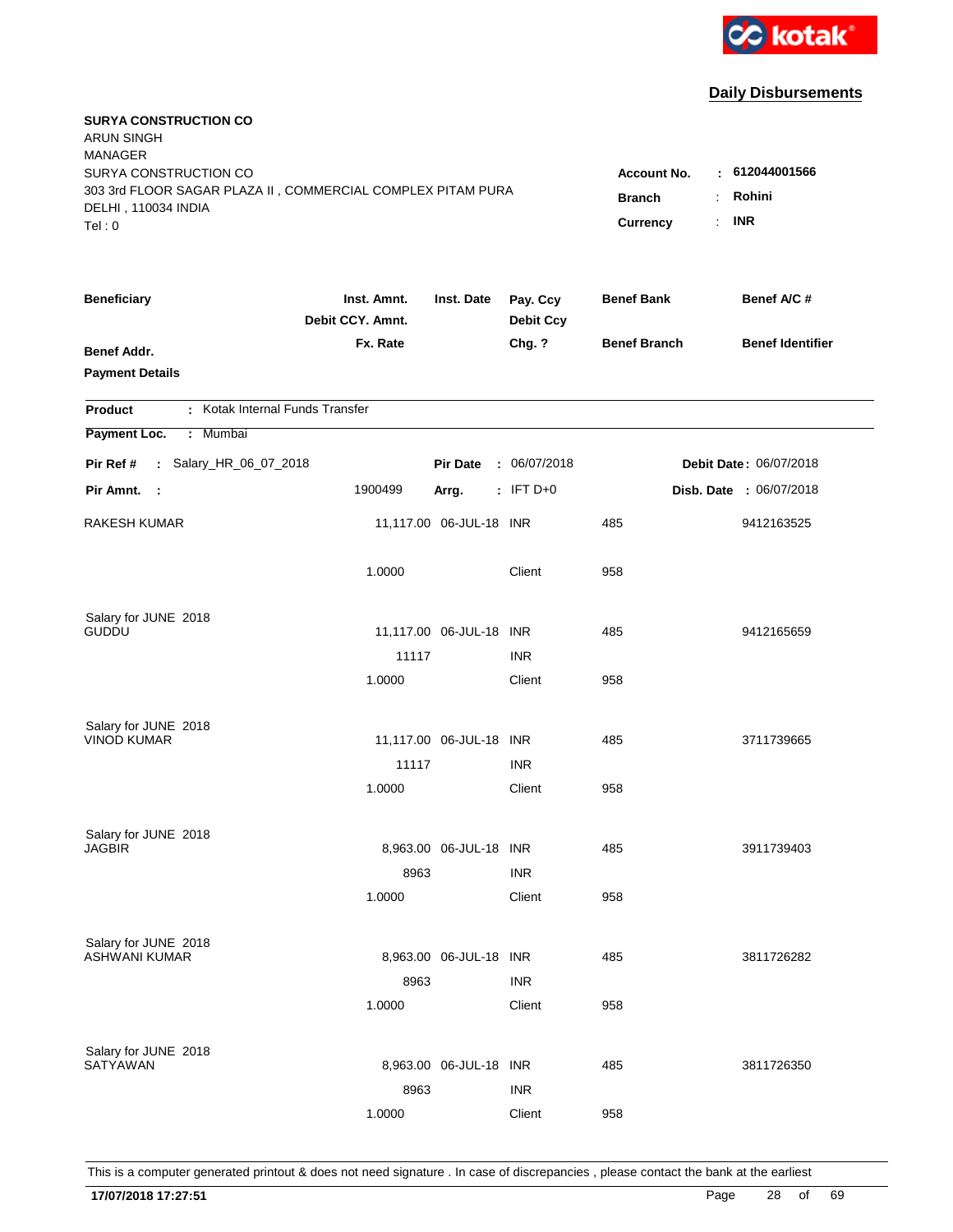kotak

**Daily Disbursements**

**SURYA CONSTRUCTION CO**
ARUN SINGH
MANAGER
SURYA CONSTRUCTION CO
303 3rd FLOOR SAGAR PLAZA II , COMMERCIAL COMPLEX PITAM PURA
DELHI , 110034 INDIA
Tel : 0

**Account No.** : **612044001566**
**Branch** : **Rohini**
**Currency** : **INR**

| Beneficiary / Benef Addr. / Payment Details | Inst. Amnt. / Debit CCY. Amnt. / Fx. Rate | Inst. Date | Pay. Ccy / Debit Ccy / Chg. ? | Benef Bank / Benef Branch | Benef A/C # / Benef Identifier |
|---|---|---|---|---|---|

**Product** : Kotak Internal Funds Transfer

**Payment Loc.** : Mumbai

**Pir Ref #** : Salary_HR_06_07_2018 **Pir Date** : 06/07/2018 **Debit Date** : 06/07/2018

**Pir Amnt.** : 1900499 **Arrg.** : IFT D+0 **Disb. Date** : 06/07/2018

| Beneficiary | Inst. Amnt. | Inst. Date | Pay. Ccy | Benef Bank | Benef A/C # |
|---|---|---|---|---|---|
| RAKESH KUMAR | 11,117.00 | 06-JUL-18 | INR | 485 | 9412163525 |
| | 1.0000 | | Client | 958 | |
| Salary for JUNE 2018 | | | | | |
| GUDDU | 11,117.00 | 06-JUL-18 | INR | 485 | 9412165659 |
| | 11117 | | INR | | |
| | 1.0000 | | Client | 958 | |
| Salary for JUNE 2018 | | | | | |
| VINOD KUMAR | 11,117.00 | 06-JUL-18 | INR | 485 | 3711739665 |
| | 11117 | | INR | | |
| | 1.0000 | | Client | 958 | |
| Salary for JUNE 2018 | | | | | |
| JAGBIR | 8,963.00 | 06-JUL-18 | INR | 485 | 3911739403 |
| | 8963 | | INR | | |
| | 1.0000 | | Client | 958 | |
| Salary for JUNE 2018 | | | | | |
| ASHWANI KUMAR | 8,963.00 | 06-JUL-18 | INR | 485 | 3811726282 |
| | 8963 | | INR | | |
| | 1.0000 | | Client | 958 | |
| Salary for JUNE 2018 | | | | | |
| SATYAWAN | 8,963.00 | 06-JUL-18 | INR | 485 | 3811726350 |
| | 8963 | | INR | | |
| | 1.0000 | | Client | 958 | |

This is a computer generated printout & does not need signature . In case of discrepancies , please contact the bank at the earliest

**17/07/2018 17:27:51**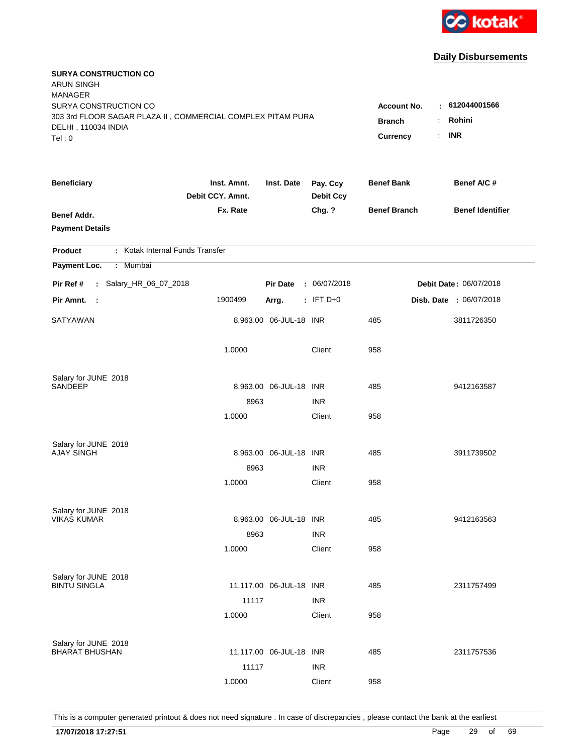kotak

## Daily Disbursements

**SURYA CONSTRUCTION CO**
ARUN SINGH
MANAGER
SURYA CONSTRUCTION CO
303 3rd FLOOR SAGAR PLAZA II , COMMERCIAL COMPLEX PITAM PURA
DELHI , 110034 INDIA
Tel : 0

**Account No.** : 612044001566
**Branch** : Rohini
**Currency** : INR

| Beneficiary | Inst. Amnt. / Debit CCY. Amnt. / Fx. Rate | Inst. Date | Pay. Ccy / Debit Ccy / Chg. ? | Benef Bank / Benef Branch | Benef A/C # / Benef Identifier |
|---|---|---|---|---|---|
| **Benef Addr.** | | | | | |
| **Payment Details** | | | | | |

**Product** : Kotak Internal Funds Transfer
**Payment Loc.** : Mumbai

**Pir Ref #** : Salary_HR_06_07_2018 | **Pir Date** : 06/07/2018 | **Debit Date** : 06/07/2018
**Pir Amnt.** : 1900499 | **Arrg.** : IFT D+0 | **Disb. Date** : 06/07/2018

| Beneficiary | Inst. Amnt. / Debit CCY. Amnt. / Fx. Rate | Inst. Date | Pay. Ccy / Debit Ccy / Chg. ? | Benef Bank / Benef Branch | Benef A/C # |
|---|---|---|---|---|---|
| SATYAWAN | 8,963.00 | 06-JUL-18 | INR | 485 | 3811726350 |
| | 1.0000 | | Client | 958 | |
| Salary for JUNE 2018 | | | | | |
| SANDEEP | 8,963.00 | 06-JUL-18 | INR | 485 | 9412163587 |
| | 8963 | | INR | | |
| | 1.0000 | | Client | 958 | |
| Salary for JUNE 2018 | | | | | |
| AJAY SINGH | 8,963.00 | 06-JUL-18 | INR | 485 | 3911739502 |
| | 8963 | | INR | | |
| | 1.0000 | | Client | 958 | |
| Salary for JUNE 2018 | | | | | |
| VIKAS KUMAR | 8,963.00 | 06-JUL-18 | INR | 485 | 9412163563 |
| | 8963 | | INR | | |
| | 1.0000 | | Client | 958 | |
| Salary for JUNE 2018 | | | | | |
| BINTU SINGLA | 11,117.00 | 06-JUL-18 | INR | 485 | 2311757499 |
| | 11117 | | INR | | |
| | 1.0000 | | Client | 958 | |
| Salary for JUNE 2018 | | | | | |
| BHARAT BHUSHAN | 11,117.00 | 06-JUL-18 | INR | 485 | 2311757536 |
| | 11117 | | INR | | |
| | 1.0000 | | Client | 958 | |

This is a computer generated printout & does not need signature . In case of discrepancies , please contact the bank at the earliest

17/07/2018 17:27:51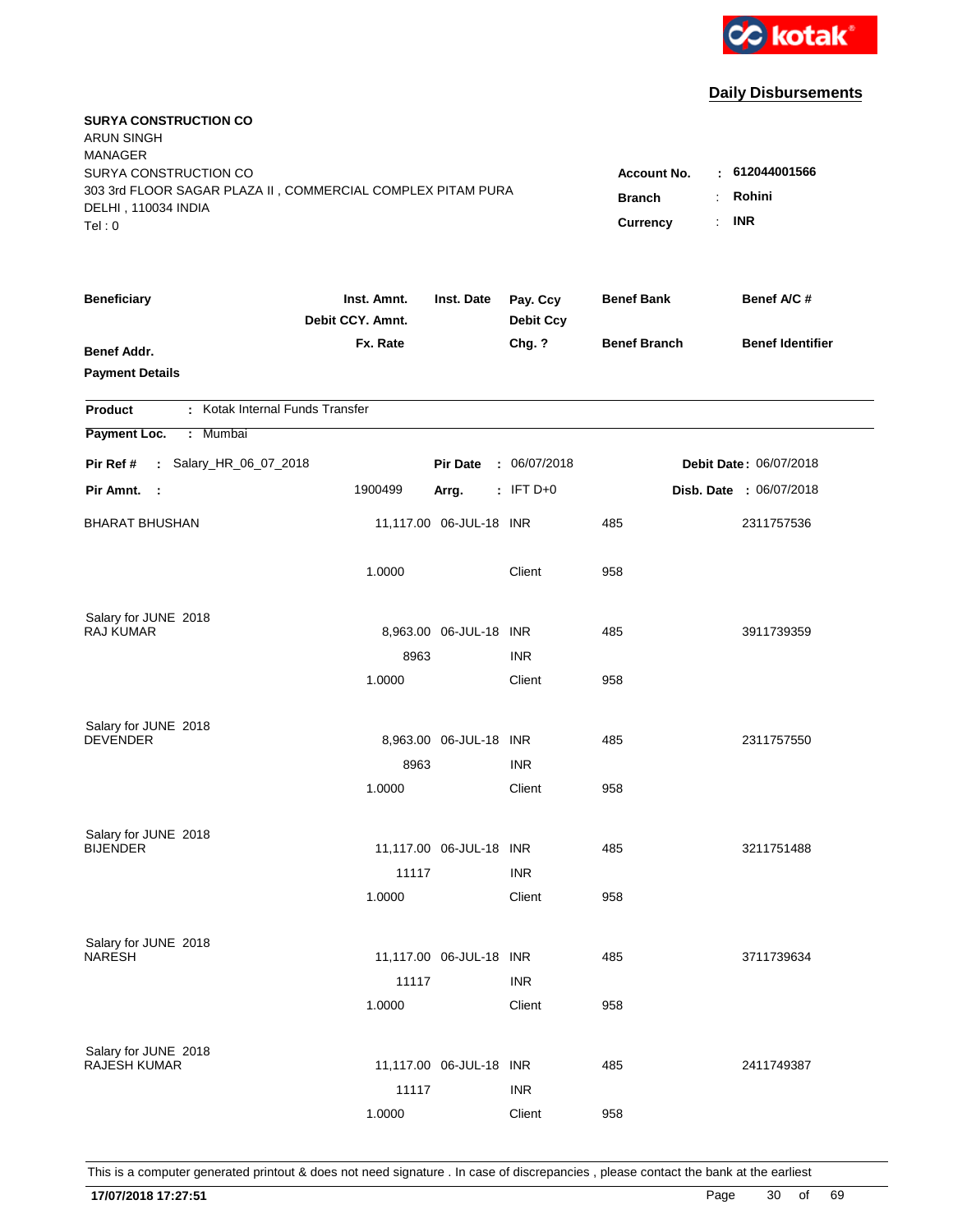kotak

## Daily Disbursements

**SURYA CONSTRUCTION CO**
ARUN SINGH
MANAGER
SURYA CONSTRUCTION CO
303 3rd FLOOR SAGAR PLAZA II , COMMERCIAL COMPLEX PITAM PURA
DELHI , 110034 INDIA
Tel : 0

**Account No.** : **612044001566**
**Branch** : **Rohini**
**Currency** : **INR**

| Beneficiary / Benef Addr. / Payment Details | Inst. Amnt. / Debit CCY. Amnt. / Fx. Rate | Inst. Date | Pay. Ccy / Debit Ccy / Chg. ? | Benef Bank / Benef Branch | Benef A/C # / Benef Identifier |
|---|---|---|---|---|---|

**Product** : Kotak Internal Funds Transfer

**Payment Loc.** : Mumbai

**Pir Ref #** : Salary_HR_06_07_2018 **Pir Date** : 06/07/2018 **Debit Date** : 06/07/2018

**Pir Amnt.** : 1900499 **Arrg.** : IFT D+0 **Disb. Date** : 06/07/2018

| Beneficiary | Inst. Amnt. | Inst. Date | Pay. Ccy | Benef Bank | Benef A/C # |
|---|---|---|---|---|---|
| BHARAT BHUSHAN | 11,117.00 | 06-JUL-18 | INR | 485 | 2311757536 |
| | 1.0000 | | Client | 958 | |
| Salary for JUNE 2018 | | | | | |
| RAJ KUMAR | 8,963.00 | 06-JUL-18 | INR | 485 | 3911739359 |
| | 8963 | | INR | | |
| | 1.0000 | | Client | 958 | |
| Salary for JUNE 2018 | | | | | |
| DEVENDER | 8,963.00 | 06-JUL-18 | INR | 485 | 2311757550 |
| | 8963 | | INR | | |
| | 1.0000 | | Client | 958 | |
| Salary for JUNE 2018 | | | | | |
| BIJENDER | 11,117.00 | 06-JUL-18 | INR | 485 | 3211751488 |
| | 11117 | | INR | | |
| | 1.0000 | | Client | 958 | |
| Salary for JUNE 2018 | | | | | |
| NARESH | 11,117.00 | 06-JUL-18 | INR | 485 | 3711739634 |
| | 11117 | | INR | | |
| | 1.0000 | | Client | 958 | |
| Salary for JUNE 2018 | | | | | |
| RAJESH KUMAR | 11,117.00 | 06-JUL-18 | INR | 485 | 2411749387 |
| | 11117 | | INR | | |
| | 1.0000 | | Client | 958 | |

This is a computer generated printout & does not need signature . In case of discrepancies , please contact the bank at the earliest

**17/07/2018 17:27:51**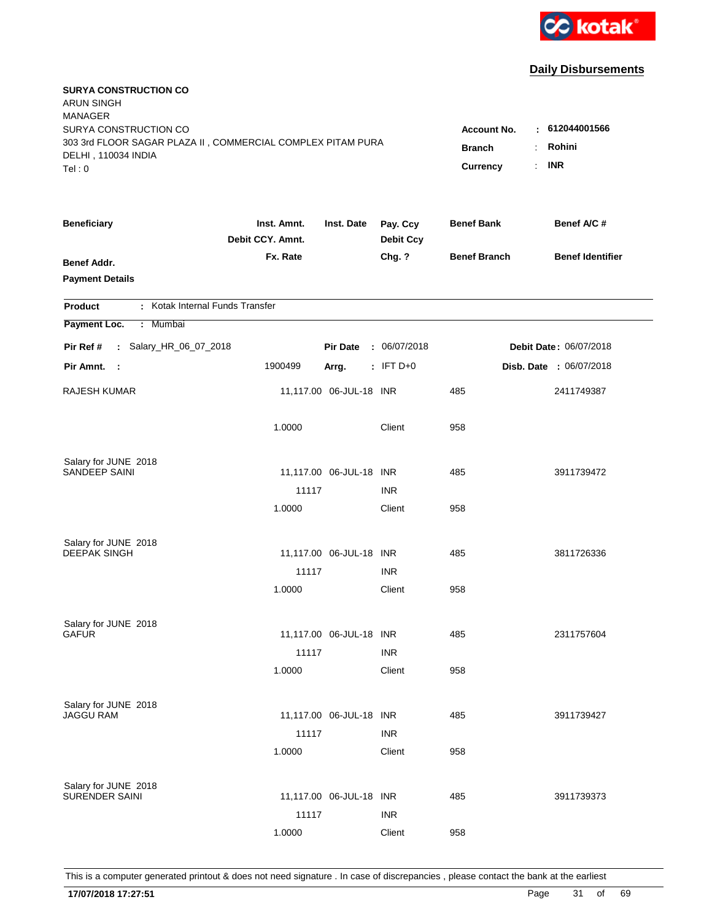kotak

## Daily Disbursements

**SURYA CONSTRUCTION CO**
ARUN SINGH
MANAGER
SURYA CONSTRUCTION CO
303 3rd FLOOR SAGAR PLAZA II , COMMERCIAL COMPLEX PITAM PURA
DELHI , 110034 INDIA
Tel : 0

**Account No.** : 612044001566
**Branch** : Rohini
**Currency** : INR

| Beneficiary | Inst. Amnt. / Debit CCY. Amnt. / Fx. Rate | Inst. Date | Pay. Ccy / Debit Ccy / Chg. ? | Benef Bank / Benef Branch | Benef A/C # / Benef Identifier |
|---|---|---|---|---|---|
| **Benef Addr.** | | | | | |
| **Payment Details** | | | | | |

**Product** : Kotak Internal Funds Transfer

**Payment Loc.** : Mumbai

**Pir Ref #** : Salary_HR_06_07_2018 | **Pir Date** : 06/07/2018 | **Debit Date** : 06/07/2018

**Pir Amnt.** : 1900499 | **Arrg.** : IFT D+0 | **Disb. Date** : 06/07/2018

| Beneficiary | Inst. Amnt. / Debit CCY. Amnt. / Fx. Rate | Inst. Date | Pay. Ccy / Debit Ccy / Chg. ? | Benef Bank / Benef Branch | Benef A/C # / Benef Identifier |
|---|---|---|---|---|---|
| RAJESH KUMAR | 11,117.00 | 06-JUL-18 | INR | 485 | 2411749387 |
| | 1.0000 | | Client | 958 | |
| Salary for JUNE 2018 | | | | | |
| SANDEEP SAINI | 11,117.00 | 06-JUL-18 | INR | 485 | 3911739472 |
| | 11117 | | INR | | |
| | 1.0000 | | Client | 958 | |
| Salary for JUNE 2018 | | | | | |
| DEEPAK SINGH | 11,117.00 | 06-JUL-18 | INR | 485 | 3811726336 |
| | 11117 | | INR | | |
| | 1.0000 | | Client | 958 | |
| Salary for JUNE 2018 | | | | | |
| GAFUR | 11,117.00 | 06-JUL-18 | INR | 485 | 2311757604 |
| | 11117 | | INR | | |
| | 1.0000 | | Client | 958 | |
| Salary for JUNE 2018 | | | | | |
| JAGGU RAM | 11,117.00 | 06-JUL-18 | INR | 485 | 3911739427 |
| | 11117 | | INR | | |
| | 1.0000 | | Client | 958 | |
| Salary for JUNE 2018 | | | | | |
| SURENDER SAINI | 11,117.00 | 06-JUL-18 | INR | 485 | 3911739373 |
| | 11117 | | INR | | |
| | 1.0000 | | Client | 958 | |

This is a computer generated printout & does not need signature . In case of discrepancies , please contact the bank at the earliest

**17/07/2018 17:27:51**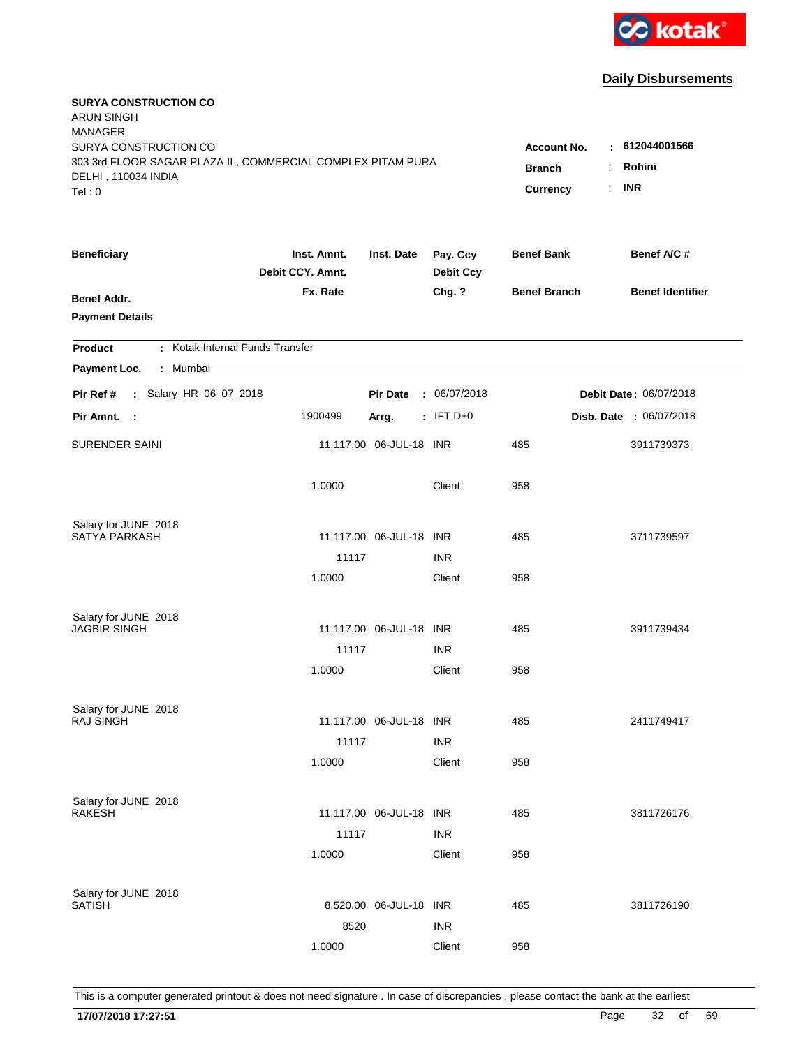**kotak**

## Daily Disbursements

**SURYA CONSTRUCTION CO**
ARUN SINGH
MANAGER
SURYA CONSTRUCTION CO
303 3rd FLOOR SAGAR PLAZA II , COMMERCIAL COMPLEX PITAM PURA
DELHI , 110034 INDIA
Tel : 0

**Account No.** : 612044001566
**Branch** : Rohini
**Currency** : INR

| Beneficiary / Benef Addr. / Payment Details | Inst. Amnt. / Debit CCY. Amnt. / Fx. Rate | Inst. Date | Pay. Ccy / Debit Ccy / Chg. ? | Benef Bank / Benef Branch | Benef A/C # / Benef Identifier |
|---|---|---|---|---|---|

**Product** : Kotak Internal Funds Transfer

**Payment Loc.** : Mumbai

**Pir Ref #** : Salary_HR_06_07_2018 **Pir Date** : 06/07/2018 **Debit Date** : 06/07/2018

**Pir Amnt.** : 1900499 **Arrg.** : IFT D+0 **Disb. Date** : 06/07/2018

| Beneficiary | Inst. Amnt. | Inst. Date | Pay. Ccy | Benef Bank | Benef A/C # |
|---|---|---|---|---|---|
| SURENDER SAINI | 11,117.00 | 06-JUL-18 | INR | 485 | 3911739373 |
| | 1.0000 | | Client | 958 | |
| Salary for JUNE 2018 | | | | | |
| SATYA PARKASH | 11,117.00 | 06-JUL-18 | INR | 485 | 3711739597 |
| | 11117 | | INR | | |
| | 1.0000 | | Client | 958 | |
| Salary for JUNE 2018 | | | | | |
| JAGBIR SINGH | 11,117.00 | 06-JUL-18 | INR | 485 | 3911739434 |
| | 11117 | | INR | | |
| | 1.0000 | | Client | 958 | |
| Salary for JUNE 2018 | | | | | |
| RAJ SINGH | 11,117.00 | 06-JUL-18 | INR | 485 | 2411749417 |
| | 11117 | | INR | | |
| | 1.0000 | | Client | 958 | |
| Salary for JUNE 2018 | | | | | |
| RAKESH | 11,117.00 | 06-JUL-18 | INR | 485 | 3811726176 |
| | 11117 | | INR | | |
| | 1.0000 | | Client | 958 | |
| Salary for JUNE 2018 | | | | | |
| SATISH | 8,520.00 | 06-JUL-18 | INR | 485 | 3811726190 |
| | 8520 | | INR | | |
| | 1.0000 | | Client | 958 | |

This is a computer generated printout & does not need signature . In case of discrepancies , please contact the bank at the earliest

**17/07/2018 17:27:51**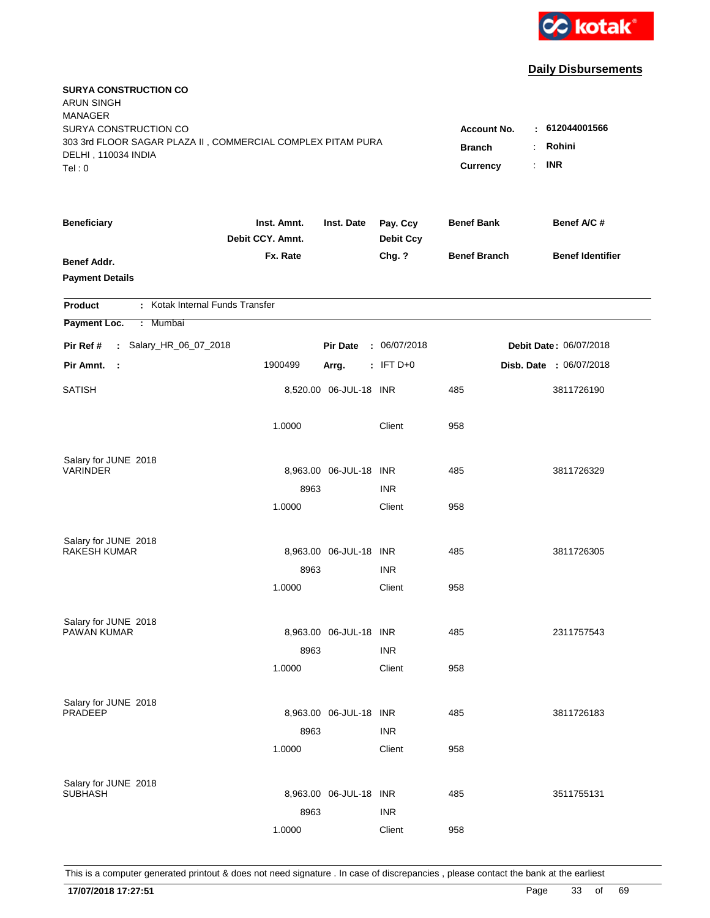kotak

## Daily Disbursements

**SURYA CONSTRUCTION CO**
ARUN SINGH
MANAGER
SURYA CONSTRUCTION CO
303 3rd FLOOR SAGAR PLAZA II , COMMERCIAL COMPLEX PITAM PURA
DELHI , 110034 INDIA
Tel : 0

**Account No.** : **612044001566**
**Branch** : **Rohini**
**Currency** : **INR**

| Beneficiary | Inst. Amnt. / Debit CCY. Amnt. / Fx. Rate | Inst. Date | Pay. Ccy / Debit Ccy / Chg. ? | Benef Bank / Benef Branch | Benef A/C # / Benef Identifier |
|---|---|---|---|---|---|
| **Benef Addr.** | | | | | |
| **Payment Details** | | | | | |

**Product** : Kotak Internal Funds Transfer

**Payment Loc.** : Mumbai

**Pir Ref #** : Salary_HR_06_07_2018 | **Pir Date** : 06/07/2018 | **Debit Date** : 06/07/2018

**Pir Amnt.** : 1900499 | **Arrg.** : IFT D+0 | **Disb. Date** : 06/07/2018

| Beneficiary | Inst. Amnt. / Debit CCY. Amnt. / Fx. Rate | Inst. Date | Pay. Ccy / Debit Ccy / Chg. ? | Benef Bank / Benef Branch | Benef A/C # |
|---|---|---|---|---|---|
| SATISH | 8,520.00 | 06-JUL-18 | INR | 485 | 3811726190 |
| | 1.0000 | | Client | 958 | |
| Salary for JUNE 2018 | | | | | |
| VARINDER | 8,963.00 | 06-JUL-18 | INR | 485 | 3811726329 |
| | 8963 | | INR | | |
| | 1.0000 | | Client | 958 | |
| Salary for JUNE 2018 | | | | | |
| RAKESH KUMAR | 8,963.00 | 06-JUL-18 | INR | 485 | 3811726305 |
| | 8963 | | INR | | |
| | 1.0000 | | Client | 958 | |
| Salary for JUNE 2018 | | | | | |
| PAWAN KUMAR | 8,963.00 | 06-JUL-18 | INR | 485 | 2311757543 |
| | 8963 | | INR | | |
| | 1.0000 | | Client | 958 | |
| Salary for JUNE 2018 | | | | | |
| PRADEEP | 8,963.00 | 06-JUL-18 | INR | 485 | 3811726183 |
| | 8963 | | INR | | |
| | 1.0000 | | Client | 958 | |
| Salary for JUNE 2018 | | | | | |
| SUBHASH | 8,963.00 | 06-JUL-18 | INR | 485 | 3511755131 |
| | 8963 | | INR | | |
| | 1.0000 | | Client | 958 | |

This is a computer generated printout & does not need signature . In case of discrepancies , please contact the bank at the earliest

**17/07/2018 17:27:51**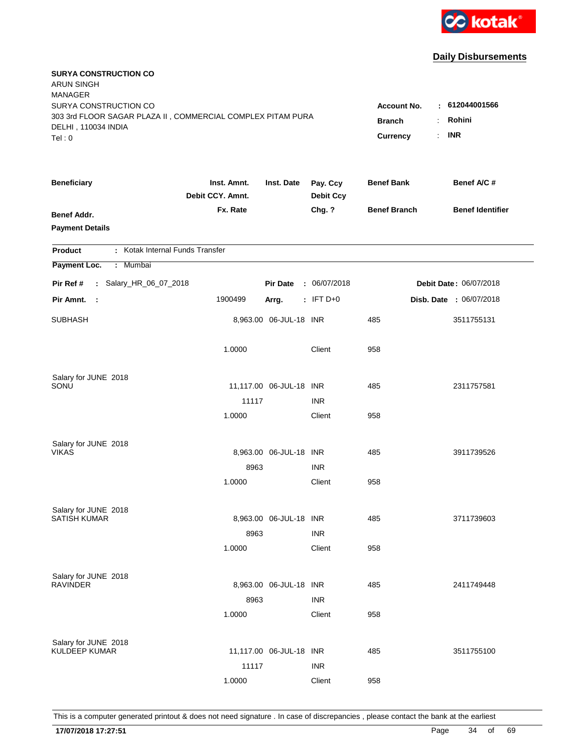kotak

## Daily Disbursements

**SURYA CONSTRUCTION CO**
ARUN SINGH
MANAGER
SURYA CONSTRUCTION CO
303 3rd FLOOR SAGAR PLAZA II , COMMERCIAL COMPLEX PITAM PURA
DELHI , 110034 INDIA
Tel : 0

**Account No.** : 612044001566
**Branch** : Rohini
**Currency** : INR

| Beneficiary / Benef Addr. / Payment Details | Inst. Amnt. / Debit CCY. Amnt. / Fx. Rate | Inst. Date | Pay. Ccy / Debit Ccy / Chg. ? | Benef Bank / Benef Branch | Benef A/C # / Benef Identifier |
|---|---|---|---|---|---|

**Product** : Kotak Internal Funds Transfer
**Payment Loc.** : Mumbai

**Pir Ref #** : Salary_HR_06_07_2018 **Pir Date** : 06/07/2018 **Debit Date** : 06/07/2018
**Pir Amnt.** : 1900499 **Arrg.** : IFT D+0 **Disb. Date** : 06/07/2018

| Beneficiary | Inst. Amnt. | Inst. Date | Pay. Ccy | Benef Bank | Benef A/C # |
|---|---|---|---|---|---|
| SUBHASH | 8,963.00 | 06-JUL-18 | INR | 485 | 3511755131 |
| | 1.0000 | | Client | 958 | |
| Salary for JUNE 2018 | | | | | |
| SONU | 11,117.00 | 06-JUL-18 | INR | 485 | 2311757581 |
| | 11117 | | INR | | |
| | 1.0000 | | Client | 958 | |
| Salary for JUNE 2018 | | | | | |
| VIKAS | 8,963.00 | 06-JUL-18 | INR | 485 | 3911739526 |
| | 8963 | | INR | | |
| | 1.0000 | | Client | 958 | |
| Salary for JUNE 2018 | | | | | |
| SATISH KUMAR | 8,963.00 | 06-JUL-18 | INR | 485 | 3711739603 |
| | 8963 | | INR | | |
| | 1.0000 | | Client | 958 | |
| Salary for JUNE 2018 | | | | | |
| RAVINDER | 8,963.00 | 06-JUL-18 | INR | 485 | 2411749448 |
| | 8963 | | INR | | |
| | 1.0000 | | Client | 958 | |
| Salary for JUNE 2018 | | | | | |
| KULDEEP KUMAR | 11,117.00 | 06-JUL-18 | INR | 485 | 3511755100 |
| | 11117 | | INR | | |
| | 1.0000 | | Client | 958 | |

This is a computer generated printout & does not need signature . In case of discrepancies , please contact the bank at the earliest

**17/07/2018 17:27:51**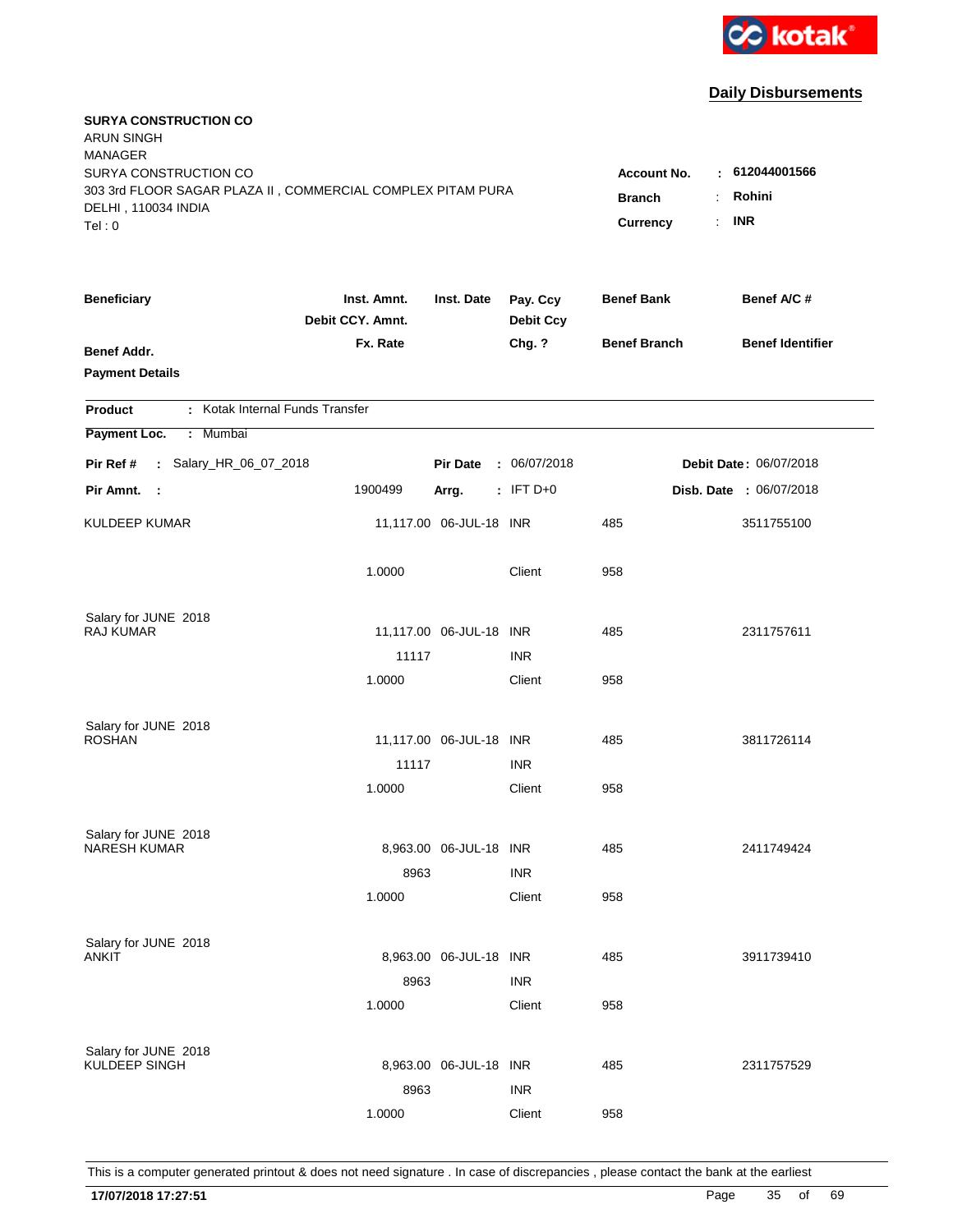kotak

## Daily Disbursements

**SURYA CONSTRUCTION CO**
ARUN SINGH
MANAGER
SURYA CONSTRUCTION CO
303 3rd FLOOR SAGAR PLAZA II , COMMERCIAL COMPLEX PITAM PURA
DELHI , 110034 INDIA
Tel : 0

**Account No.** : **612044001566**
**Branch** : **Rohini**
**Currency** : **INR**

| Beneficiary / Benef Addr. / Payment Details | Inst. Amnt. / Debit CCY. Amnt. / Fx. Rate | Inst. Date | Pay. Ccy / Debit Ccy / Chg. ? | Benef Bank / Benef Branch | Benef A/C # / Benef Identifier |
|---|---|---|---|---|---|

**Product** : Kotak Internal Funds Transfer
**Payment Loc.** : Mumbai

**Pir Ref #** : Salary_HR_06_07_2018 **Pir Date** : 06/07/2018 **Debit Date** : 06/07/2018
**Pir Amnt.** : 1900499 **Arrg.** : IFT D+0 **Disb. Date** : 06/07/2018

| Beneficiary | Inst. Amnt. | Inst. Date | Pay. Ccy | Benef Bank | Benef A/C # |
|---|---|---|---|---|---|
| KULDEEP KUMAR | 11,117.00 | 06-JUL-18 | INR | 485 | 3511755100 |
| | 1.0000 | | Client | 958 | |
| Salary for JUNE 2018 | | | | | |
| RAJ KUMAR | 11,117.00 | 06-JUL-18 | INR | 485 | 2311757611 |
| | 11117 | | INR | | |
| | 1.0000 | | Client | 958 | |
| Salary for JUNE 2018 | | | | | |
| ROSHAN | 11,117.00 | 06-JUL-18 | INR | 485 | 3811726114 |
| | 11117 | | INR | | |
| | 1.0000 | | Client | 958 | |
| Salary for JUNE 2018 | | | | | |
| NARESH KUMAR | 8,963.00 | 06-JUL-18 | INR | 485 | 2411749424 |
| | 8963 | | INR | | |
| | 1.0000 | | Client | 958 | |
| Salary for JUNE 2018 | | | | | |
| ANKIT | 8,963.00 | 06-JUL-18 | INR | 485 | 3911739410 |
| | 8963 | | INR | | |
| | 1.0000 | | Client | 958 | |
| Salary for JUNE 2018 | | | | | |
| KULDEEP SINGH | 8,963.00 | 06-JUL-18 | INR | 485 | 2311757529 |
| | 8963 | | INR | | |
| | 1.0000 | | Client | 958 | |

This is a computer generated printout & does not need signature . In case of discrepancies , please contact the bank at the earliest

**17/07/2018 17:27:51**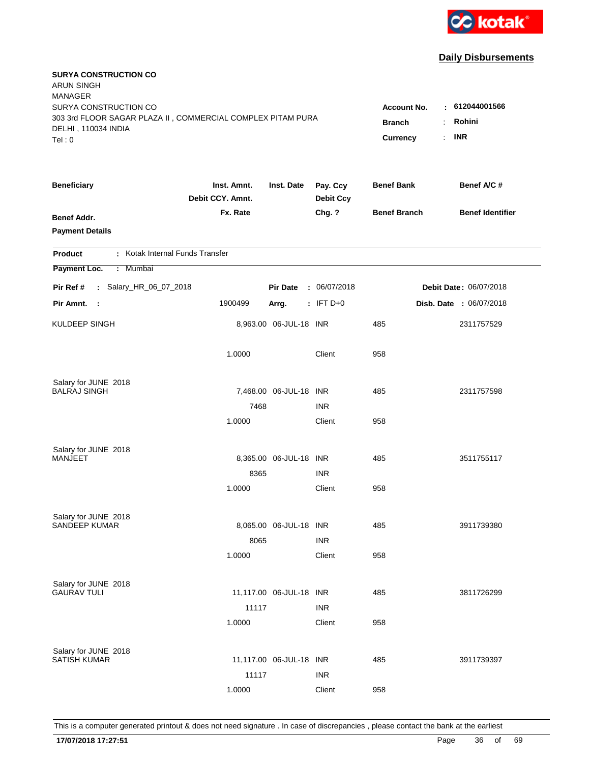kotak

## Daily Disbursements

**SURYA CONSTRUCTION CO**
ARUN SINGH
MANAGER
SURYA CONSTRUCTION CO
303 3rd FLOOR SAGAR PLAZA II , COMMERCIAL COMPLEX PITAM PURA
DELHI , 110034 INDIA
Tel : 0

**Account No.** : **612044001566**
**Branch** : **Rohini**
**Currency** : **INR**

| Beneficiary | Inst. Amnt. / Debit CCY. Amnt. / Fx. Rate | Inst. Date | Pay. Ccy / Debit Ccy / Chg. ? | Benef Bank / Benef Branch | Benef A/C # / Benef Identifier |
|---|---|---|---|---|---|
| **Benef Addr.** | | | | | |
| **Payment Details** | | | | | |

**Product** : Kotak Internal Funds Transfer

**Payment Loc.** : Mumbai

**Pir Ref #** : Salary_HR_06_07_2018 | **Pir Date** : 06/07/2018 | **Debit Date**: 06/07/2018

**Pir Amnt.** : 1900499 | **Arrg.** : IFT D+0 | **Disb. Date** : 06/07/2018

| Beneficiary | Inst. Amnt. | Inst. Date | Pay. Ccy | Benef Bank | Benef A/C # |
|---|---|---|---|---|---|
| KULDEEP SINGH | 8,963.00 | 06-JUL-18 | INR | 485 | 2311757529 |
| | 1.0000 | | Client | 958 | |
| Salary for JUNE 2018 | | | | | |
| BALRAJ SINGH | 7,468.00 | 06-JUL-18 | INR | 485 | 2311757598 |
| | 7468 | | INR | | |
| | 1.0000 | | Client | 958 | |
| Salary for JUNE 2018 | | | | | |
| MANJEET | 8,365.00 | 06-JUL-18 | INR | 485 | 3511755117 |
| | 8365 | | INR | | |
| | 1.0000 | | Client | 958 | |
| Salary for JUNE 2018 | | | | | |
| SANDEEP KUMAR | 8,065.00 | 06-JUL-18 | INR | 485 | 3911739380 |
| | 8065 | | INR | | |
| | 1.0000 | | Client | 958 | |
| Salary for JUNE 2018 | | | | | |
| GAURAV TULI | 11,117.00 | 06-JUL-18 | INR | 485 | 3811726299 |
| | 11117 | | INR | | |
| | 1.0000 | | Client | 958 | |
| Salary for JUNE 2018 | | | | | |
| SATISH KUMAR | 11,117.00 | 06-JUL-18 | INR | 485 | 3911739397 |
| | 11117 | | INR | | |
| | 1.0000 | | Client | 958 | |

This is a computer generated printout & does not need signature . In case of discrepancies , please contact the bank at the earliest

**17/07/2018 17:27:51**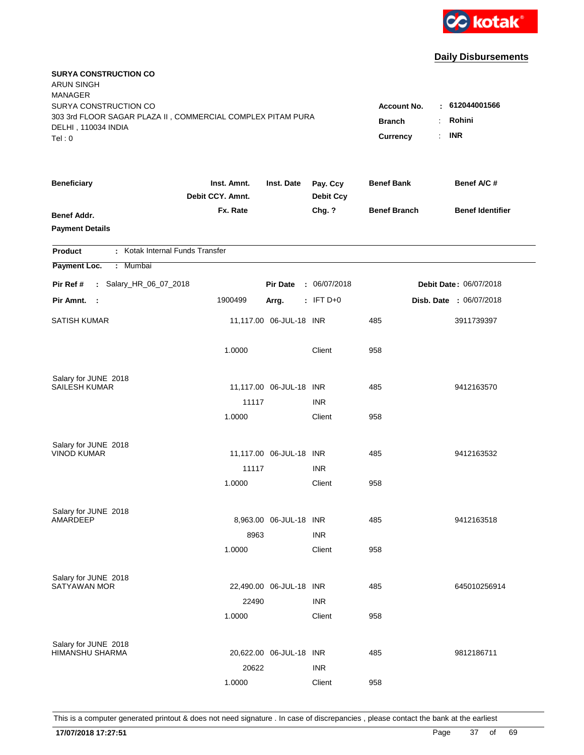**Daily Disbursements**

**SURYA CONSTRUCTION CO**
ARUN SINGH
MANAGER
SURYA CONSTRUCTION CO
303 3rd FLOOR SAGAR PLAZA II , COMMERCIAL COMPLEX PITAM PURA
DELHI , 110034 INDIA
Tel : 0

**Account No.** : 612044001566
**Branch** : Rohini
**Currency** : INR

| Beneficiary | Inst. Amnt. / Debit CCY. Amnt. / Fx. Rate | Inst. Date | Pay. Ccy / Debit Ccy / Chg. ? | Benef Bank / Benef Branch | Benef A/C # / Benef Identifier |
|---|---|---|---|---|---|
| **Benef Addr.** | | | | | |
| **Payment Details** | | | | | |

**Product** : Kotak Internal Funds Transfer

**Payment Loc.** : Mumbai

**Pir Ref #** : Salary_HR_06_07_2018 **Pir Date** : 06/07/2018 **Debit Date** : 06/07/2018

**Pir Amnt.** : 1900499 **Arrg.** : IFT D+0 **Disb. Date** : 06/07/2018

| Beneficiary | Inst. Amnt. | Inst. Date | Pay. Ccy | Benef Bank | Benef A/C # |
|---|---|---|---|---|---|
| SATISH KUMAR | 11,117.00 | 06-JUL-18 | INR | 485 | 3911739397 |
| | 1.0000 | | Client | 958 | |
| Salary for JUNE 2018 | | | | | |
| SAILESH KUMAR | 11,117.00 | 06-JUL-18 | INR | 485 | 9412163570 |
| | 11117 | | INR | | |
| | 1.0000 | | Client | 958 | |
| Salary for JUNE 2018 | | | | | |
| VINOD KUMAR | 11,117.00 | 06-JUL-18 | INR | 485 | 9412163532 |
| | 11117 | | INR | | |
| | 1.0000 | | Client | 958 | |
| Salary for JUNE 2018 | | | | | |
| AMARDEEP | 8,963.00 | 06-JUL-18 | INR | 485 | 9412163518 |
| | 8963 | | INR | | |
| | 1.0000 | | Client | 958 | |
| Salary for JUNE 2018 | | | | | |
| SATYAWAN MOR | 22,490.00 | 06-JUL-18 | INR | 485 | 645010256914 |
| | 22490 | | INR | | |
| | 1.0000 | | Client | 958 | |
| Salary for JUNE 2018 | | | | | |
| HIMANSHU SHARMA | 20,622.00 | 06-JUL-18 | INR | 485 | 9812186711 |
| | 20622 | | INR | | |
| | 1.0000 | | Client | 958 | |

This is a computer generated printout & does not need signature . In case of discrepancies , please contact the bank at the earliest

**17/07/2018 17:27:51**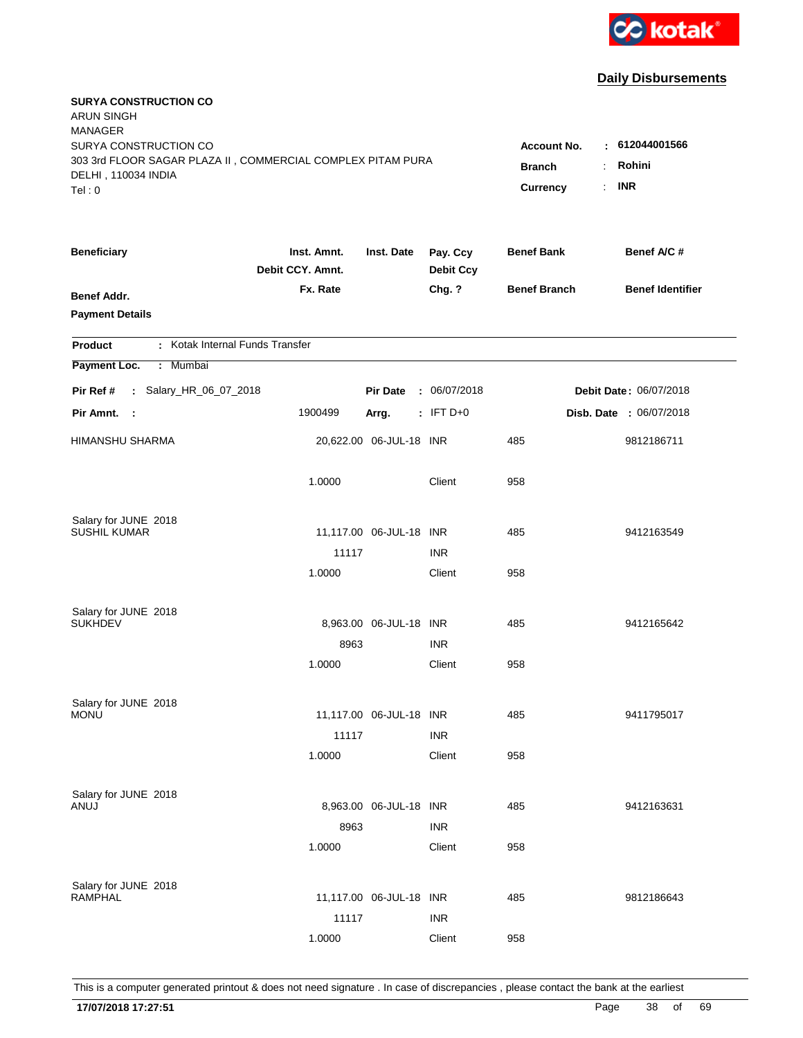**Daily Disbursements**

**SURYA CONSTRUCTION CO**
ARUN SINGH
MANAGER
SURYA CONSTRUCTION CO
303 3rd FLOOR SAGAR PLAZA II , COMMERCIAL COMPLEX PITAM PURA
DELHI , 110034 INDIA
Tel : 0

**Account No.** : **612044001566**
**Branch** : **Rohini**
**Currency** : **INR**

| Beneficiary | Inst. Amnt. / Debit CCY. Amnt. / Fx. Rate | Inst. Date | Pay. Ccy / Debit Ccy / Chg. ? | Benef Bank / Benef Branch | Benef A/C # / Benef Identifier |
|---|---|---|---|---|---|
| **Benef Addr.** | | | | | |
| **Payment Details** | | | | | |

**Product** : Kotak Internal Funds Transfer
**Payment Loc.** : Mumbai

**Pir Ref #** : Salary_HR_06_07_2018 **Pir Date** : 06/07/2018 **Debit Date** : 06/07/2018
**Pir Amnt.** : 1900499 **Arrg.** : IFT D+0 **Disb. Date** : 06/07/2018

| Beneficiary | Inst. Amnt. / Debit CCY. Amnt. / Fx. Rate | Inst. Date | Pay. Ccy / Debit Ccy / Chg. ? | Benef Bank / Benef Branch | Benef A/C # |
|---|---|---|---|---|---|
| HIMANSHU SHARMA | 20,622.00 | 06-JUL-18 | INR | 485 | 9812186711 |
| | 1.0000 | | Client | 958 | |
| Salary for JUNE 2018 | | | | | |
| SUSHIL KUMAR | 11,117.00 | 06-JUL-18 | INR | 485 | 9412163549 |
| | 11117 | | INR | | |
| | 1.0000 | | Client | 958 | |
| Salary for JUNE 2018 | | | | | |
| SUKHDEV | 8,963.00 | 06-JUL-18 | INR | 485 | 9412165642 |
| | 8963 | | INR | | |
| | 1.0000 | | Client | 958 | |
| Salary for JUNE 2018 | | | | | |
| MONU | 11,117.00 | 06-JUL-18 | INR | 485 | 9411795017 |
| | 11117 | | INR | | |
| | 1.0000 | | Client | 958 | |
| Salary for JUNE 2018 | | | | | |
| ANUJ | 8,963.00 | 06-JUL-18 | INR | 485 | 9412163631 |
| | 8963 | | INR | | |
| | 1.0000 | | Client | 958 | |
| Salary for JUNE 2018 | | | | | |
| RAMPHAL | 11,117.00 | 06-JUL-18 | INR | 485 | 9812186643 |
| | 11117 | | INR | | |
| | 1.0000 | | Client | 958 | |

This is a computer generated printout & does not need signature . In case of discrepancies , please contact the bank at the earliest

**17/07/2018 17:27:51**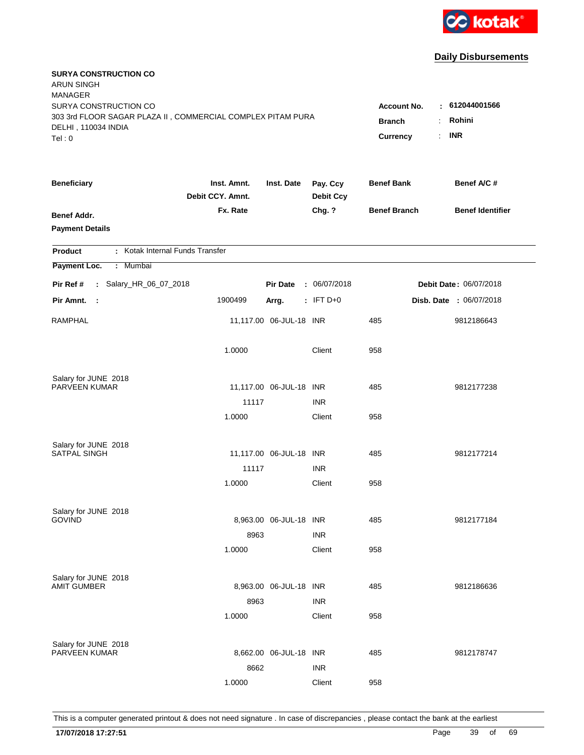**kotak**

## Daily Disbursements

**SURYA CONSTRUCTION CO**
ARUN SINGH
MANAGER
SURYA CONSTRUCTION CO
303 3rd FLOOR SAGAR PLAZA II , COMMERCIAL COMPLEX PITAM PURA
DELHI , 110034 INDIA
Tel : 0

**Account No.** : 612044001566
**Branch** : Rohini
**Currency** : INR

| Beneficiary | Inst. Amnt. / Debit CCY. Amnt. / Fx. Rate | Inst. Date | Pay. Ccy / Debit Ccy / Chg. ? | Benef Bank / Benef Branch | Benef A/C # / Benef Identifier |
|---|---|---|---|---|---|
| **Benef Addr.** | | | | | |
| **Payment Details** | | | | | |

**Product** : Kotak Internal Funds Transfer

**Payment Loc.** : Mumbai

**Pir Ref #** : Salary_HR_06_07_2018 | **Pir Date** : 06/07/2018 | **Debit Date** : 06/07/2018

**Pir Amnt.** : 1900499 | **Arrg.** : IFT D+0 | **Disb. Date** : 06/07/2018

| Beneficiary | Inst. Amnt. / Debit CCY. Amnt. / Fx. Rate | Inst. Date | Pay. Ccy / Debit Ccy / Chg. ? | Benef Bank / Benef Branch | Benef A/C # / Benef Identifier |
|---|---|---|---|---|---|
| RAMPHAL | 11,117.00 | 06-JUL-18 | INR | 485 | 9812186643 |
| | 1.0000 | | Client | 958 | |
| Salary for JUNE 2018 | | | | | |
| PARVEEN KUMAR | 11,117.00 | 06-JUL-18 | INR | 485 | 9812177238 |
| | 11117 | | INR | | |
| | 1.0000 | | Client | 958 | |
| Salary for JUNE 2018 | | | | | |
| SATPAL SINGH | 11,117.00 | 06-JUL-18 | INR | 485 | 9812177214 |
| | 11117 | | INR | | |
| | 1.0000 | | Client | 958 | |
| Salary for JUNE 2018 | | | | | |
| GOVIND | 8,963.00 | 06-JUL-18 | INR | 485 | 9812177184 |
| | 8963 | | INR | | |
| | 1.0000 | | Client | 958 | |
| Salary for JUNE 2018 | | | | | |
| AMIT GUMBER | 8,963.00 | 06-JUL-18 | INR | 485 | 9812186636 |
| | 8963 | | INR | | |
| | 1.0000 | | Client | 958 | |
| Salary for JUNE 2018 | | | | | |
| PARVEEN KUMAR | 8,662.00 | 06-JUL-18 | INR | 485 | 9812178747 |
| | 8662 | | INR | | |
| | 1.0000 | | Client | 958 | |

This is a computer generated printout & does not need signature . In case of discrepancies , please contact the bank at the earliest

**17/07/2018 17:27:51**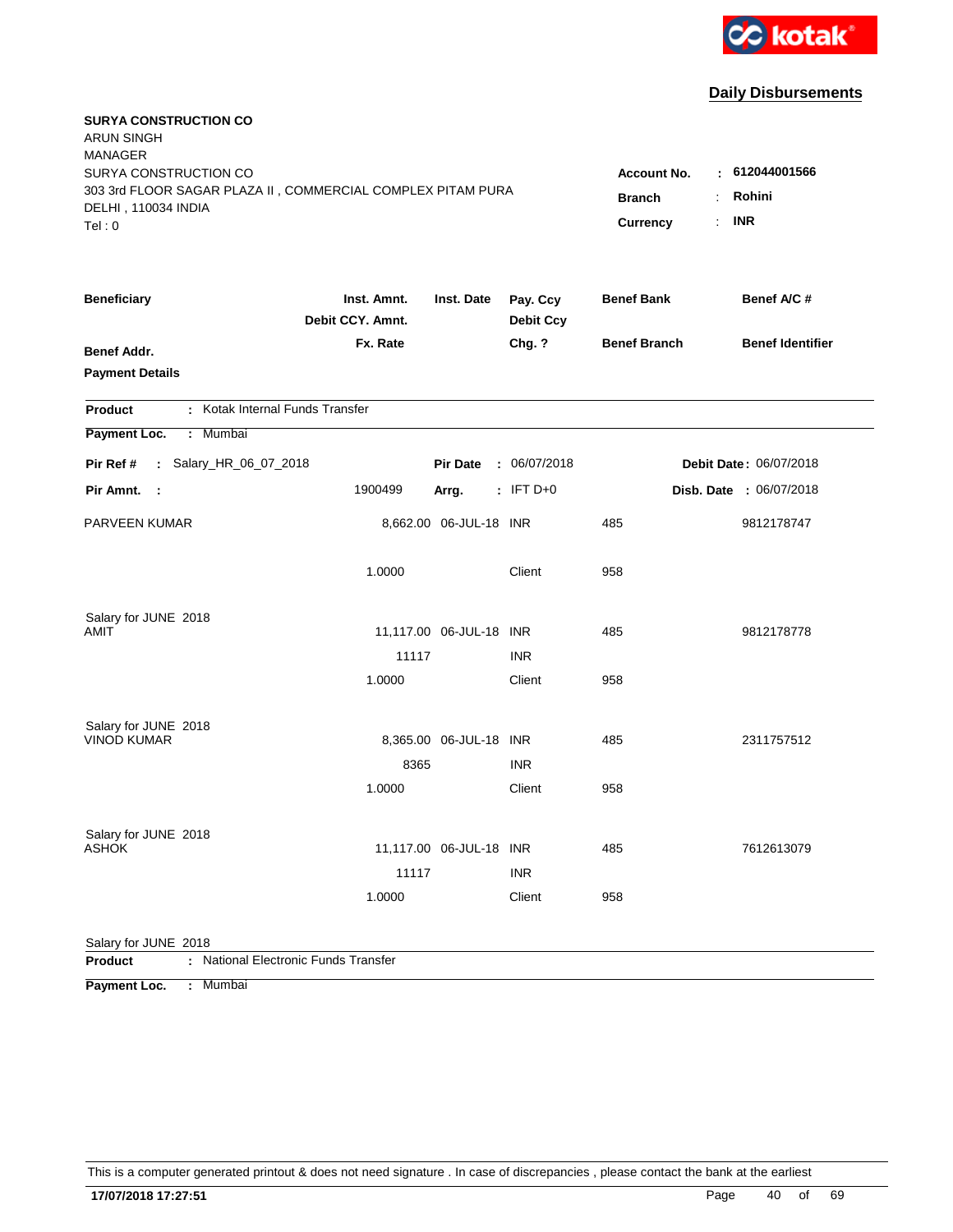kotak

## Daily Disbursements

**SURYA CONSTRUCTION CO**
ARUN SINGH
MANAGER
SURYA CONSTRUCTION CO
303 3rd FLOOR SAGAR PLAZA II , COMMERCIAL COMPLEX PITAM PURA
DELHI , 110034 INDIA
Tel : 0

**Account No.** : **612044001566**
**Branch** : **Rohini**
**Currency** : **INR**

| Beneficiary / Benef Addr. / Payment Details | Inst. Amnt. / Debit CCY. Amnt. / Fx. Rate | Inst. Date | Pay. Ccy / Debit Ccy / Chg. ? | Benef Bank / Benef Branch | Benef A/C # / Benef Identifier |
|---|---|---|---|---|---|

**Product** : Kotak Internal Funds Transfer
**Payment Loc.** : Mumbai

**Pir Ref #** : Salary_HR_06_07_2018 **Pir Date** : 06/07/2018 **Debit Date** : 06/07/2018
**Pir Amnt.** : 1900499 **Arrg.** : IFT D+0 **Disb. Date** : 06/07/2018

| Beneficiary | Inst. Amnt. | Inst. Date | Pay. Ccy | Benef Bank | Benef A/C # |
|---|---|---|---|---|---|
| PARVEEN KUMAR | 8,662.00 | 06-JUL-18 | INR | 485 | 9812178747 |
| | 1.0000 | | Client | 958 | |
| Salary for JUNE 2018 | | | | | |
| AMIT | 11,117.00 | 06-JUL-18 | INR | 485 | 9812178778 |
| | 11117 | | INR | | |
| | 1.0000 | | Client | 958 | |
| Salary for JUNE 2018 | | | | | |
| VINOD KUMAR | 8,365.00 | 06-JUL-18 | INR | 485 | 2311757512 |
| | 8365 | | INR | | |
| | 1.0000 | | Client | 958 | |
| Salary for JUNE 2018 | | | | | |
| ASHOK | 11,117.00 | 06-JUL-18 | INR | 485 | 7612613079 |
| | 11117 | | INR | | |
| | 1.0000 | | Client | 958 | |
| Salary for JUNE 2018 | | | | | |

**Product** : National Electronic Funds Transfer
**Payment Loc.** : Mumbai

This is a computer generated printout & does not need signature . In case of discrepancies , please contact the bank at the earliest

**17/07/2018 17:27:51**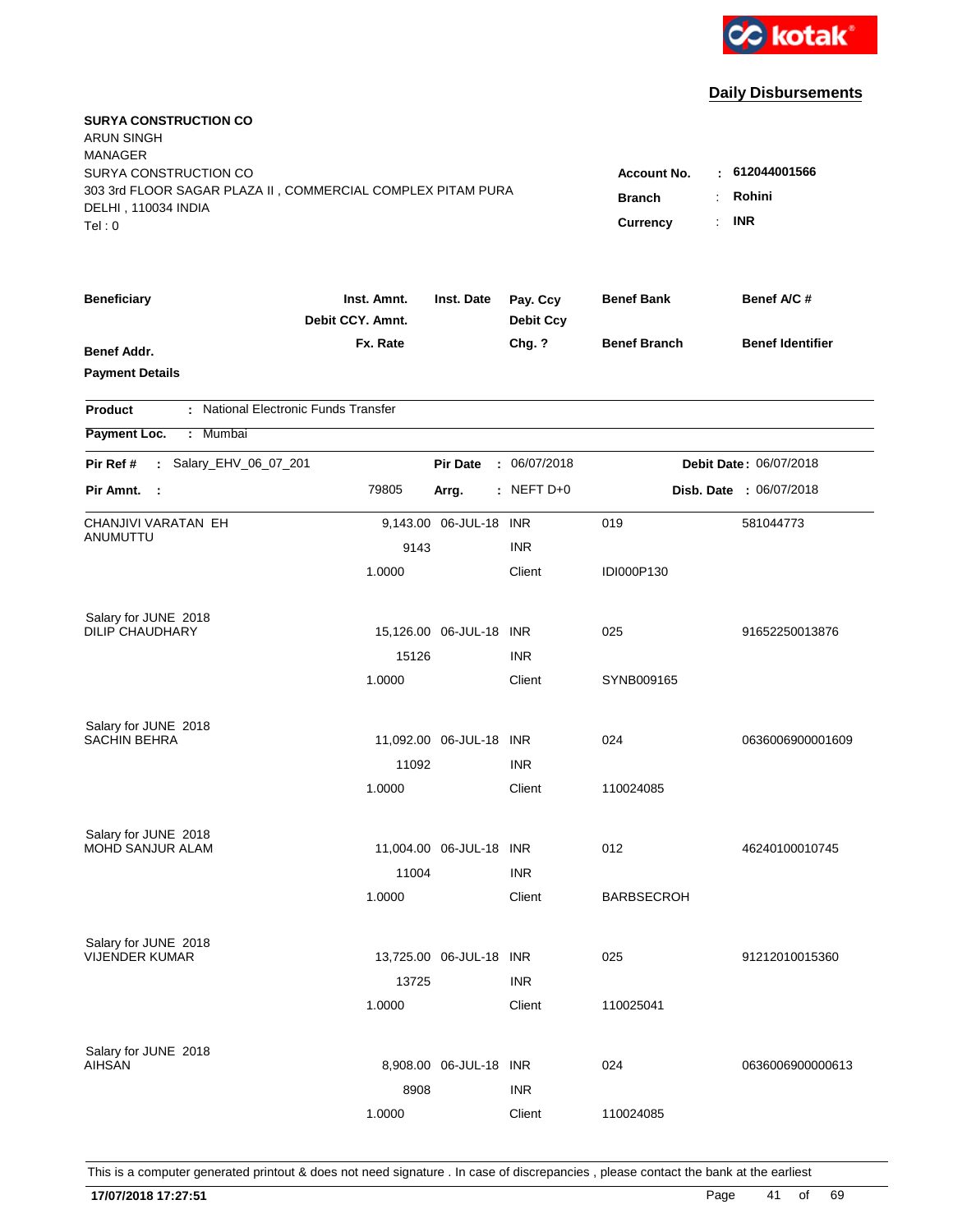kotak

## Daily Disbursements

**SURYA CONSTRUCTION CO**
ARUN SINGH
MANAGER
SURYA CONSTRUCTION CO
303 3rd FLOOR SAGAR PLAZA II , COMMERCIAL COMPLEX PITAM PURA
DELHI , 110034 INDIA
Tel : 0

**Account No.** : 612044001566
**Branch** : Rohini
**Currency** : INR

| Beneficiary / Benef Addr. / Payment Details | Inst. Amnt. / Debit CCY. Amnt. / Fx. Rate | Inst. Date | Pay. Ccy / Debit Ccy / Chg. ? | Benef Bank / Benef Branch | Benef A/C # / Benef Identifier |
|---|---|---|---|---|---|

**Product** : National Electronic Funds Transfer
**Payment Loc.** : Mumbai

**Pir Ref #** : Salary_EHV_06_07_201 | **Pir Date** : 06/07/2018 | **Debit Date** : 06/07/2018
**Pir Amnt.** : 79805 | **Arrg.** : NEFT D+0 | **Disb. Date** : 06/07/2018

| Beneficiary | Inst. Amnt. | Inst. Date | Pay. Ccy | Benef Bank | Benef A/C # |
|---|---|---|---|---|---|
| CHANJIVI VARATAN EH ANUMUTTU | 9,143.00 | 06-JUL-18 | INR | 019 | 581044773 |
| | 9143 | | INR | | |
| | 1.0000 | | Client | IDI000P130 | |
| Salary for JUNE 2018 | | | | | |
| DILIP CHAUDHARY | 15,126.00 | 06-JUL-18 | INR | 025 | 91652250013876 |
| | 15126 | | INR | | |
| | 1.0000 | | Client | SYNB009165 | |
| Salary for JUNE 2018 | | | | | |
| SACHIN BEHRA | 11,092.00 | 06-JUL-18 | INR | 024 | 0636006900001609 |
| | 11092 | | INR | | |
| | 1.0000 | | Client | 110024085 | |
| Salary for JUNE 2018 | | | | | |
| MOHD SANJUR ALAM | 11,004.00 | 06-JUL-18 | INR | 012 | 46240100010745 |
| | 11004 | | INR | | |
| | 1.0000 | | Client | BARBSECROH | |
| Salary for JUNE 2018 | | | | | |
| VIJENDER KUMAR | 13,725.00 | 06-JUL-18 | INR | 025 | 91212010015360 |
| | 13725 | | INR | | |
| | 1.0000 | | Client | 110025041 | |
| Salary for JUNE 2018 | | | | | |
| AIHSAN | 8,908.00 | 06-JUL-18 | INR | 024 | 0636006900000613 |
| | 8908 | | INR | | |
| | 1.0000 | | Client | 110024085 | |

This is a computer generated printout & does not need signature . In case of discrepancies , please contact the bank at the earliest

**17/07/2018 17:27:51**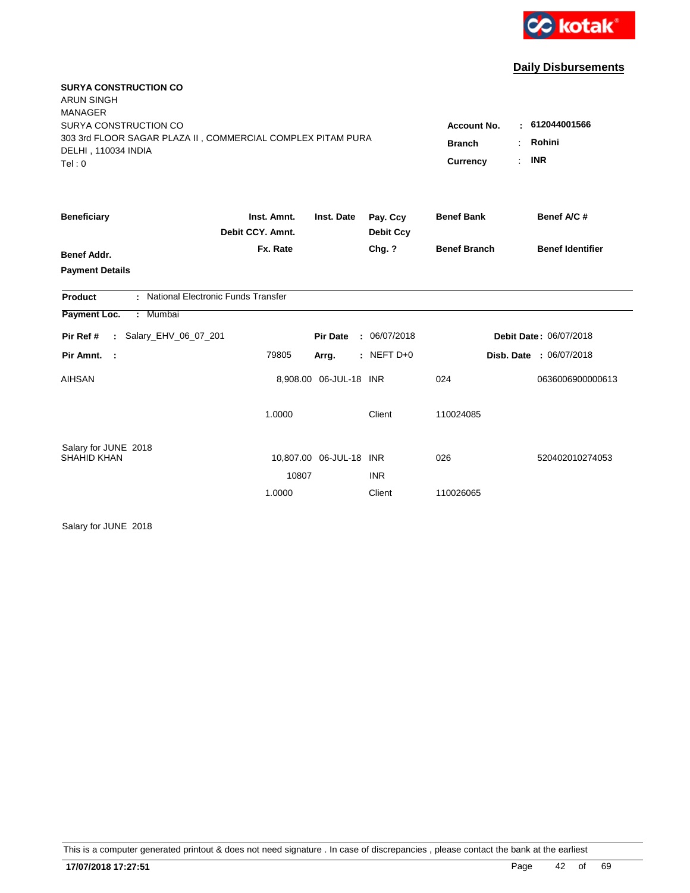kotak

## Daily Disbursements

**SURYA CONSTRUCTION CO**
ARUN SINGH
MANAGER
SURYA CONSTRUCTION CO
303 3rd FLOOR SAGAR PLAZA II , COMMERCIAL COMPLEX PITAM PURA
DELHI , 110034 INDIA
Tel : 0

**Account No.** : **612044001566**
**Branch** : **Rohini**
**Currency** : **INR**

| Beneficiary | Inst. Amnt. / Debit CCY. Amnt. / Fx. Rate | Inst. Date | Pay. Ccy / Debit Ccy / Chg. ? | Benef Bank / Benef Branch | Benef A/C # / Benef Identifier |
|---|---|---|---|---|---|
| **Benef Addr.** | | | | | |
| **Payment Details** | | | | | |

**Product** : National Electronic Funds Transfer

**Payment Loc.** : Mumbai

**Pir Ref #** : Salary_EHV_06_07_201 | **Pir Date** : 06/07/2018 | **Debit Date** : 06/07/2018

**Pir Amnt.** : 79805 | **Arrg.** : NEFT D+0 | **Disb. Date** : 06/07/2018

| Beneficiary | Inst. Amnt. | Inst. Date | Pay. Ccy | Benef Bank | Benef A/C # |
|---|---|---|---|---|---|
| AIHSAN | 8,908.00 | 06-JUL-18 | INR | 024 | 0636006900000613 |
| | 1.0000 | | Client | 110024085 | |
| Salary for JUNE 2018 | | | | | |
| SHAHID KHAN | 10,807.00 | 06-JUL-18 | INR | 026 | 520402010274053 |
| | 10807 | | INR | | |
| | 1.0000 | | Client | 110026065 | |
| Salary for JUNE 2018 | | | | | |

This is a computer generated printout & does not need signature . In case of discrepancies , please contact the bank at the earliest

**17/07/2018 17:27:51**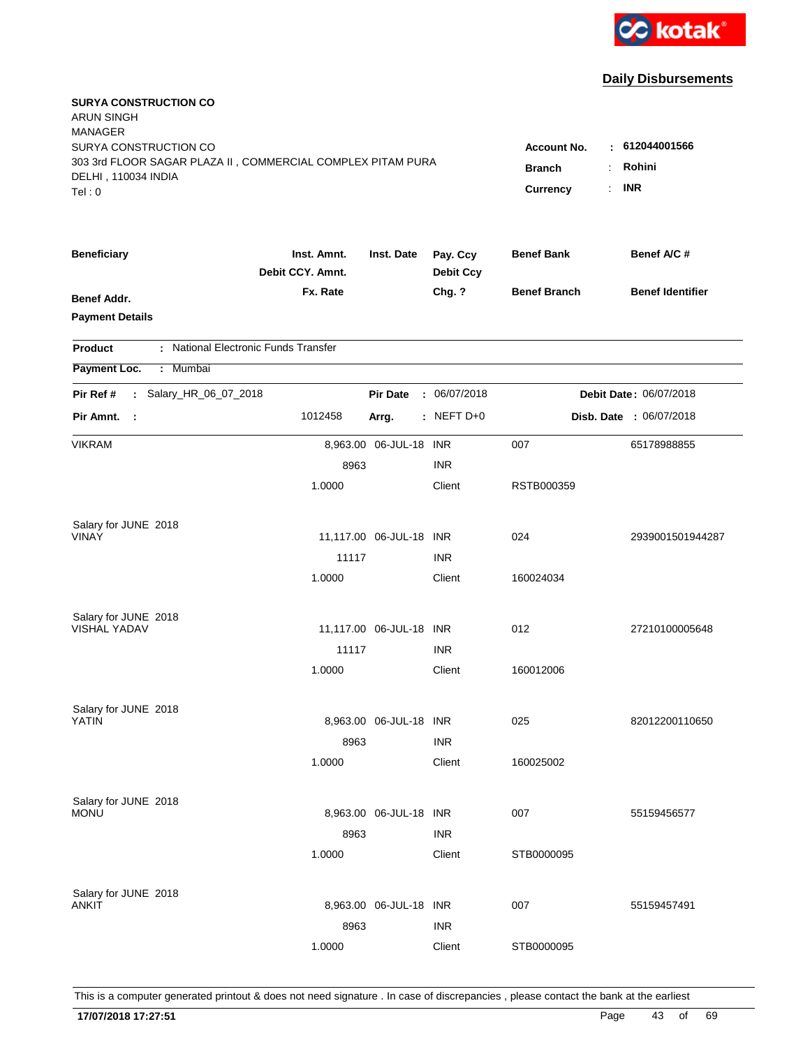kotak

## Daily Disbursements

**SURYA CONSTRUCTION CO**
ARUN SINGH
MANAGER
SURYA CONSTRUCTION CO
303 3rd FLOOR SAGAR PLAZA II , COMMERCIAL COMPLEX PITAM PURA
DELHI , 110034 INDIA
Tel : 0

**Account No.** : **612044001566**
**Branch** : **Rohini**
**Currency** : **INR**

| Beneficiary / Benef Addr. / Payment Details | Inst. Amnt. / Debit CCY. Amnt. / Fx. Rate | Inst. Date | Pay. Ccy / Debit Ccy / Chg. ? | Benef Bank / Benef Branch | Benef A/C # / Benef Identifier |
|---|---|---|---|---|---|

**Product** : National Electronic Funds Transfer
**Payment Loc.** : Mumbai

**Pir Ref #** : Salary_HR_06_07_2018 **Pir Date** : 06/07/2018 **Debit Date** : 06/07/2018
**Pir Amnt.** : 1012458 **Arrg.** : NEFT D+0 **Disb. Date** : 06/07/2018

| Beneficiary | Inst. Amnt. | Inst. Date | Pay. Ccy | Benef Bank | Benef A/C # |
|---|---|---|---|---|---|
| VIKRAM | 8,963.00 | 06-JUL-18 | INR | 007 | 65178988855 |
| | 8963 | | INR | | |
| | 1.0000 | | Client | RSTB000359 | |
| Salary for JUNE 2018 | | | | | |
| VINAY | 11,117.00 | 06-JUL-18 | INR | 024 | 2939001501944287 |
| | 11117 | | INR | | |
| | 1.0000 | | Client | 160024034 | |
| Salary for JUNE 2018 | | | | | |
| VISHAL YADAV | 11,117.00 | 06-JUL-18 | INR | 012 | 27210100005648 |
| | 11117 | | INR | | |
| | 1.0000 | | Client | 160012006 | |
| Salary for JUNE 2018 | | | | | |
| YATIN | 8,963.00 | 06-JUL-18 | INR | 025 | 82012200110650 |
| | 8963 | | INR | | |
| | 1.0000 | | Client | 160025002 | |
| Salary for JUNE 2018 | | | | | |
| MONU | 8,963.00 | 06-JUL-18 | INR | 007 | 55159456577 |
| | 8963 | | INR | | |
| | 1.0000 | | Client | STB0000095 | |
| Salary for JUNE 2018 | | | | | |
| ANKIT | 8,963.00 | 06-JUL-18 | INR | 007 | 55159457491 |
| | 8963 | | INR | | |
| | 1.0000 | | Client | STB0000095 | |

This is a computer generated printout & does not need signature . In case of discrepancies , please contact the bank at the earliest

**17/07/2018 17:27:51**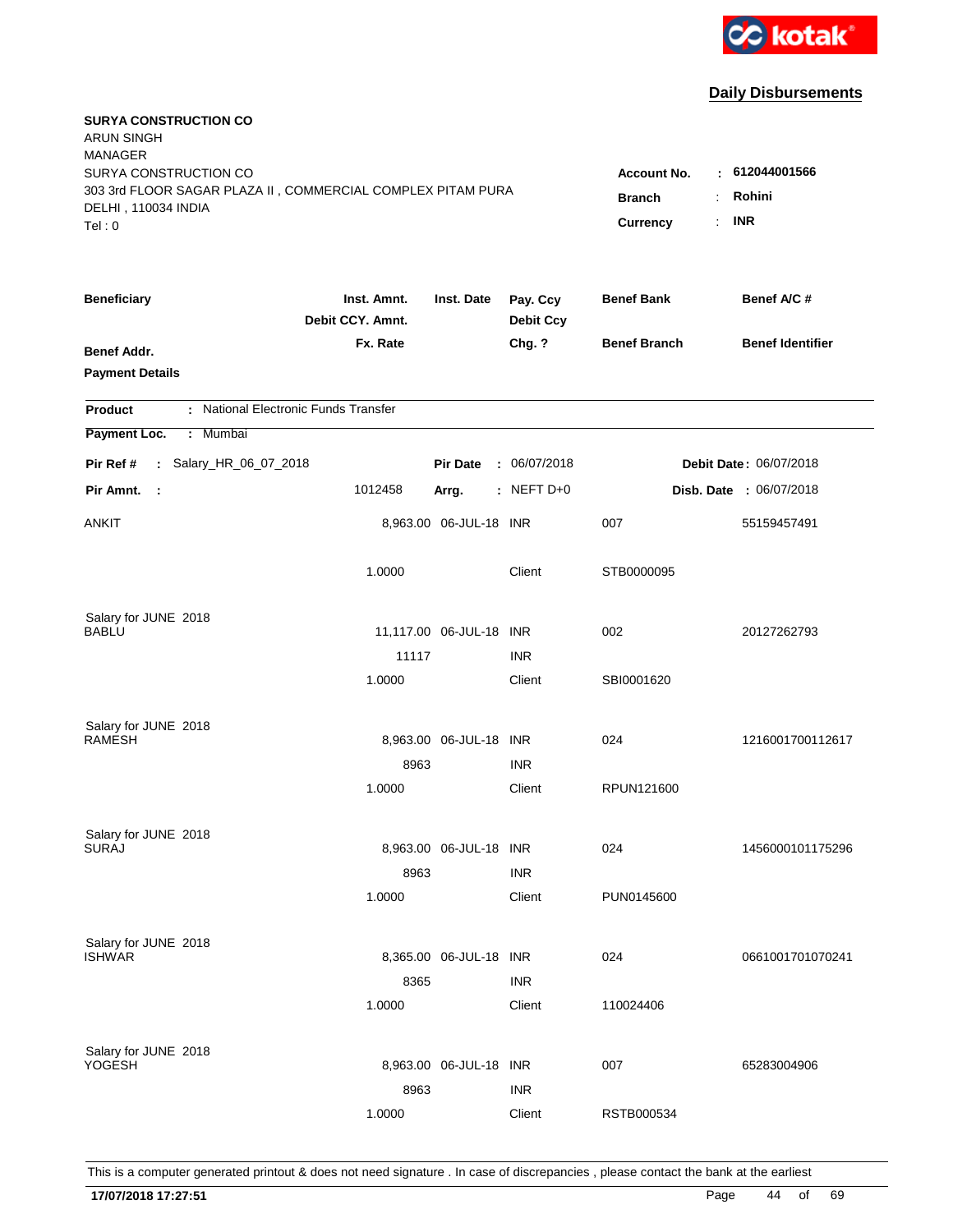**Daily Disbursements**

**SURYA CONSTRUCTION CO**
ARUN SINGH
MANAGER
SURYA CONSTRUCTION CO
303 3rd FLOOR SAGAR PLAZA II , COMMERCIAL COMPLEX PITAM PURA
DELHI , 110034 INDIA
Tel : 0

**Account No.** : 612044001566
**Branch** : Rohini
**Currency** : INR

| Beneficiary | Inst. Amnt. / Debit CCY. Amnt. / Fx. Rate | Inst. Date | Pay. Ccy / Debit Ccy / Chg. ? | Benef Bank / Benef Branch | Benef A/C # / Benef Identifier |
|---|---|---|---|---|---|
| **Benef Addr.** / **Payment Details** | | | | | |

**Product** : National Electronic Funds Transfer
**Payment Loc.** : Mumbai

**Pir Ref #** : Salary_HR_06_07_2018 | **Pir Date** : 06/07/2018 | **Debit Date** : 06/07/2018
**Pir Amnt.** : 1012458 | **Arrg.** : NEFT D+0 | **Disb. Date** : 06/07/2018

| Beneficiary | Inst. Amnt. / Debit CCY. Amnt. / Fx. Rate | Inst. Date | Pay. Ccy / Debit Ccy / Chg. ? | Benef Bank / Benef Branch | Benef A/C # |
|---|---|---|---|---|---|
| ANKIT | 8,963.00 | 06-JUL-18 | INR | 007 | 55159457491 |
| | 1.0000 | | Client | STB0000095 | |
| Salary for JUNE 2018 | | | | | |
| BABLU | 11,117.00 | 06-JUL-18 | INR | 002 | 20127262793 |
| | 11117 | | INR | | |
| | 1.0000 | | Client | SBI0001620 | |
| Salary for JUNE 2018 | | | | | |
| RAMESH | 8,963.00 | 06-JUL-18 | INR | 024 | 1216001700112617 |
| | 8963 | | INR | | |
| | 1.0000 | | Client | RPUN121600 | |
| Salary for JUNE 2018 | | | | | |
| SURAJ | 8,963.00 | 06-JUL-18 | INR | 024 | 1456000101175296 |
| | 8963 | | INR | | |
| | 1.0000 | | Client | PUN0145600 | |
| Salary for JUNE 2018 | | | | | |
| ISHWAR | 8,365.00 | 06-JUL-18 | INR | 024 | 0661001701070241 |
| | 8365 | | INR | | |
| | 1.0000 | | Client | 110024406 | |
| Salary for JUNE 2018 | | | | | |
| YOGESH | 8,963.00 | 06-JUL-18 | INR | 007 | 65283004906 |
| | 8963 | | INR | | |
| | 1.0000 | | Client | RSTB000534 | |

This is a computer generated printout & does not need signature . In case of discrepancies , please contact the bank at the earliest

**17/07/2018 17:27:51**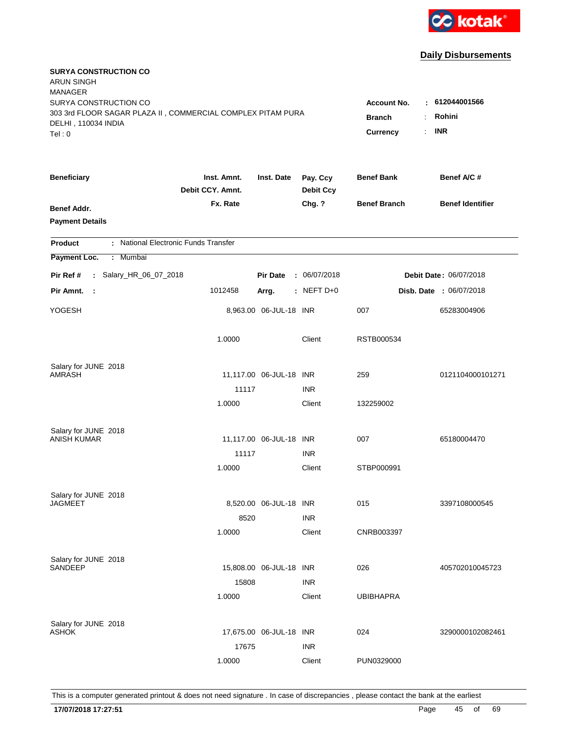kotak

## Daily Disbursements

**SURYA CONSTRUCTION CO**
ARUN SINGH
MANAGER
SURYA CONSTRUCTION CO
303 3rd FLOOR SAGAR PLAZA II , COMMERCIAL COMPLEX PITAM PURA
DELHI , 110034 INDIA
Tel : 0

**Account No.** : **612044001566**
**Branch** : **Rohini**
**Currency** : **INR**

| Beneficiary / Benef Addr. / Payment Details | Inst. Amnt. / Debit CCY. Amnt. / Fx. Rate | Inst. Date | Pay. Ccy / Debit Ccy / Chg. ? | Benef Bank / Benef Branch | Benef A/C # / Benef Identifier |
|---|---|---|---|---|---|

**Product** : National Electronic Funds Transfer
**Payment Loc.** : Mumbai

**Pir Ref #** : Salary_HR_06_07_2018 **Pir Date** : 06/07/2018 **Debit Date** : 06/07/2018
**Pir Amnt.** : 1012458 **Arrg.** : NEFT D+0 **Disb. Date** : 06/07/2018

| Beneficiary / Benef Addr. / Payment Details | Inst. Amnt. / Debit CCY. Amnt. / Fx. Rate | Inst. Date | Pay. Ccy / Debit Ccy / Chg. ? | Benef Bank / Benef Branch | Benef A/C # / Benef Identifier |
|---|---|---|---|---|---|
| YOGESH | 8,963.00 | 06-JUL-18 | INR | 007 | 65283004906 |
| | 1.0000 | | Client | RSTB000534 | |
| Salary for JUNE 2018 | | | | | |
| AMRASH | 11,117.00 | 06-JUL-18 | INR | 259 | 0121104000101271 |
| | 11117 | | INR | | |
| | 1.0000 | | Client | 132259002 | |
| Salary for JUNE 2018 | | | | | |
| ANISH KUMAR | 11,117.00 | 06-JUL-18 | INR | 007 | 65180004470 |
| | 11117 | | INR | | |
| | 1.0000 | | Client | STBP000991 | |
| Salary for JUNE 2018 | | | | | |
| JAGMEET | 8,520.00 | 06-JUL-18 | INR | 015 | 3397108000545 |
| | 8520 | | INR | | |
| | 1.0000 | | Client | CNRB003397 | |
| Salary for JUNE 2018 | | | | | |
| SANDEEP | 15,808.00 | 06-JUL-18 | INR | 026 | 405702010045723 |
| | 15808 | | INR | | |
| | 1.0000 | | Client | UBIBHAPRA | |
| Salary for JUNE 2018 | | | | | |
| ASHOK | 17,675.00 | 06-JUL-18 | INR | 024 | 3290000102082461 |
| | 17675 | | INR | | |
| | 1.0000 | | Client | PUN0329000 | |

This is a computer generated printout & does not need signature . In case of discrepancies , please contact the bank at the earliest

**17/07/2018 17:27:51**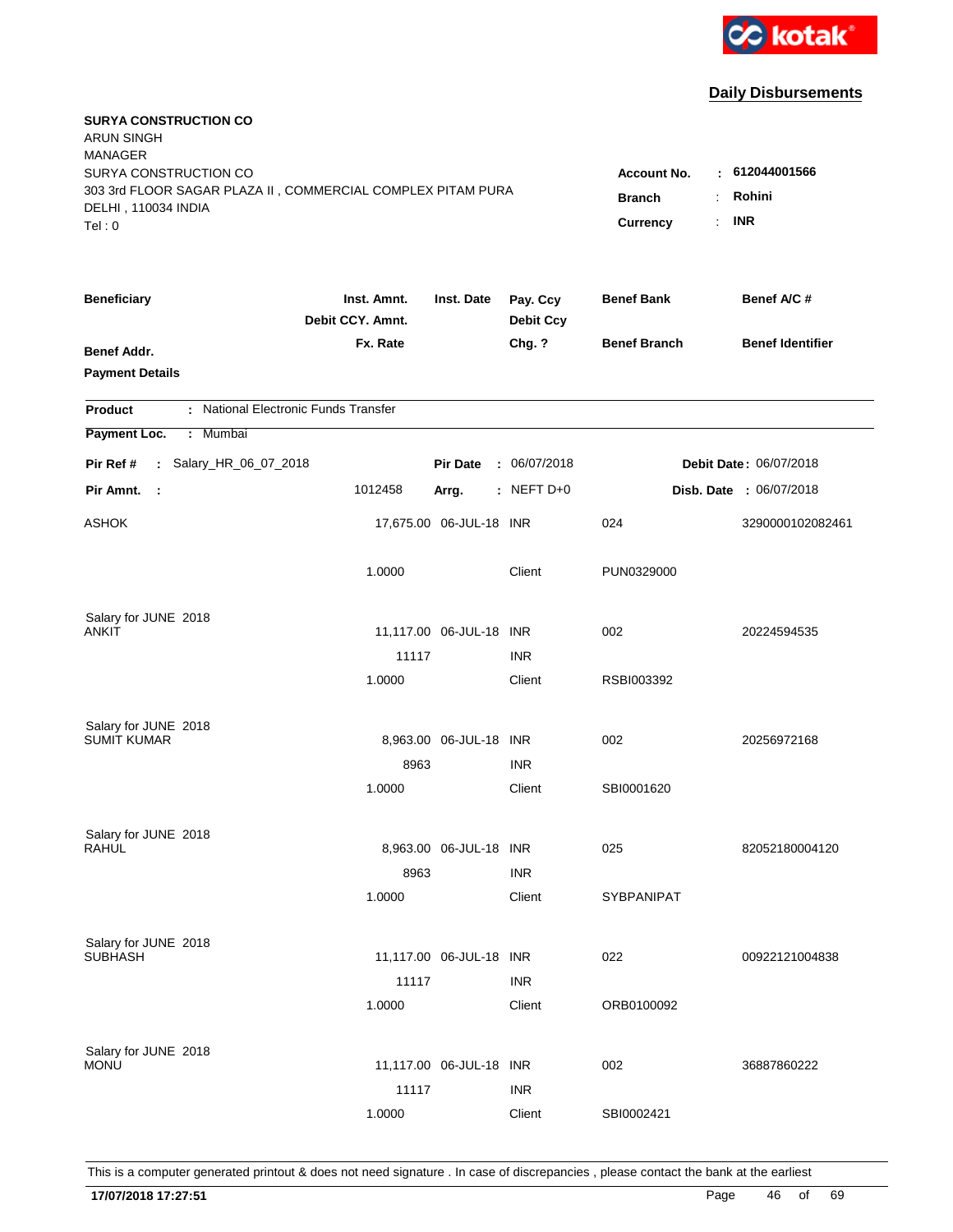kotak

## Daily Disbursements

**SURYA CONSTRUCTION CO**
ARUN SINGH
MANAGER
SURYA CONSTRUCTION CO
303 3rd FLOOR SAGAR PLAZA II , COMMERCIAL COMPLEX PITAM PURA
DELHI , 110034 INDIA
Tel : 0

**Account No.** : **612044001566**
**Branch** : **Rohini**
**Currency** : **INR**

| Beneficiary / Benef Addr. / Payment Details | Inst. Amnt. / Debit CCY. Amnt. / Fx. Rate | Inst. Date | Pay. Ccy / Debit Ccy / Chg. ? | Benef Bank / Benef Branch | Benef A/C # / Benef Identifier |
|---|---|---|---|---|---|

**Product** : National Electronic Funds Transfer
**Payment Loc.** : Mumbai

**Pir Ref #** : Salary_HR_06_07_2018 &nbsp;&nbsp; **Pir Date** : 06/07/2018 &nbsp;&nbsp; **Debit Date** : 06/07/2018
**Pir Amnt.** : 1012458 &nbsp;&nbsp; **Arrg.** : NEFT D+0 &nbsp;&nbsp; **Disb. Date** : 06/07/2018

| Beneficiary | Inst. Amnt. | Inst. Date | Pay. Ccy | Benef Bank | Benef A/C # |
|---|---|---|---|---|---|
| ASHOK | 17,675.00 | 06-JUL-18 | INR | 024 | 3290000102082461 |
| | 1.0000 | | Client | PUN0329000 | |
| Salary for JUNE 2018 | | | | | |
| ANKIT | 11,117.00 | 06-JUL-18 | INR | 002 | 20224594535 |
| | 11117 | | INR | | |
| | 1.0000 | | Client | RSBI003392 | |
| Salary for JUNE 2018 | | | | | |
| SUMIT KUMAR | 8,963.00 | 06-JUL-18 | INR | 002 | 20256972168 |
| | 8963 | | INR | | |
| | 1.0000 | | Client | SBI0001620 | |
| Salary for JUNE 2018 | | | | | |
| RAHUL | 8,963.00 | 06-JUL-18 | INR | 025 | 82052180004120 |
| | 8963 | | INR | | |
| | 1.0000 | | Client | SYBPANIPAT | |
| Salary for JUNE 2018 | | | | | |
| SUBHASH | 11,117.00 | 06-JUL-18 | INR | 022 | 00922121004838 |
| | 11117 | | INR | | |
| | 1.0000 | | Client | ORB0100092 | |
| Salary for JUNE 2018 | | | | | |
| MONU | 11,117.00 | 06-JUL-18 | INR | 002 | 36887860222 |
| | 11117 | | INR | | |
| | 1.0000 | | Client | SBI0002421 | |

This is a computer generated printout & does not need signature . In case of discrepancies , please contact the bank at the earliest

**17/07/2018 17:27:51**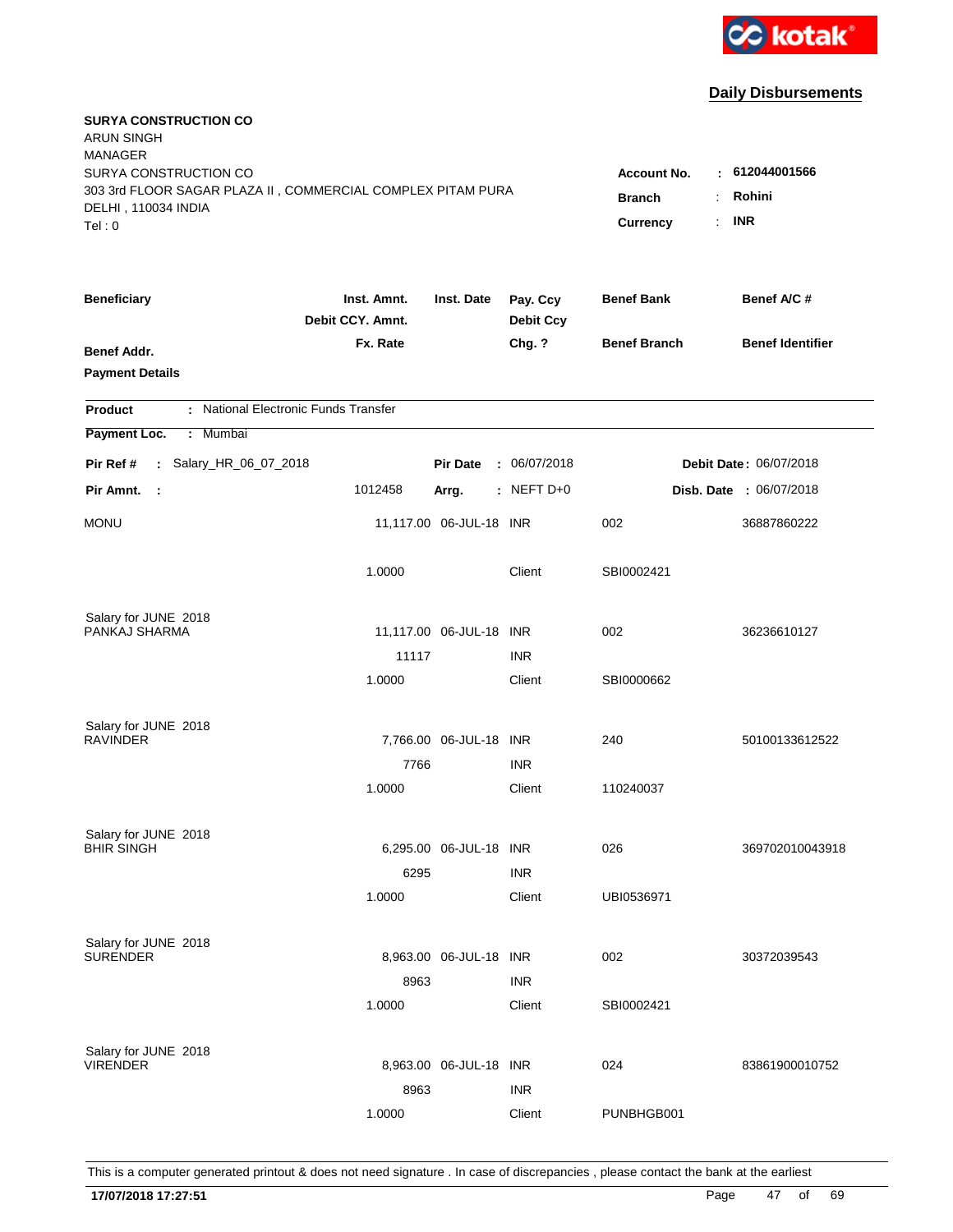**Daily Disbursements**

**SURYA CONSTRUCTION CO**
ARUN SINGH
MANAGER
SURYA CONSTRUCTION CO
303 3rd FLOOR SAGAR PLAZA II , COMMERCIAL COMPLEX PITAM PURA
DELHI , 110034 INDIA
Tel : 0

**Account No.** : **612044001566**
**Branch** : **Rohini**
**Currency** : **INR**

| Beneficiary | Inst. Amnt. / Debit CCY. Amnt. / Fx. Rate | Inst. Date | Pay. Ccy / Debit Ccy / Chg. ? | Benef Bank / Benef Branch | Benef A/C # / Benef Identifier |
|---|---|---|---|---|---|
| **Benef Addr.** | | | | | |
| **Payment Details** | | | | | |

**Product** : National Electronic Funds Transfer
**Payment Loc.** : Mumbai

**Pir Ref #** : Salary_HR_06_07_2018 | **Pir Date** : 06/07/2018 | **Debit Date** : 06/07/2018
**Pir Amnt.** : 1012458 | **Arrg.** : NEFT D+0 | **Disb. Date** : 06/07/2018

| Beneficiary | Inst. Amnt. / Debit CCY. Amnt. / Fx. Rate | Inst. Date | Pay. Ccy / Debit Ccy / Chg. ? | Benef Bank / Benef Branch | Benef A/C # |
|---|---|---|---|---|---|
| MONU | 11,117.00 | 06-JUL-18 | INR | 002 | 36887860222 |
| | 1.0000 | | Client | SBI0002421 | |
| Salary for JUNE 2018 | | | | | |
| PANKAJ SHARMA | 11,117.00 | 06-JUL-18 | INR | 002 | 36236610127 |
| | 11117 | | INR | | |
| | 1.0000 | | Client | SBI0000662 | |
| Salary for JUNE 2018 | | | | | |
| RAVINDER | 7,766.00 | 06-JUL-18 | INR | 240 | 50100133612522 |
| | 7766 | | INR | | |
| | 1.0000 | | Client | 110240037 | |
| Salary for JUNE 2018 | | | | | |
| BHIR SINGH | 6,295.00 | 06-JUL-18 | INR | 026 | 369702010043918 |
| | 6295 | | INR | | |
| | 1.0000 | | Client | UBI0536971 | |
| Salary for JUNE 2018 | | | | | |
| SURENDER | 8,963.00 | 06-JUL-18 | INR | 002 | 30372039543 |
| | 8963 | | INR | | |
| | 1.0000 | | Client | SBI0002421 | |
| Salary for JUNE 2018 | | | | | |
| VIRENDER | 8,963.00 | 06-JUL-18 | INR | 024 | 83861900010752 |
| | 8963 | | INR | | |
| | 1.0000 | | Client | PUNBHGB001 | |

This is a computer generated printout & does not need signature . In case of discrepancies , please contact the bank at the earliest

**17/07/2018 17:27:51**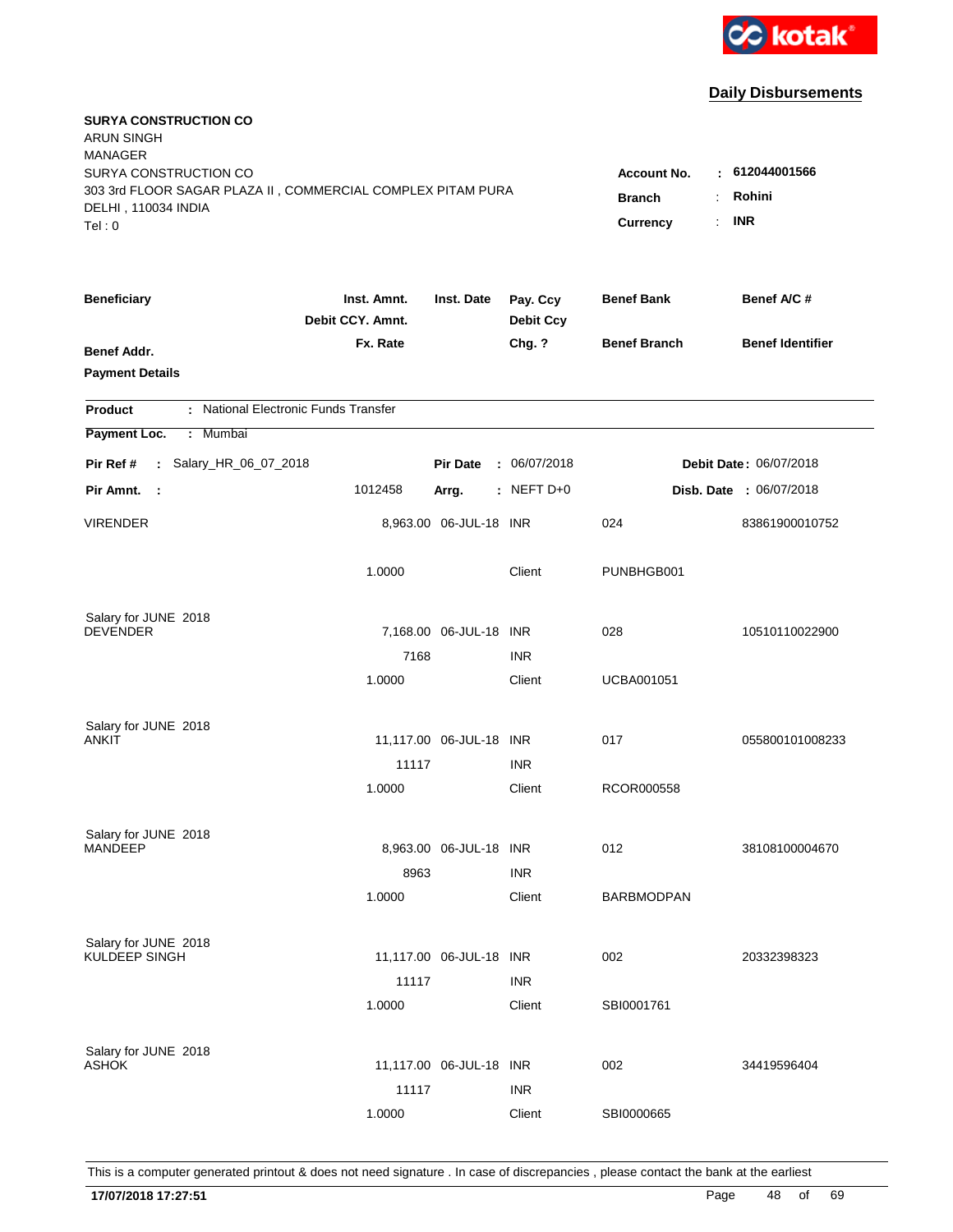kotak

## Daily Disbursements

**SURYA CONSTRUCTION CO**
ARUN SINGH
MANAGER
SURYA CONSTRUCTION CO
303 3rd FLOOR SAGAR PLAZA II , COMMERCIAL COMPLEX PITAM PURA
DELHI , 110034 INDIA
Tel : 0

**Account No.** : **612044001566**
**Branch** : **Rohini**
**Currency** : **INR**

| Beneficiary / Benef Addr. / Payment Details | Inst. Amnt. / Debit CCY. Amnt. / Fx. Rate | Inst. Date | Pay. Ccy / Debit Ccy / Chg. ? | Benef Bank / Benef Branch | Benef A/C # / Benef Identifier |
|---|---|---|---|---|---|

**Product** : National Electronic Funds Transfer
**Payment Loc.** : Mumbai

**Pir Ref #** : Salary_HR_06_07_2018 **Pir Date** : 06/07/2018 **Debit Date** : 06/07/2018
**Pir Amnt.** : 1012458 **Arrg.** : NEFT D+0 **Disb. Date** : 06/07/2018

| Beneficiary | Inst. Amnt. | Inst. Date | Pay. Ccy | Benef Bank | Benef A/C # |
|---|---|---|---|---|---|
| VIRENDER | 8,963.00 | 06-JUL-18 | INR | 024 | 83861900010752 |
| | 1.0000 | | Client | PUNBHGB001 | |
| Salary for JUNE 2018 | | | | | |
| DEVENDER | 7,168.00 | 06-JUL-18 | INR | 028 | 10510110022900 |
| | 7168 | | INR | | |
| | 1.0000 | | Client | UCBA001051 | |
| Salary for JUNE 2018 | | | | | |
| ANKIT | 11,117.00 | 06-JUL-18 | INR | 017 | 055800101008233 |
| | 11117 | | INR | | |
| | 1.0000 | | Client | RCOR000558 | |
| Salary for JUNE 2018 | | | | | |
| MANDEEP | 8,963.00 | 06-JUL-18 | INR | 012 | 38108100004670 |
| | 8963 | | INR | | |
| | 1.0000 | | Client | BARBMODPAN | |
| Salary for JUNE 2018 | | | | | |
| KULDEEP SINGH | 11,117.00 | 06-JUL-18 | INR | 002 | 20332398323 |
| | 11117 | | INR | | |
| | 1.0000 | | Client | SBI0001761 | |
| Salary for JUNE 2018 | | | | | |
| ASHOK | 11,117.00 | 06-JUL-18 | INR | 002 | 34419596404 |
| | 11117 | | INR | | |
| | 1.0000 | | Client | SBI0000665 | |

This is a computer generated printout & does not need signature . In case of discrepancies , please contact the bank at the earliest

**17/07/2018 17:27:51**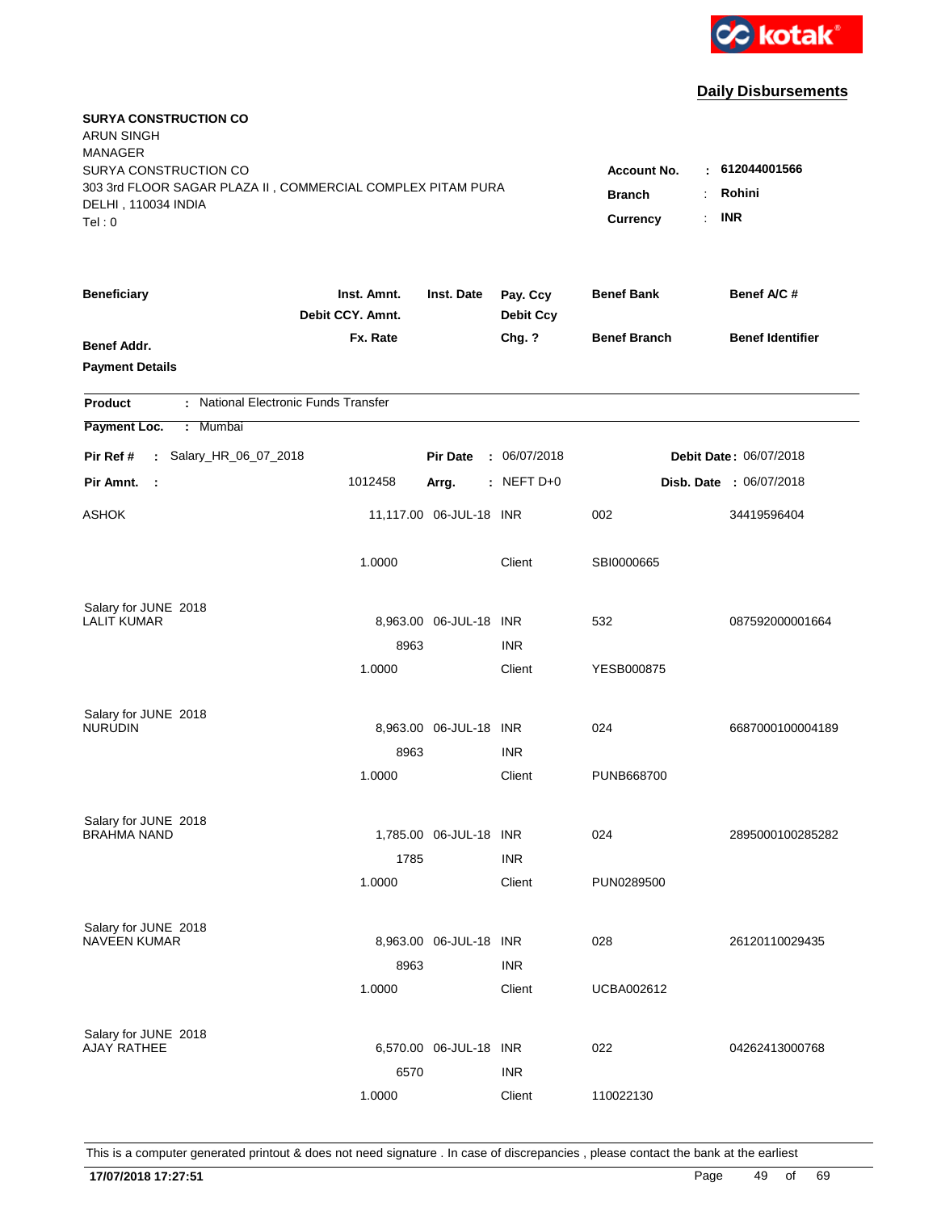kotak

## Daily Disbursements

**SURYA CONSTRUCTION CO**
ARUN SINGH
MANAGER
SURYA CONSTRUCTION CO
303 3rd FLOOR SAGAR PLAZA II , COMMERCIAL COMPLEX PITAM PURA
DELHI , 110034 INDIA
Tel : 0

**Account No.** : **612044001566**
**Branch** : **Rohini**
**Currency** : **INR**

| Beneficiary / Benef Addr. / Payment Details | Inst. Amnt. / Debit CCY. Amnt. / Fx. Rate | Inst. Date | Pay. Ccy / Debit Ccy / Chg. ? | Benef Bank / Benef Branch | Benef A/C # / Benef Identifier |
|---|---|---|---|---|---|

**Product** : National Electronic Funds Transfer
**Payment Loc.** : Mumbai

**Pir Ref #** : Salary_HR_06_07_2018 **Pir Date** : 06/07/2018 **Debit Date** : 06/07/2018
**Pir Amnt.** : 1012458 **Arrg.** : NEFT D+0 **Disb. Date** : 06/07/2018

| Beneficiary | Amount | Inst. Date | Ccy | Benef Bank | Benef A/C # |
|---|---|---|---|---|---|
| ASHOK | 11,117.00 | 06-JUL-18 | INR | 002 | 34419596404 |
| | 1.0000 | | Client | SBI0000665 | |
| Salary for JUNE 2018 | | | | | |
| LALIT KUMAR | 8,963.00 | 06-JUL-18 | INR | 532 | 087592000001664 |
| | 8963 | | INR | | |
| | 1.0000 | | Client | YESB000875 | |
| Salary for JUNE 2018 | | | | | |
| NURUDIN | 8,963.00 | 06-JUL-18 | INR | 024 | 6687000100004189 |
| | 8963 | | INR | | |
| | 1.0000 | | Client | PUNB668700 | |
| Salary for JUNE 2018 | | | | | |
| BRAHMA NAND | 1,785.00 | 06-JUL-18 | INR | 024 | 2895000100285282 |
| | 1785 | | INR | | |
| | 1.0000 | | Client | PUN0289500 | |
| Salary for JUNE 2018 | | | | | |
| NAVEEN KUMAR | 8,963.00 | 06-JUL-18 | INR | 028 | 26120110029435 |
| | 8963 | | INR | | |
| | 1.0000 | | Client | UCBA002612 | |
| Salary for JUNE 2018 | | | | | |
| AJAY RATHEE | 6,570.00 | 06-JUL-18 | INR | 022 | 04262413000768 |
| | 6570 | | INR | | |
| | 1.0000 | | Client | 110022130 | |

This is a computer generated printout & does not need signature . In case of discrepancies , please contact the bank at the earliest

17/07/2018 17:27:51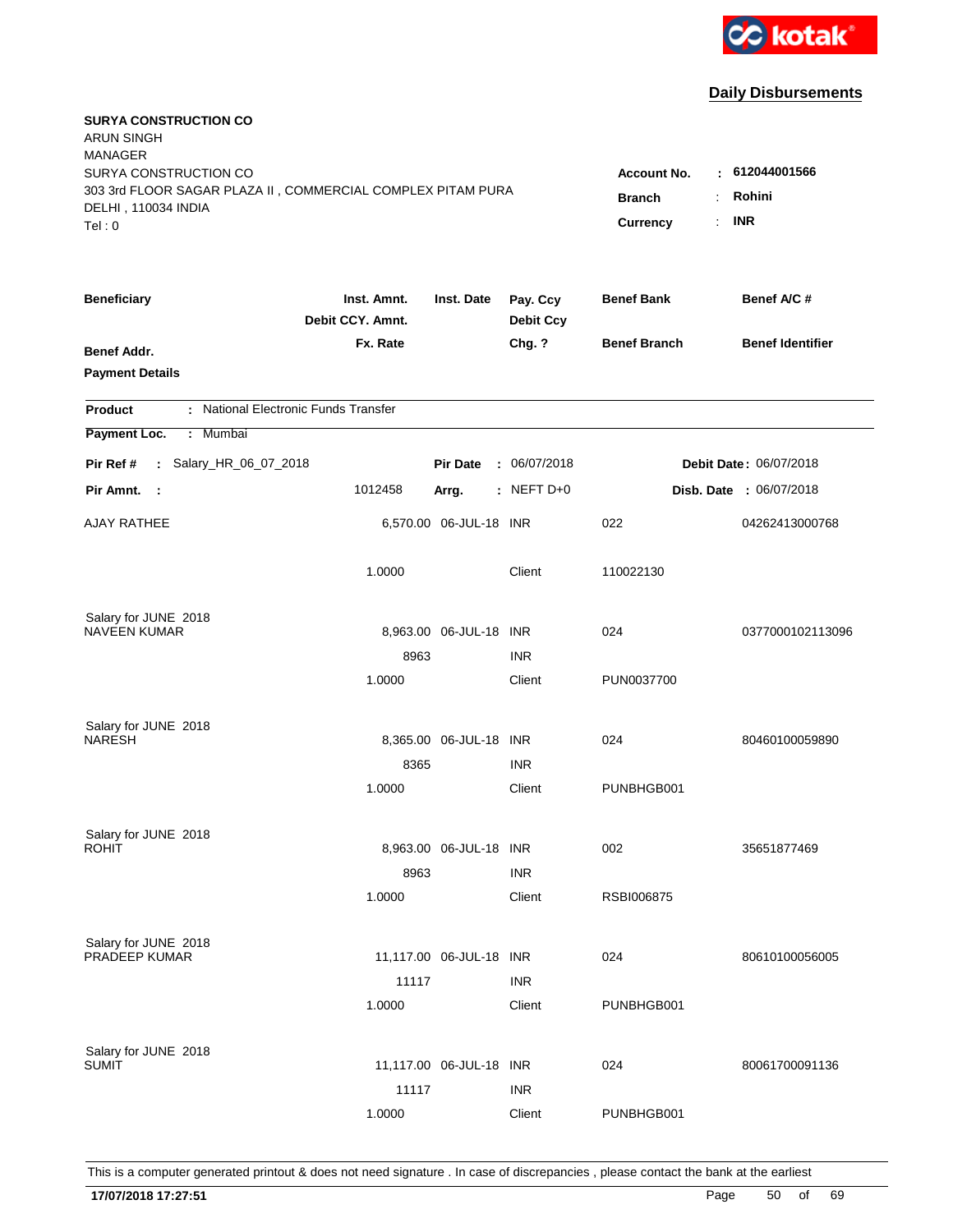**kotak**

## Daily Disbursements

**SURYA CONSTRUCTION CO**
ARUN SINGH
MANAGER
SURYA CONSTRUCTION CO
303 3rd FLOOR SAGAR PLAZA II , COMMERCIAL COMPLEX PITAM PURA
DELHI , 110034 INDIA
Tel : 0

**Account No.** : **612044001566**
**Branch** : **Rohini**
**Currency** : **INR**

| Beneficiary / Benef Addr. / Payment Details | Inst. Amnt. / Debit CCY. Amnt. / Fx. Rate | Inst. Date | Pay. Ccy / Debit Ccy / Chg. ? | Benef Bank / Benef Branch | Benef A/C # / Benef Identifier |
|---|---|---|---|---|---|

**Product** : National Electronic Funds Transfer
**Payment Loc.** : Mumbai

**Pir Ref #** : Salary_HR_06_07_2018 | **Pir Date** : 06/07/2018 | **Debit Date** : 06/07/2018
**Pir Amnt.** : 1012458 | **Arrg.** : NEFT D+0 | **Disb. Date** : 06/07/2018

| Beneficiary | Inst. Amnt. | Inst. Date | Pay. Ccy | Benef Bank | Benef A/C # |
|---|---|---|---|---|---|
| AJAY RATHEE | 6,570.00 | 06-JUL-18 | INR | 022 | 04262413000768 |
| | 1.0000 | | Client | 110022130 | |
| Salary for JUNE 2018 | | | | | |
| NAVEEN KUMAR | 8,963.00 | 06-JUL-18 | INR | 024 | 0377000102113096 |
| | 8963 | | INR | | |
| | 1.0000 | | Client | PUN0037700 | |
| Salary for JUNE 2018 | | | | | |
| NARESH | 8,365.00 | 06-JUL-18 | INR | 024 | 80460100059890 |
| | 8365 | | INR | | |
| | 1.0000 | | Client | PUNBHGB001 | |
| Salary for JUNE 2018 | | | | | |
| ROHIT | 8,963.00 | 06-JUL-18 | INR | 002 | 35651877469 |
| | 8963 | | INR | | |
| | 1.0000 | | Client | RSBI006875 | |
| Salary for JUNE 2018 | | | | | |
| PRADEEP KUMAR | 11,117.00 | 06-JUL-18 | INR | 024 | 80610100056005 |
| | 11117 | | INR | | |
| | 1.0000 | | Client | PUNBHGB001 | |
| Salary for JUNE 2018 | | | | | |
| SUMIT | 11,117.00 | 06-JUL-18 | INR | 024 | 80061700091136 |
| | 11117 | | INR | | |
| | 1.0000 | | Client | PUNBHGB001 | |

This is a computer generated printout & does not need signature . In case of discrepancies , please contact the bank at the earliest

**17/07/2018 17:27:51**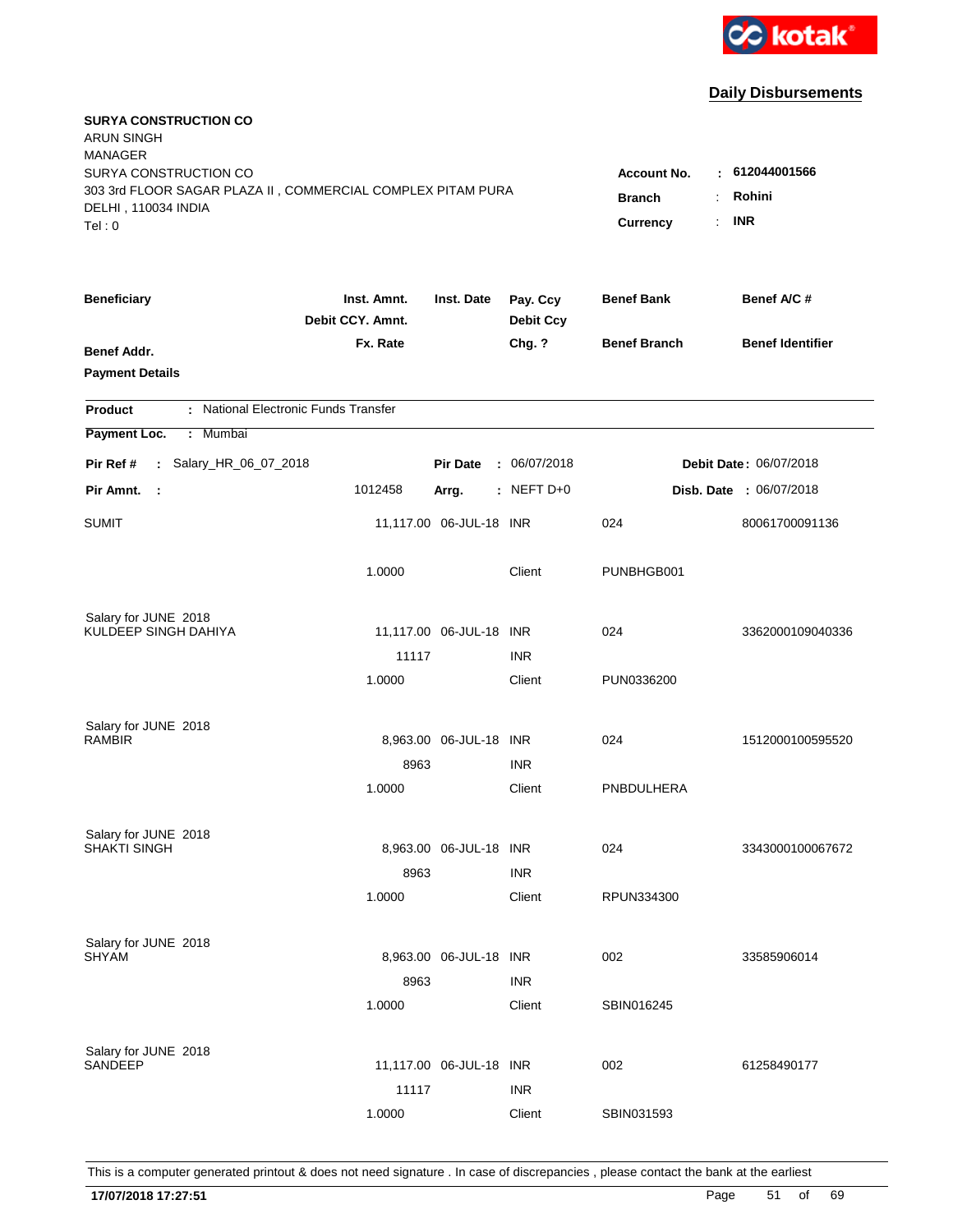kotak

## Daily Disbursements

**SURYA CONSTRUCTION CO**
ARUN SINGH
MANAGER
SURYA CONSTRUCTION CO
303 3rd FLOOR SAGAR PLAZA II , COMMERCIAL COMPLEX PITAM PURA
DELHI , 110034 INDIA
Tel : 0

**Account No.** : **612044001566**
**Branch** : **Rohini**
**Currency** : **INR**

| Beneficiary / Benef Addr. / Payment Details | Inst. Amnt. / Debit CCY. Amnt. / Fx. Rate | Inst. Date | Pay. Ccy / Debit Ccy / Chg. ? | Benef Bank / Benef Branch | Benef A/C # / Benef Identifier |
|---|---|---|---|---|---|

**Product** : National Electronic Funds Transfer
**Payment Loc.** : Mumbai

**Pir Ref #** : Salary_HR_06_07_2018 **Pir Date** : 06/07/2018 **Debit Date** : 06/07/2018
**Pir Amnt.** : 1012458 **Arrg.** : NEFT D+0 **Disb. Date** : 06/07/2018

| Beneficiary | Inst. Amnt. | Inst. Date | Pay. Ccy | Benef Bank | Benef A/C # |
|---|---|---|---|---|---|
| SUMIT | 11,117.00 | 06-JUL-18 | INR | 024 | 80061700091136 |
| | 1.0000 | | Client | PUNBHGB001 | |
| Salary for JUNE 2018 | | | | | |
| KULDEEP SINGH DAHIYA | 11,117.00 | 06-JUL-18 | INR | 024 | 3362000109040336 |
| | 11117 | | INR | | |
| | 1.0000 | | Client | PUN0336200 | |
| Salary for JUNE 2018 | | | | | |
| RAMBIR | 8,963.00 | 06-JUL-18 | INR | 024 | 1512000100595520 |
| | 8963 | | INR | | |
| | 1.0000 | | Client | PNBDULHERA | |
| Salary for JUNE 2018 | | | | | |
| SHAKTI SINGH | 8,963.00 | 06-JUL-18 | INR | 024 | 3343000100067672 |
| | 8963 | | INR | | |
| | 1.0000 | | Client | RPUN334300 | |
| Salary for JUNE 2018 | | | | | |
| SHYAM | 8,963.00 | 06-JUL-18 | INR | 002 | 33585906014 |
| | 8963 | | INR | | |
| | 1.0000 | | Client | SBIN016245 | |
| Salary for JUNE 2018 | | | | | |
| SANDEEP | 11,117.00 | 06-JUL-18 | INR | 002 | 61258490177 |
| | 11117 | | INR | | |
| | 1.0000 | | Client | SBIN031593 | |

This is a computer generated printout & does not need signature . In case of discrepancies , please contact the bank at the earliest

**17/07/2018 17:27:51**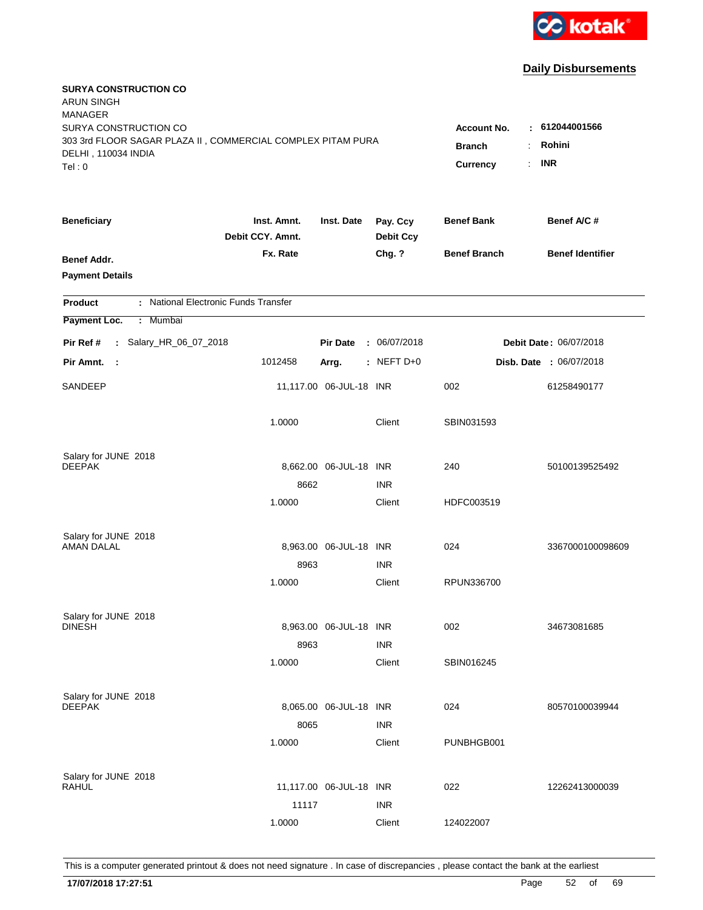kotak

## Daily Disbursements

**SURYA CONSTRUCTION CO**
ARUN SINGH
MANAGER
SURYA CONSTRUCTION CO
303 3rd FLOOR SAGAR PLAZA II , COMMERCIAL COMPLEX PITAM PURA
DELHI , 110034 INDIA
Tel : 0

**Account No.** : **612044001566**
**Branch** : **Rohini**
**Currency** : **INR**

| Beneficiary | Inst. Amnt. / Debit CCY. Amnt. / Fx. Rate | Inst. Date | Pay. Ccy / Debit Ccy / Chg. ? | Benef Bank / Benef Branch | Benef A/C # / Benef Identifier |
|---|---|---|---|---|---|
| **Benef Addr.** | | | | | |
| **Payment Details** | | | | | |

**Product** : National Electronic Funds Transfer
**Payment Loc.** : Mumbai

**Pir Ref #** : Salary_HR_06_07_2018 **Pir Date** : 06/07/2018 **Debit Date** : 06/07/2018
**Pir Amnt.** : 1012458 **Arrg.** : NEFT D+0 **Disb. Date** : 06/07/2018

| Beneficiary | Inst. Amnt. / Debit CCY. Amnt. / Fx. Rate | Inst. Date | Pay. Ccy / Debit Ccy / Chg. ? | Benef Bank / Benef Branch | Benef A/C # |
|---|---|---|---|---|---|
| SANDEEP | 11,117.00 | 06-JUL-18 | INR | 002 | 61258490177 |
| | 1.0000 | | Client | SBIN031593 | |
| Salary for JUNE 2018 | | | | | |
| DEEPAK | 8,662.00 | 06-JUL-18 | INR | 240 | 50100139525492 |
| | 8662 | | INR | | |
| | 1.0000 | | Client | HDFC003519 | |
| Salary for JUNE 2018 | | | | | |
| AMAN DALAL | 8,963.00 | 06-JUL-18 | INR | 024 | 3367000100098609 |
| | 8963 | | INR | | |
| | 1.0000 | | Client | RPUN336700 | |
| Salary for JUNE 2018 | | | | | |
| DINESH | 8,963.00 | 06-JUL-18 | INR | 002 | 34673081685 |
| | 8963 | | INR | | |
| | 1.0000 | | Client | SBIN016245 | |
| Salary for JUNE 2018 | | | | | |
| DEEPAK | 8,065.00 | 06-JUL-18 | INR | 024 | 80570100039944 |
| | 8065 | | INR | | |
| | 1.0000 | | Client | PUNBHGB001 | |
| Salary for JUNE 2018 | | | | | |
| RAHUL | 11,117.00 | 06-JUL-18 | INR | 022 | 12262413000039 |
| | 11117 | | INR | | |
| | 1.0000 | | Client | 124022007 | |

This is a computer generated printout & does not need signature . In case of discrepancies , please contact the bank at the earliest

**17/07/2018 17:27:51**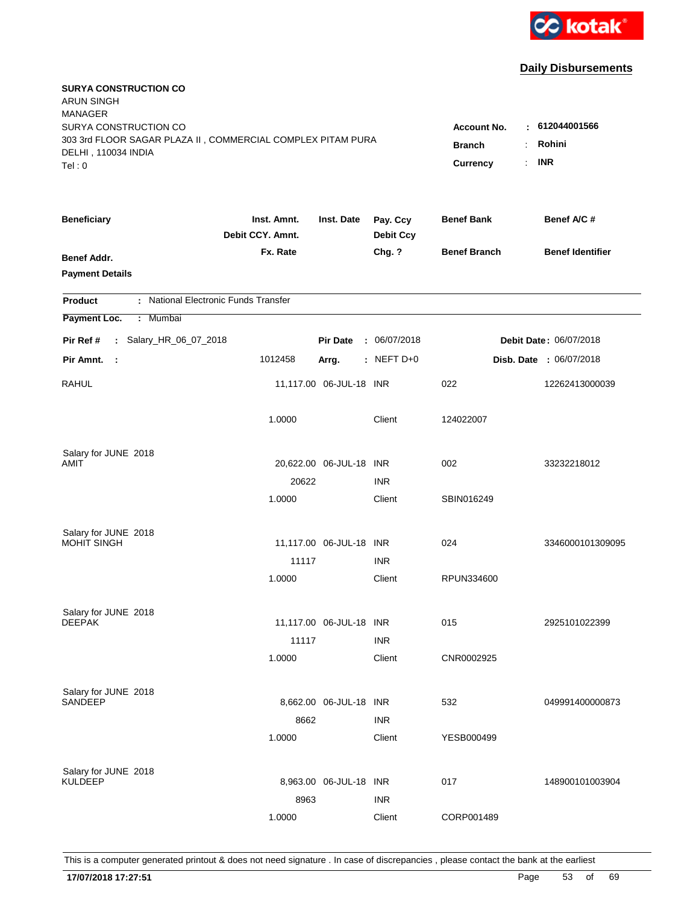**Daily Disbursements**

**SURYA CONSTRUCTION CO**
ARUN SINGH
MANAGER
SURYA CONSTRUCTION CO
303 3rd FLOOR SAGAR PLAZA II , COMMERCIAL COMPLEX PITAM PURA
DELHI , 110034 INDIA
Tel : 0

**Account No.** : **612044001566**
**Branch** : **Rohini**
**Currency** : **INR**

| Beneficiary | Inst. Amnt. / Debit CCY. Amnt. / Fx. Rate | Inst. Date | Pay. Ccy / Debit Ccy / Chg. ? | Benef Bank / Benef Branch | Benef A/C # / Benef Identifier |
|---|---|---|---|---|---|
| **Benef Addr.** / **Payment Details** | | | | | |

**Product** : National Electronic Funds Transfer
**Payment Loc.** : Mumbai

**Pir Ref #** : Salary_HR_06_07_2018 **Pir Date** : 06/07/2018 **Debit Date** : 06/07/2018
**Pir Amnt.** : 1012458 **Arrg.** : NEFT D+0 **Disb. Date** : 06/07/2018

| Beneficiary | Inst. Amnt. / Debit CCY. Amnt. / Fx. Rate | Inst. Date | Pay. Ccy / Debit Ccy / Chg. ? | Benef Bank / Benef Branch | Benef A/C # / Benef Identifier |
|---|---|---|---|---|---|
| RAHUL | 11,117.00 | 06-JUL-18 | INR | 022 | 12262413000039 |
| | 1.0000 | | Client | 124022007 | |
| Salary for JUNE 2018 | | | | | |
| AMIT | 20,622.00 | 06-JUL-18 | INR | 002 | 33232218012 |
| | 20622 | | INR | | |
| | 1.0000 | | Client | SBIN016249 | |
| Salary for JUNE 2018 | | | | | |
| MOHIT SINGH | 11,117.00 | 06-JUL-18 | INR | 024 | 3346000101309095 |
| | 11117 | | INR | | |
| | 1.0000 | | Client | RPUN334600 | |
| Salary for JUNE 2018 | | | | | |
| DEEPAK | 11,117.00 | 06-JUL-18 | INR | 015 | 2925101022399 |
| | 11117 | | INR | | |
| | 1.0000 | | Client | CNR0002925 | |
| Salary for JUNE 2018 | | | | | |
| SANDEEP | 8,662.00 | 06-JUL-18 | INR | 532 | 049991400000873 |
| | 8662 | | INR | | |
| | 1.0000 | | Client | YESB000499 | |
| Salary for JUNE 2018 | | | | | |
| KULDEEP | 8,963.00 | 06-JUL-18 | INR | 017 | 148900101003904 |
| | 8963 | | INR | | |
| | 1.0000 | | Client | CORP001489 | |

This is a computer generated printout & does not need signature . In case of discrepancies , please contact the bank at the earliest

**17/07/2018 17:27:51**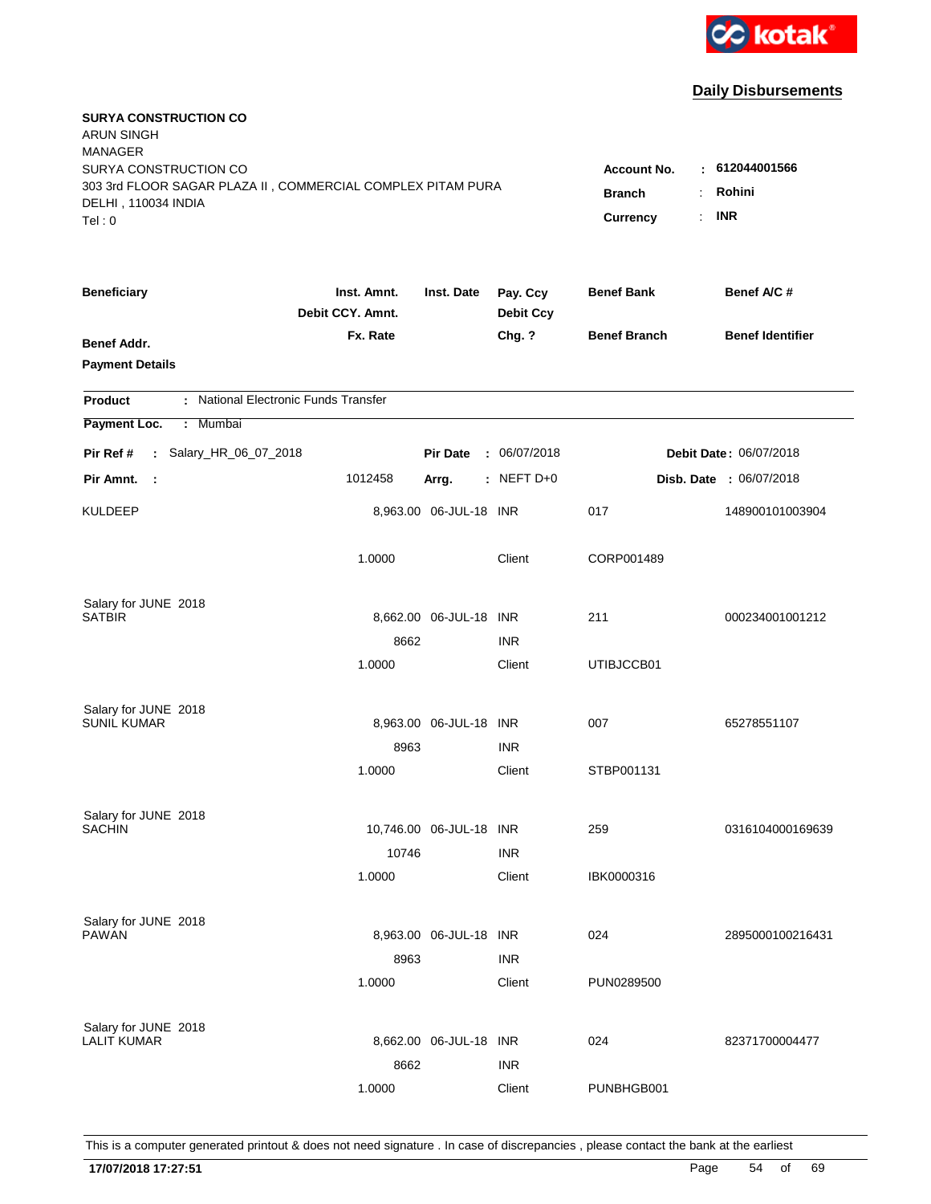kotak

## Daily Disbursements

**SURYA CONSTRUCTION CO**
ARUN SINGH
MANAGER
SURYA CONSTRUCTION CO
303 3rd FLOOR SAGAR PLAZA II , COMMERCIAL COMPLEX PITAM PURA
DELHI , 110034 INDIA
Tel : 0

**Account No.** : 612044001566
**Branch** : Rohini
**Currency** : INR

| Beneficiary | Inst. Amnt. / Debit CCY. Amnt. / Fx. Rate | Inst. Date | Pay. Ccy / Debit Ccy / Chg. ? | Benef Bank / Benef Branch | Benef A/C # / Benef Identifier |
|---|---|---|---|---|---|
| **Benef Addr.** / **Payment Details** | | | | | |

**Product** : National Electronic Funds Transfer

**Payment Loc.** : Mumbai

**Pir Ref #** : Salary_HR_06_07_2018 **Pir Date** : 06/07/2018 **Debit Date** : 06/07/2018

**Pir Amnt.** : 1012458 **Arrg.** : NEFT D+0 **Disb. Date** : 06/07/2018

| Beneficiary | Inst. Amnt. | Inst. Date | Pay. Ccy | Benef Bank | Benef A/C # |
|---|---|---|---|---|---|
| KULDEEP | 8,963.00 | 06-JUL-18 | INR | 017 | 148900101003904 |
| | 1.0000 | | Client | CORP001489 | |
| Salary for JUNE 2018 | | | | | |
| SATBIR | 8,662.00 | 06-JUL-18 | INR | 211 | 000234001001212 |
| | 8662 | | INR | | |
| | 1.0000 | | Client | UTIBJCCB01 | |
| Salary for JUNE 2018 | | | | | |
| SUNIL KUMAR | 8,963.00 | 06-JUL-18 | INR | 007 | 65278551107 |
| | 8963 | | INR | | |
| | 1.0000 | | Client | STBP001131 | |
| Salary for JUNE 2018 | | | | | |
| SACHIN | 10,746.00 | 06-JUL-18 | INR | 259 | 0316104000169639 |
| | 10746 | | INR | | |
| | 1.0000 | | Client | IBK0000316 | |
| Salary for JUNE 2018 | | | | | |
| PAWAN | 8,963.00 | 06-JUL-18 | INR | 024 | 2895000100216431 |
| | 8963 | | INR | | |
| | 1.0000 | | Client | PUN0289500 | |
| Salary for JUNE 2018 | | | | | |
| LALIT KUMAR | 8,662.00 | 06-JUL-18 | INR | 024 | 82371700004477 |
| | 8662 | | INR | | |
| | 1.0000 | | Client | PUNBHGB001 | |

This is a computer generated printout & does not need signature . In case of discrepancies , please contact the bank at the earliest

**17/07/2018 17:27:51**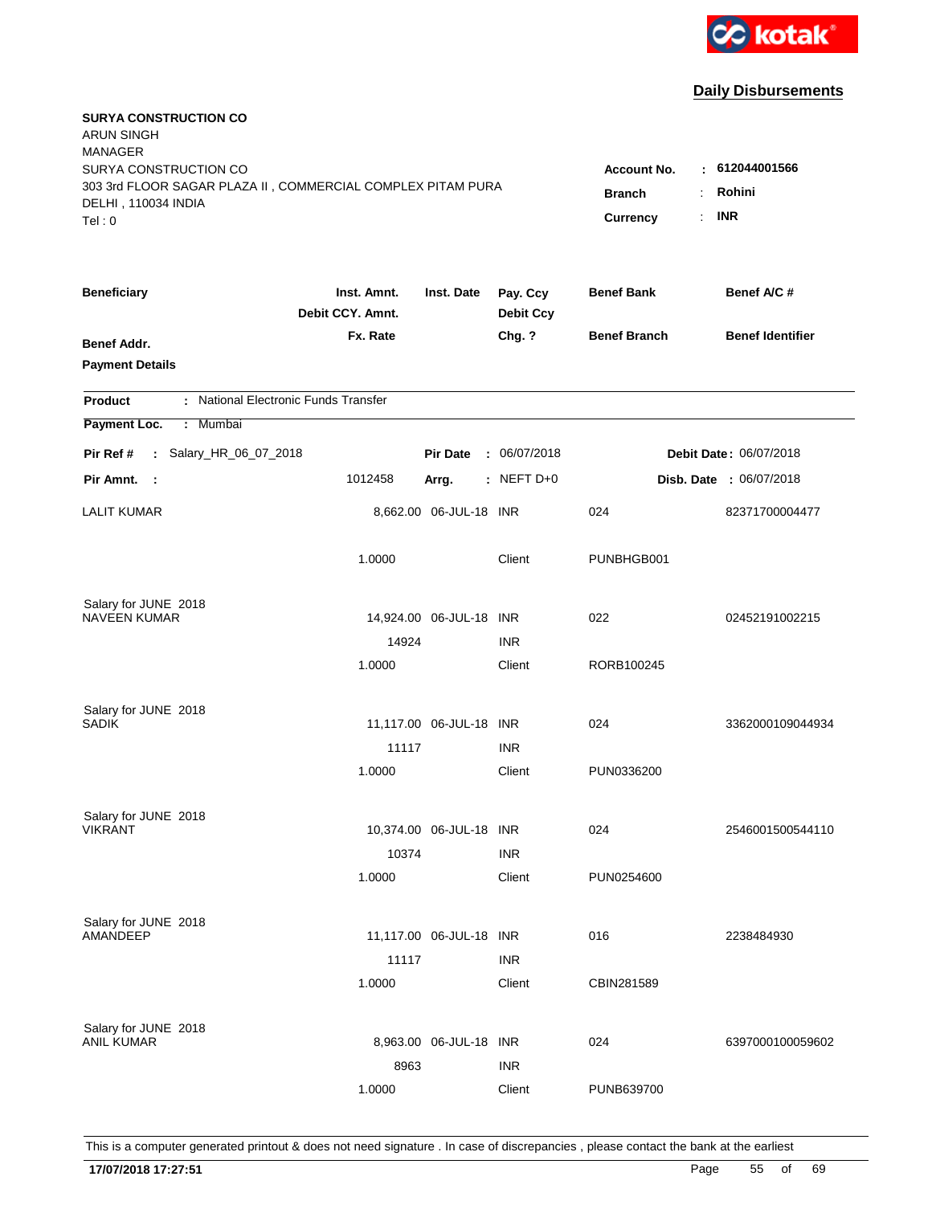**Daily Disbursements**

**SURYA CONSTRUCTION CO**
ARUN SINGH
MANAGER
SURYA CONSTRUCTION CO
303 3rd FLOOR SAGAR PLAZA II , COMMERCIAL COMPLEX PITAM PURA
DELHI , 110034 INDIA
Tel : 0

**Account No.** : **612044001566**
**Branch** : **Rohini**
**Currency** : **INR**

| Beneficiary | Inst. Amnt. / Debit CCY. Amnt. / Fx. Rate | Inst. Date | Pay. Ccy / Debit Ccy / Chg. ? | Benef Bank / Benef Branch | Benef A/C # / Benef Identifier |
|---|---|---|---|---|---|
| Benef Addr. / Payment Details | | | | | |

**Product** : National Electronic Funds Transfer
**Payment Loc.** : Mumbai

**Pir Ref #** : Salary_HR_06_07_2018 **Pir Date** : 06/07/2018 **Debit Date** : 06/07/2018
**Pir Amnt.** : 1012458 **Arrg.** : NEFT D+0 **Disb. Date** : 06/07/2018

| Beneficiary | Inst. Amnt. | Inst. Date | Pay. Ccy | Benef Bank | Benef A/C # |
|---|---|---|---|---|---|
| LALIT KUMAR | 8,662.00 | 06-JUL-18 | INR | 024 | 82371700004477 |
| | 1.0000 | | Client | PUNBHGB001 | |
| Salary for JUNE 2018 | | | | | |
| NAVEEN KUMAR | 14,924.00 | 06-JUL-18 | INR | 022 | 02452191002215 |
| | 14924 | | INR | | |
| | 1.0000 | | Client | RORB100245 | |
| Salary for JUNE 2018 | | | | | |
| SADIK | 11,117.00 | 06-JUL-18 | INR | 024 | 3362000109044934 |
| | 11117 | | INR | | |
| | 1.0000 | | Client | PUN0336200 | |
| Salary for JUNE 2018 | | | | | |
| VIKRANT | 10,374.00 | 06-JUL-18 | INR | 024 | 2546001500544110 |
| | 10374 | | INR | | |
| | 1.0000 | | Client | PUN0254600 | |
| Salary for JUNE 2018 | | | | | |
| AMANDEEP | 11,117.00 | 06-JUL-18 | INR | 016 | 2238484930 |
| | 11117 | | INR | | |
| | 1.0000 | | Client | CBIN281589 | |
| Salary for JUNE 2018 | | | | | |
| ANIL KUMAR | 8,963.00 | 06-JUL-18 | INR | 024 | 6397000100059602 |
| | 8963 | | INR | | |
| | 1.0000 | | Client | PUNB639700 | |

This is a computer generated printout & does not need signature . In case of discrepancies , please contact the bank at the earliest

**17/07/2018 17:27:51**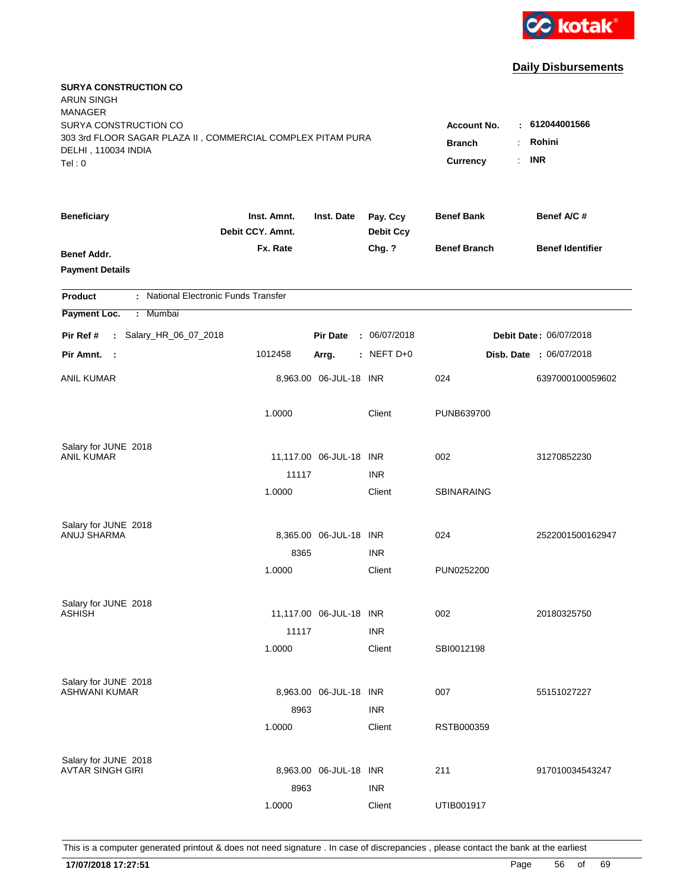kotak

## Daily Disbursements

**SURYA CONSTRUCTION CO**
ARUN SINGH
MANAGER
SURYA CONSTRUCTION CO
303 3rd FLOOR SAGAR PLAZA II , COMMERCIAL COMPLEX PITAM PURA
DELHI , 110034 INDIA
Tel : 0

**Account No.** : **612044001566**
**Branch** : **Rohini**
**Currency** : **INR**

| Beneficiary | Inst. Amnt. / Debit CCY. Amnt. / Fx. Rate | Inst. Date | Pay. Ccy / Debit Ccy / Chg. ? | Benef Bank / Benef Branch | Benef A/C # / Benef Identifier |
|---|---|---|---|---|---|
| Benef Addr. / Payment Details | | | | | |

**Product** : National Electronic Funds Transfer

**Payment Loc.** : Mumbai

**Pir Ref #** : Salary_HR_06_07_2018 **Pir Date** : 06/07/2018 **Debit Date** : 06/07/2018

**Pir Amnt.** : 1012458 **Arrg.** : NEFT D+0 **Disb. Date** : 06/07/2018

| Beneficiary | Inst. Amnt. / Debit CCY. Amnt. / Fx. Rate | Inst. Date | Pay. Ccy / Debit Ccy / Chg. ? | Benef Bank / Benef Branch | Benef A/C # / Benef Identifier |
|---|---|---|---|---|---|
| ANIL KUMAR | 8,963.00 | 06-JUL-18 | INR | 024 | 6397000100059602 |
| | 1.0000 | | Client | PUNB639700 | |
| Salary for JUNE 2018 | | | | | |
| ANIL KUMAR | 11,117.00 | 06-JUL-18 | INR | 002 | 31270852230 |
| | 11117 | | INR | | |
| | 1.0000 | | Client | SBINARAING | |
| Salary for JUNE 2018 | | | | | |
| ANUJ SHARMA | 8,365.00 | 06-JUL-18 | INR | 024 | 2522001500162947 |
| | 8365 | | INR | | |
| | 1.0000 | | Client | PUN0252200 | |
| Salary for JUNE 2018 | | | | | |
| ASHISH | 11,117.00 | 06-JUL-18 | INR | 002 | 20180325750 |
| | 11117 | | INR | | |
| | 1.0000 | | Client | SBI0012198 | |
| Salary for JUNE 2018 | | | | | |
| ASHWANI KUMAR | 8,963.00 | 06-JUL-18 | INR | 007 | 55151027227 |
| | 8963 | | INR | | |
| | 1.0000 | | Client | RSTB000359 | |
| Salary for JUNE 2018 | | | | | |
| AVTAR SINGH GIRI | 8,963.00 | 06-JUL-18 | INR | 211 | 917010034543247 |
| | 8963 | | INR | | |
| | 1.0000 | | Client | UTIB001917 | |

This is a computer generated printout & does not need signature . In case of discrepancies , please contact the bank at the earliest

**17/07/2018 17:27:51**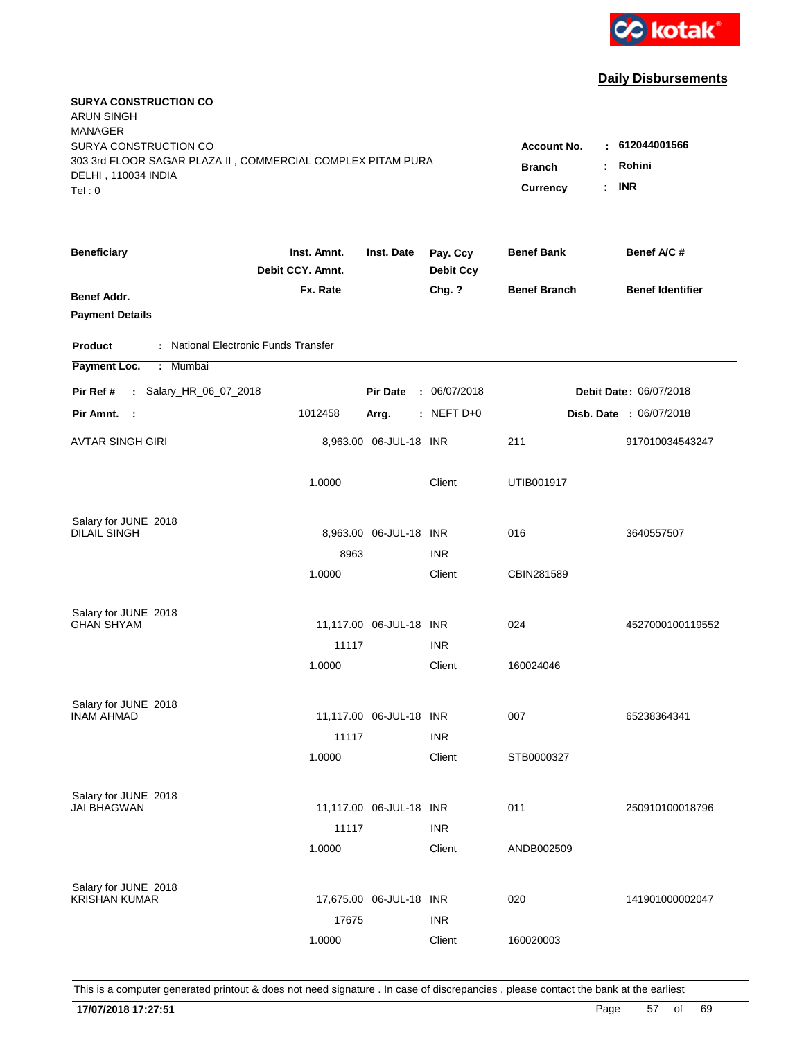**Daily Disbursements**

**SURYA CONSTRUCTION CO**
ARUN SINGH
MANAGER
SURYA CONSTRUCTION CO
303 3rd FLOOR SAGAR PLAZA II , COMMERCIAL COMPLEX PITAM PURA
DELHI , 110034 INDIA
Tel : 0

**Account No.** : **612044001566**
**Branch** : **Rohini**
**Currency** : **INR**

| Beneficiary / Benef Addr. / Payment Details | Inst. Amnt. / Debit CCY. Amnt. / Fx. Rate | Inst. Date | Pay. Ccy / Debit Ccy / Chg. ? | Benef Bank / Benef Branch | Benef A/C # / Benef Identifier |
|---|---|---|---|---|---|

**Product** : National Electronic Funds Transfer
**Payment Loc.** : Mumbai

**Pir Ref #** : Salary_HR_06_07_2018 **Pir Date** : 06/07/2018 **Debit Date** : 06/07/2018
**Pir Amnt.** : 1012458 **Arrg.** : NEFT D+0 **Disb. Date** : 06/07/2018

| Beneficiary | Inst. Amnt. | Inst. Date | Pay. Ccy | Benef Bank | Benef A/C # |
|---|---|---|---|---|---|
| AVTAR SINGH GIRI | 8,963.00 | 06-JUL-18 | INR | 211 | 917010034543247 |
| | 1.0000 | | Client | UTIB001917 | |
| Salary for JUNE 2018 | | | | | |
| DILAIL SINGH | 8,963.00 | 06-JUL-18 | INR | 016 | 3640557507 |
| | 8963 | | INR | | |
| | 1.0000 | | Client | CBIN281589 | |
| Salary for JUNE 2018 | | | | | |
| GHAN SHYAM | 11,117.00 | 06-JUL-18 | INR | 024 | 4527000100119552 |
| | 11117 | | INR | | |
| | 1.0000 | | Client | 160024046 | |
| Salary for JUNE 2018 | | | | | |
| INAM AHMAD | 11,117.00 | 06-JUL-18 | INR | 007 | 65238364341 |
| | 11117 | | INR | | |
| | 1.0000 | | Client | STB0000327 | |
| Salary for JUNE 2018 | | | | | |
| JAI BHAGWAN | 11,117.00 | 06-JUL-18 | INR | 011 | 250910100018796 |
| | 11117 | | INR | | |
| | 1.0000 | | Client | ANDB002509 | |
| Salary for JUNE 2018 | | | | | |
| KRISHAN KUMAR | 17,675.00 | 06-JUL-18 | INR | 020 | 141901000002047 |
| | 17675 | | INR | | |
| | 1.0000 | | Client | 160020003 | |

This is a computer generated printout & does not need signature . In case of discrepancies , please contact the bank at the earliest

**17/07/2018 17:27:51**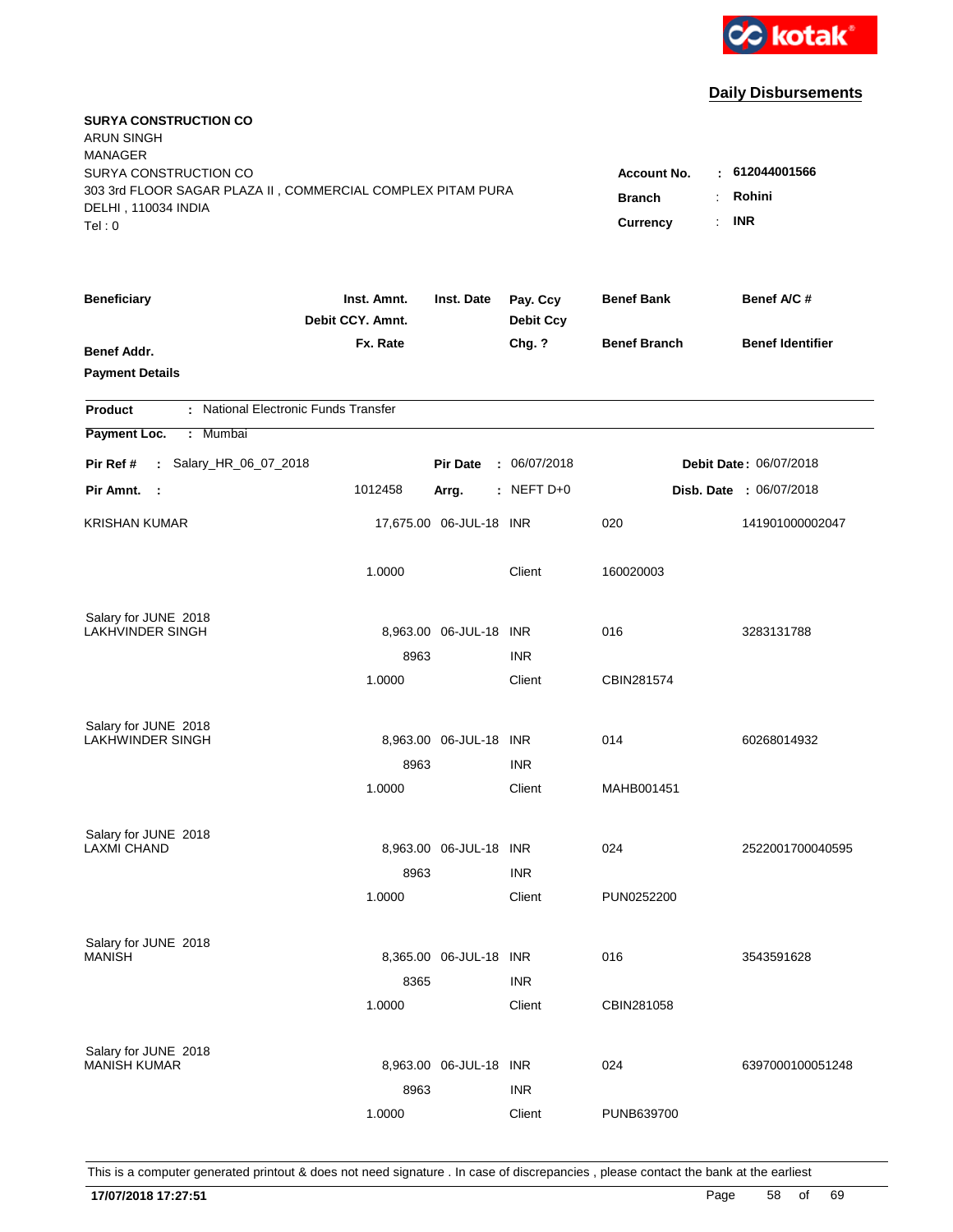**Daily Disbursements**

**SURYA CONSTRUCTION CO**
ARUN SINGH
MANAGER
SURYA CONSTRUCTION CO
303 3rd FLOOR SAGAR PLAZA II , COMMERCIAL COMPLEX PITAM PURA
DELHI , 110034 INDIA
Tel : 0

**Account No.** : **612044001566**
**Branch** : **Rohini**
**Currency** : **INR**

| Beneficiary | Inst. Amnt. / Debit CCY. Amnt. / Fx. Rate | Inst. Date | Pay. Ccy / Debit Ccy / Chg. ? | Benef Bank / Benef Branch | Benef A/C # / Benef Identifier |
|---|---|---|---|---|---|
| **Benef Addr.** | | | | | |
| **Payment Details** | | | | | |

**Product** : National Electronic Funds Transfer
**Payment Loc.** : Mumbai

**Pir Ref #** : Salary_HR_06_07_2018 **Pir Date** : 06/07/2018 **Debit Date**: 06/07/2018
**Pir Amnt.** : 1012458 **Arrg.** : NEFT D+0 **Disb. Date** : 06/07/2018

| Beneficiary | Inst. Amnt. / Debit CCY. Amnt. / Fx. Rate | Inst. Date | Pay. Ccy / Debit Ccy / Chg. ? | Benef Bank / Benef Branch | Benef A/C # |
|---|---|---|---|---|---|
| KRISHAN KUMAR | 17,675.00 | 06-JUL-18 | INR | 020 | 141901000002047 |
| | 1.0000 | | Client | 160020003 | |
| Salary for JUNE 2018 | | | | | |
| LAKHVINDER SINGH | 8,963.00 | 06-JUL-18 | INR | 016 | 3283131788 |
| | 8963 | | INR | | |
| | 1.0000 | | Client | CBIN281574 | |
| Salary for JUNE 2018 | | | | | |
| LAKHWINDER SINGH | 8,963.00 | 06-JUL-18 | INR | 014 | 60268014932 |
| | 8963 | | INR | | |
| | 1.0000 | | Client | MAHB001451 | |
| Salary for JUNE 2018 | | | | | |
| LAXMI CHAND | 8,963.00 | 06-JUL-18 | INR | 024 | 2522001700040595 |
| | 8963 | | INR | | |
| | 1.0000 | | Client | PUN0252200 | |
| Salary for JUNE 2018 | | | | | |
| MANISH | 8,365.00 | 06-JUL-18 | INR | 016 | 3543591628 |
| | 8365 | | INR | | |
| | 1.0000 | | Client | CBIN281058 | |
| Salary for JUNE 2018 | | | | | |
| MANISH KUMAR | 8,963.00 | 06-JUL-18 | INR | 024 | 6397000100051248 |
| | 8963 | | INR | | |
| | 1.0000 | | Client | PUNB639700 | |

This is a computer generated printout & does not need signature . In case of discrepancies , please contact the bank at the earliest

**17/07/2018 17:27:51**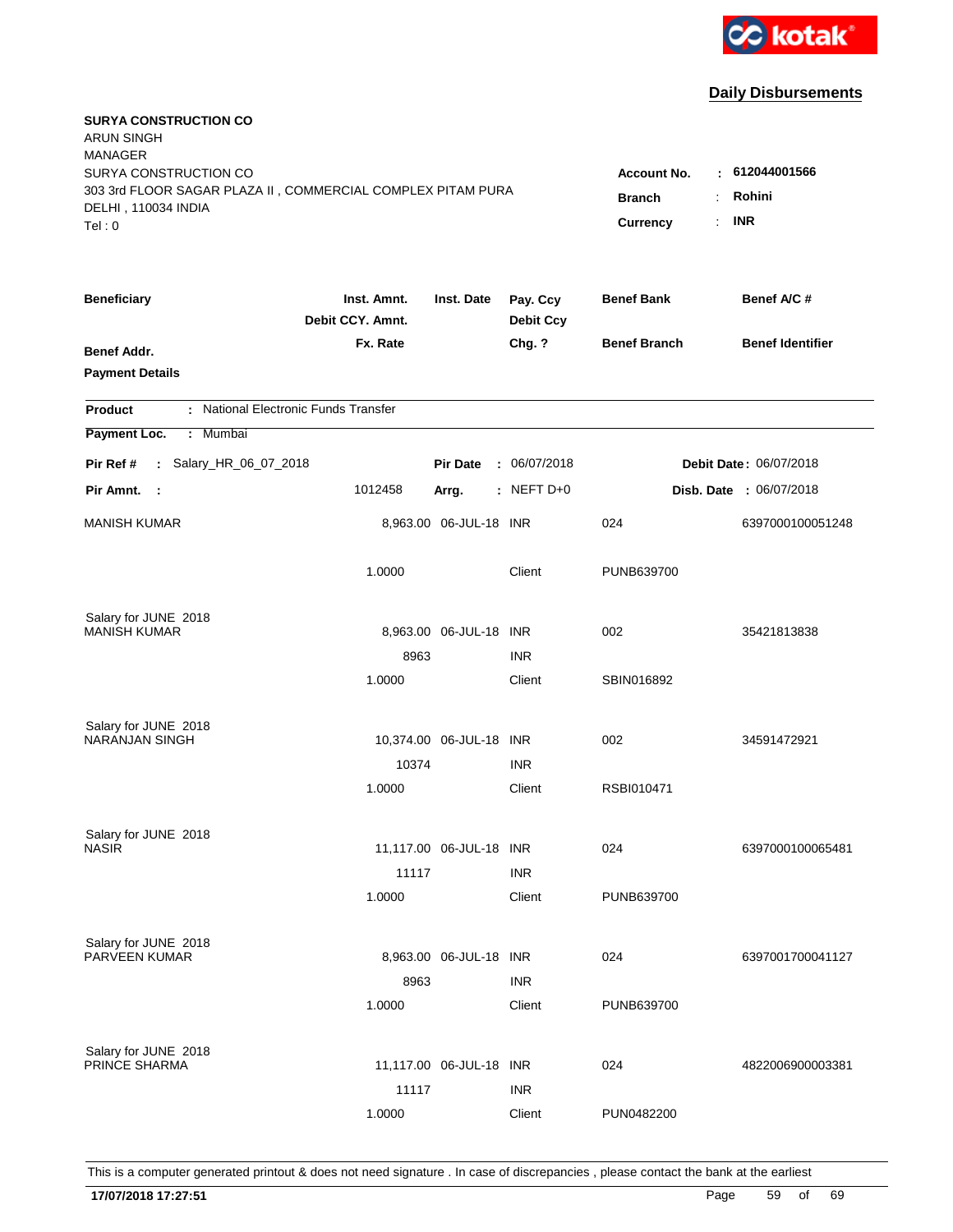**Daily Disbursements**

**SURYA CONSTRUCTION CO**
ARUN SINGH
MANAGER
SURYA CONSTRUCTION CO
303 3rd FLOOR SAGAR PLAZA II , COMMERCIAL COMPLEX PITAM PURA
DELHI , 110034 INDIA
Tel : 0

**Account No.** : **612044001566**
**Branch** : **Rohini**
**Currency** : **INR**

| Beneficiary | Inst. Amnt. / Debit CCY. Amnt. / Fx. Rate | Inst. Date | Pay. Ccy / Debit Ccy / Chg. ? | Benef Bank / Benef Branch | Benef A/C # / Benef Identifier |
|---|---|---|---|---|---|
| **Benef Addr.** | | | | | |
| **Payment Details** | | | | | |

**Product** : National Electronic Funds Transfer

**Payment Loc.** : Mumbai

**Pir Ref #** : Salary_HR_06_07_2018 **Pir Date** : 06/07/2018 **Debit Date** : 06/07/2018

**Pir Amnt.** : 1012458 **Arrg.** : NEFT D+0 **Disb. Date** : 06/07/2018

| Beneficiary | Inst. Amnt. | Inst. Date | Pay. Ccy | Benef Bank | Benef A/C # |
|---|---|---|---|---|---|
| MANISH KUMAR | 8,963.00 | 06-JUL-18 | INR | 024 | 6397000100051248 |
| | 1.0000 | | Client | PUNB639700 | |
| Salary for JUNE 2018 | | | | | |
| MANISH KUMAR | 8,963.00 | 06-JUL-18 | INR | 002 | 35421813838 |
| | 8963 | | INR | | |
| | 1.0000 | | Client | SBIN016892 | |
| Salary for JUNE 2018 | | | | | |
| NARANJAN SINGH | 10,374.00 | 06-JUL-18 | INR | 002 | 34591472921 |
| | 10374 | | INR | | |
| | 1.0000 | | Client | RSBI010471 | |
| Salary for JUNE 2018 | | | | | |
| NASIR | 11,117.00 | 06-JUL-18 | INR | 024 | 6397000100065481 |
| | 11117 | | INR | | |
| | 1.0000 | | Client | PUNB639700 | |
| Salary for JUNE 2018 | | | | | |
| PARVEEN KUMAR | 8,963.00 | 06-JUL-18 | INR | 024 | 6397001700041127 |
| | 8963 | | INR | | |
| | 1.0000 | | Client | PUNB639700 | |
| Salary for JUNE 2018 | | | | | |
| PRINCE SHARMA | 11,117.00 | 06-JUL-18 | INR | 024 | 4822006900003381 |
| | 11117 | | INR | | |
| | 1.0000 | | Client | PUN0482200 | |

This is a computer generated printout & does not need signature . In case of discrepancies , please contact the bank at the earliest

**17/07/2018 17:27:51**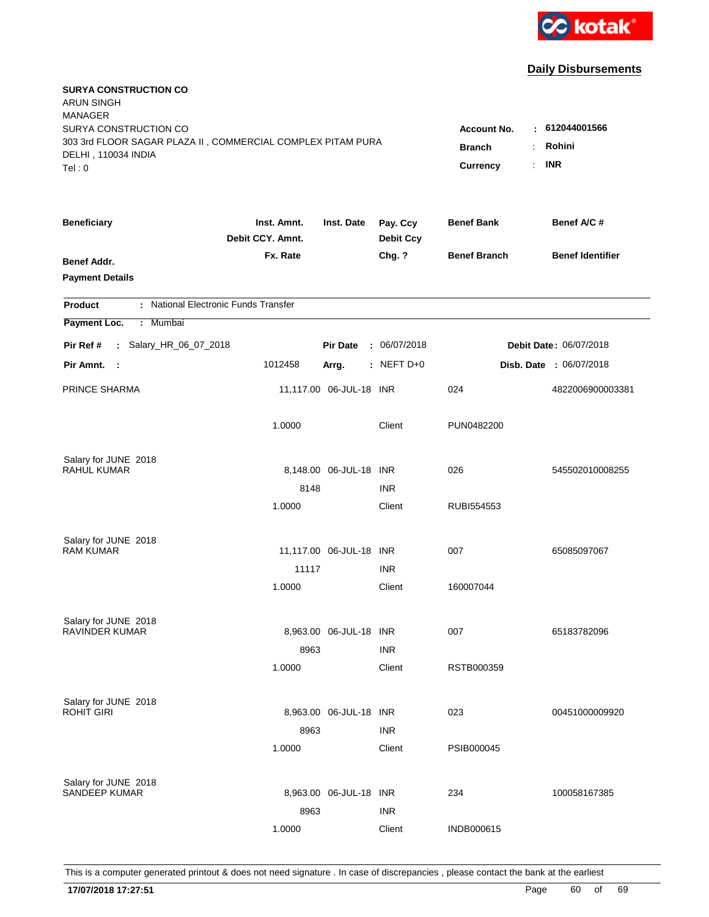kotak

## Daily Disbursements

**SURYA CONSTRUCTION CO**
ARUN SINGH
MANAGER
SURYA CONSTRUCTION CO
303 3rd FLOOR SAGAR PLAZA II , COMMERCIAL COMPLEX PITAM PURA
DELHI , 110034 INDIA
Tel : 0

**Account No.** : **612044001566**
**Branch** : **Rohini**
**Currency** : **INR**

| Beneficiary | Inst. Amnt. / Debit CCY. Amnt. / Fx. Rate | Inst. Date | Pay. Ccy / Debit Ccy / Chg. ? | Benef Bank / Benef Branch | Benef A/C # / Benef Identifier |
|---|---|---|---|---|---|
| **Benef Addr.** | | | | | |
| **Payment Details** | | | | | |

**Product** : National Electronic Funds Transfer

**Payment Loc.** : Mumbai

**Pir Ref #** : Salary_HR_06_07_2018 | **Pir Date** : 06/07/2018 | **Debit Date** : 06/07/2018

**Pir Amnt.** : 1012458 | **Arrg.** : NEFT D+0 | **Disb. Date** : 06/07/2018

| Beneficiary | Inst. Amnt. | Inst. Date | Pay. Ccy | Benef Bank | Benef A/C # |
|---|---|---|---|---|---|
| PRINCE SHARMA | 11,117.00 | 06-JUL-18 | INR | 024 | 4822006900003381 |
| | 1.0000 | | Client | PUN0482200 | |
| Salary for JUNE 2018 | | | | | |
| RAHUL KUMAR | 8,148.00 | 06-JUL-18 | INR | 026 | 545502010008255 |
| | 8148 | | INR | | |
| | 1.0000 | | Client | RUBI554553 | |
| Salary for JUNE 2018 | | | | | |
| RAM KUMAR | 11,117.00 | 06-JUL-18 | INR | 007 | 65085097067 |
| | 11117 | | INR | | |
| | 1.0000 | | Client | 160007044 | |
| Salary for JUNE 2018 | | | | | |
| RAVINDER KUMAR | 8,963.00 | 06-JUL-18 | INR | 007 | 65183782096 |
| | 8963 | | INR | | |
| | 1.0000 | | Client | RSTB000359 | |
| Salary for JUNE 2018 | | | | | |
| ROHIT GIRI | 8,963.00 | 06-JUL-18 | INR | 023 | 00451000009920 |
| | 8963 | | INR | | |
| | 1.0000 | | Client | PSIB000045 | |
| Salary for JUNE 2018 | | | | | |
| SANDEEP KUMAR | 8,963.00 | 06-JUL-18 | INR | 234 | 100058167385 |
| | 8963 | | INR | | |
| | 1.0000 | | Client | INDB000615 | |

This is a computer generated printout & does not need signature . In case of discrepancies , please contact the bank at the earliest

**17/07/2018 17:27:51**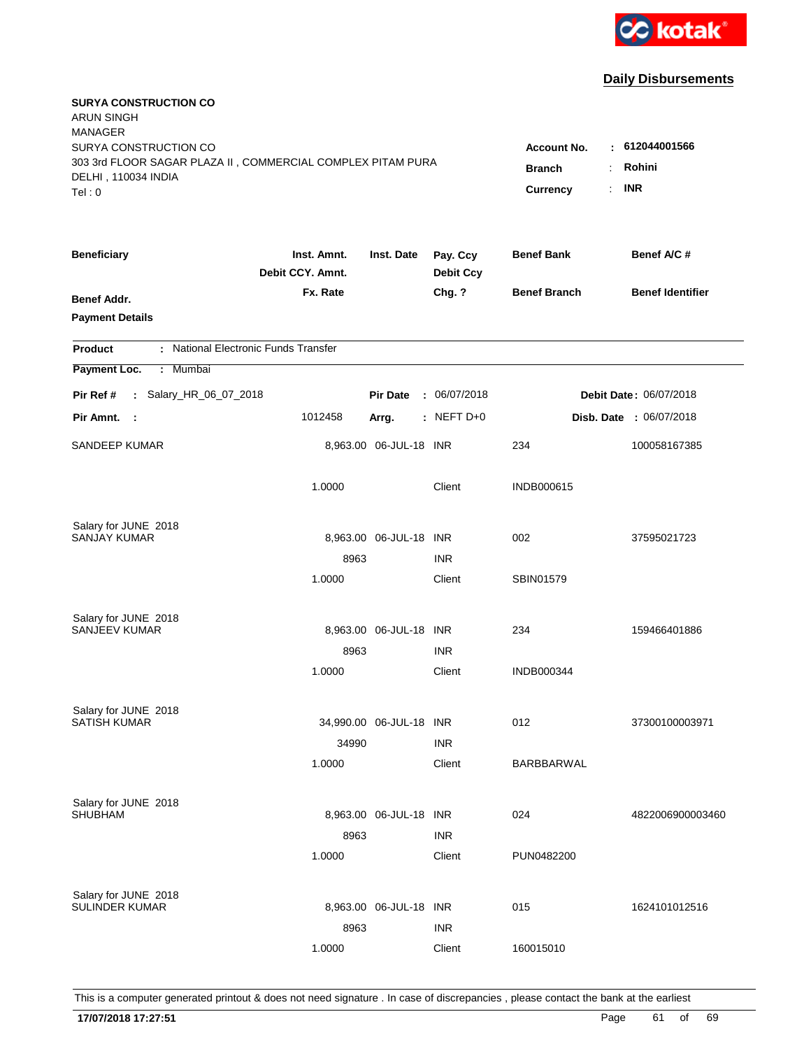kotak

## Daily Disbursements

**SURYA CONSTRUCTION CO**
ARUN SINGH
MANAGER
SURYA CONSTRUCTION CO
303 3rd FLOOR SAGAR PLAZA II , COMMERCIAL COMPLEX PITAM PURA
DELHI , 110034 INDIA
Tel : 0

**Account No.** : 612044001566
**Branch** : Rohini
**Currency** : INR

| Beneficiary / Benef Addr. / Payment Details | Inst. Amnt. / Debit CCY. Amnt. / Fx. Rate | Inst. Date | Pay. Ccy / Debit Ccy / Chg. ? | Benef Bank / Benef Branch | Benef A/C # / Benef Identifier |
|---|---|---|---|---|---|

**Product** : National Electronic Funds Transfer
**Payment Loc.** : Mumbai

**Pir Ref #** : Salary_HR_06_07_2018 **Pir Date** : 06/07/2018 **Debit Date** : 06/07/2018
**Pir Amnt.** : 1012458 **Arrg.** : NEFT D+0 **Disb. Date** : 06/07/2018

| Beneficiary | Amount | Inst. Date | Ccy | Benef Bank | Benef A/C # |
|---|---|---|---|---|---|
| SANDEEP KUMAR | 8,963.00 | 06-JUL-18 | INR | 234 | 100058167385 |
| | 1.0000 | | Client | INDB000615 | |
| Salary for JUNE 2018 | | | | | |
| SANJAY KUMAR | 8,963.00 | 06-JUL-18 | INR | 002 | 37595021723 |
| | 8963 | | INR | | |
| | 1.0000 | | Client | SBIN01579 | |
| Salary for JUNE 2018 | | | | | |
| SANJEEV KUMAR | 8,963.00 | 06-JUL-18 | INR | 234 | 159466401886 |
| | 8963 | | INR | | |
| | 1.0000 | | Client | INDB000344 | |
| Salary for JUNE 2018 | | | | | |
| SATISH KUMAR | 34,990.00 | 06-JUL-18 | INR | 012 | 37300100003971 |
| | 34990 | | INR | | |
| | 1.0000 | | Client | BARBBARWAL | |
| Salary for JUNE 2018 | | | | | |
| SHUBHAM | 8,963.00 | 06-JUL-18 | INR | 024 | 4822006900003460 |
| | 8963 | | INR | | |
| | 1.0000 | | Client | PUN0482200 | |
| Salary for JUNE 2018 | | | | | |
| SULINDER KUMAR | 8,963.00 | 06-JUL-18 | INR | 015 | 1624101012516 |
| | 8963 | | INR | | |
| | 1.0000 | | Client | 160015010 | |

This is a computer generated printout & does not need signature . In case of discrepancies , please contact the bank at the earliest

**17/07/2018 17:27:51**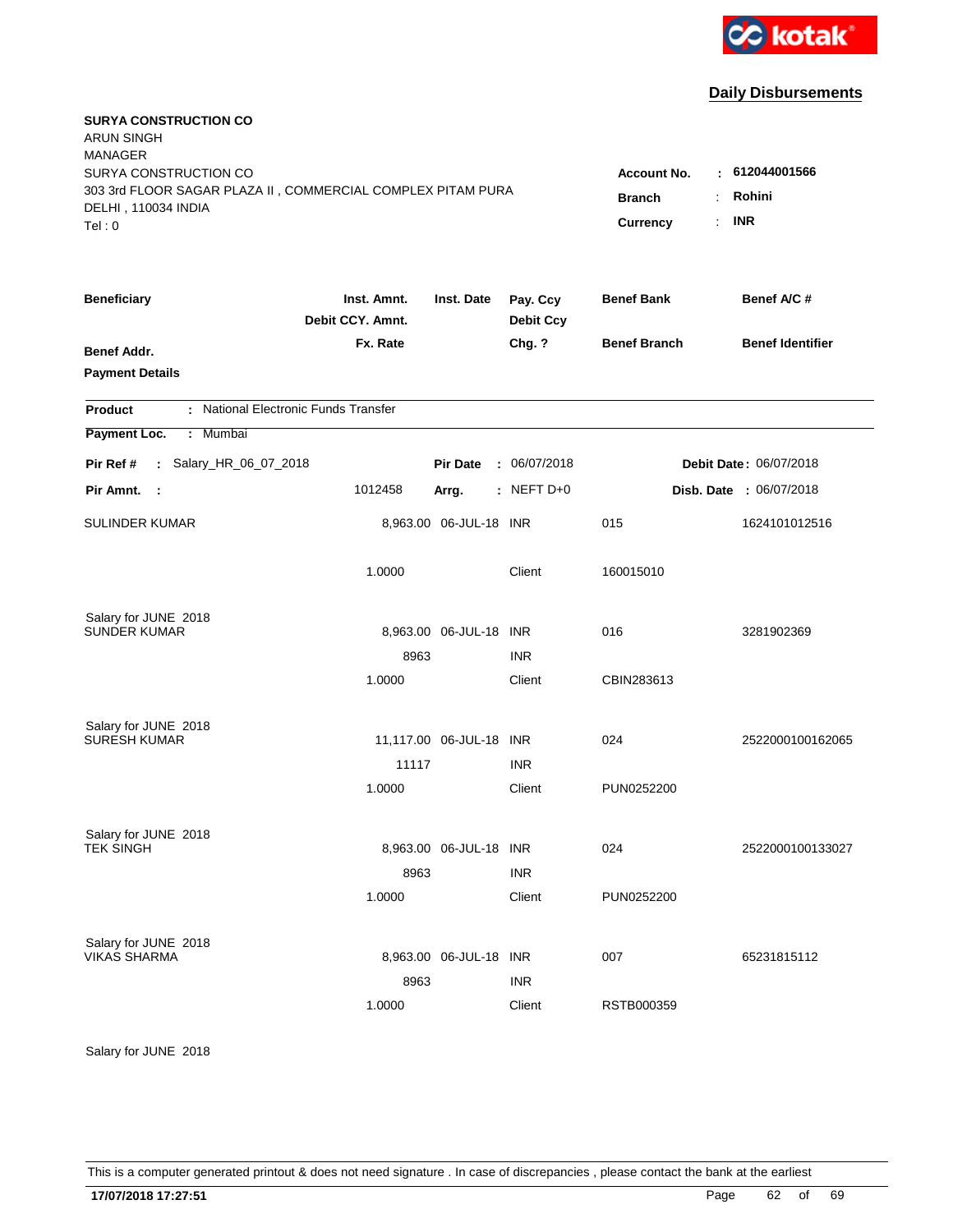kotak

## Daily Disbursements

**SURYA CONSTRUCTION CO**
ARUN SINGH
MANAGER
SURYA CONSTRUCTION CO
303 3rd FLOOR SAGAR PLAZA II , COMMERCIAL COMPLEX PITAM PURA
DELHI , 110034 INDIA
Tel : 0

**Account No.** : 612044001566
**Branch** : Rohini
**Currency** : INR

| Beneficiary | Inst. Amnt. / Debit CCY. Amnt. / Fx. Rate | Inst. Date | Pay. Ccy / Debit Ccy / Chg. ? | Benef Bank / Benef Branch | Benef A/C # / Benef Identifier |
|---|---|---|---|---|---|
| **Benef Addr.** | | | | | |
| **Payment Details** | | | | | |

**Product** : National Electronic Funds Transfer

**Payment Loc.** : Mumbai

**Pir Ref #** : Salary_HR_06_07_2018 **Pir Date** : 06/07/2018 **Debit Date** : 06/07/2018

**Pir Amnt.** : 1012458 **Arrg.** : NEFT D+0 **Disb. Date** : 06/07/2018

| Beneficiary | Inst. Amnt. / Debit CCY. Amnt. / Fx. Rate | Inst. Date | Pay. Ccy / Debit Ccy / Chg. ? | Benef Bank / Benef Branch | Benef A/C # / Benef Identifier |
|---|---|---|---|---|---|
| SULINDER KUMAR | 8,963.00 | 06-JUL-18 | INR | 015 | 1624101012516 |
| | 1.0000 | | Client | 160015010 | |
| Salary for JUNE 2018 | | | | | |
| SUNDER KUMAR | 8,963.00 | 06-JUL-18 | INR | 016 | 3281902369 |
| | 8963 | | INR | | |
| | 1.0000 | | Client | CBIN283613 | |
| Salary for JUNE 2018 | | | | | |
| SURESH KUMAR | 11,117.00 | 06-JUL-18 | INR | 024 | 2522000100162065 |
| | 11117 | | INR | | |
| | 1.0000 | | Client | PUN0252200 | |
| Salary for JUNE 2018 | | | | | |
| TEK SINGH | 8,963.00 | 06-JUL-18 | INR | 024 | 2522000100133027 |
| | 8963 | | INR | | |
| | 1.0000 | | Client | PUN0252200 | |
| Salary for JUNE 2018 | | | | | |
| VIKAS SHARMA | 8,963.00 | 06-JUL-18 | INR | 007 | 65231815112 |
| | 8963 | | INR | | |
| | 1.0000 | | Client | RSTB000359 | |
| Salary for JUNE 2018 | | | | | |

This is a computer generated printout & does not need signature . In case of discrepancies , please contact the bank at the earliest

**17/07/2018 17:27:51**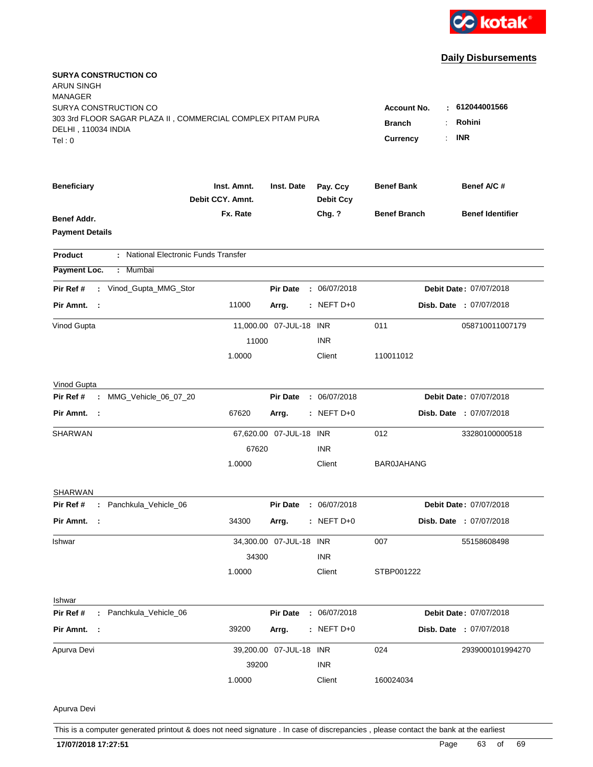kotak

## Daily Disbursements

**SURYA CONSTRUCTION CO**
ARUN SINGH
MANAGER
SURYA CONSTRUCTION CO
303 3rd FLOOR SAGAR PLAZA II , COMMERCIAL COMPLEX PITAM PURA
DELHI , 110034 INDIA
Tel : 0

**Account No.** : **612044001566**
**Branch** : **Rohini**
**Currency** : **INR**

| **Beneficiary** | **Inst. Amnt.** | **Inst. Date** | **Pay. Ccy** | **Benef Bank** | **Benef A/C #** |
|---|---|---|---|---|---|
| | **Debit CCY. Amnt.** | | **Debit Ccy** | | |
| **Benef Addr.** | **Fx. Rate** | | **Chg. ?** | **Benef Branch** | **Benef Identifier** |
| **Payment Details** | | | | | |

**Product** : National Electronic Funds Transfer

**Payment Loc.** : Mumbai

**Pir Ref #** : Vinod_Gupta_MMG_Stor | **Pir Date** : 06/07/2018 | **Debit Date** : 07/07/2018
**Pir Amnt.** : 11000 | **Arrg.** : NEFT D+0 | **Disb. Date** : 07/07/2018

| | | | | | |
|---|---|---|---|---|---|
| Vinod Gupta | 11,000.00 | 07-JUL-18 | INR | 011 | 058710011007179 |
| | 11000 | | INR | | |
| | 1.0000 | | Client | 110011012 | |

Vinod Gupta

**Pir Ref #** : MMG_Vehicle_06_07_20 | **Pir Date** : 06/07/2018 | **Debit Date** : 07/07/2018
**Pir Amnt.** : 67620 | **Arrg.** : NEFT D+0 | **Disb. Date** : 07/07/2018

| | | | | | |
|---|---|---|---|---|---|
| SHARWAN | 67,620.00 | 07-JUL-18 | INR | 012 | 33280100000518 |
| | 67620 | | INR | | |
| | 1.0000 | | Client | BAR0JAHANG | |

SHARWAN

**Pir Ref #** : Panchkula_Vehicle_06 | **Pir Date** : 06/07/2018 | **Debit Date** : 07/07/2018
**Pir Amnt.** : 34300 | **Arrg.** : NEFT D+0 | **Disb. Date** : 07/07/2018

| | | | | | |
|---|---|---|---|---|---|
| Ishwar | 34,300.00 | 07-JUL-18 | INR | 007 | 55158608498 |
| | 34300 | | INR | | |
| | 1.0000 | | Client | STBP001222 | |

Ishwar

**Pir Ref #** : Panchkula_Vehicle_06 | **Pir Date** : 06/07/2018 | **Debit Date** : 07/07/2018
**Pir Amnt.** : 39200 | **Arrg.** : NEFT D+0 | **Disb. Date** : 07/07/2018

| | | | | | |
|---|---|---|---|---|---|
| Apurva Devi | 39,200.00 | 07-JUL-18 | INR | 024 | 2939000101994270 |
| | 39200 | | INR | | |
| | 1.0000 | | Client | 160024034 | |

Apurva Devi

This is a computer generated printout & does not need signature . In case of discrepancies , please contact the bank at the earliest

**17/07/2018 17:27:51**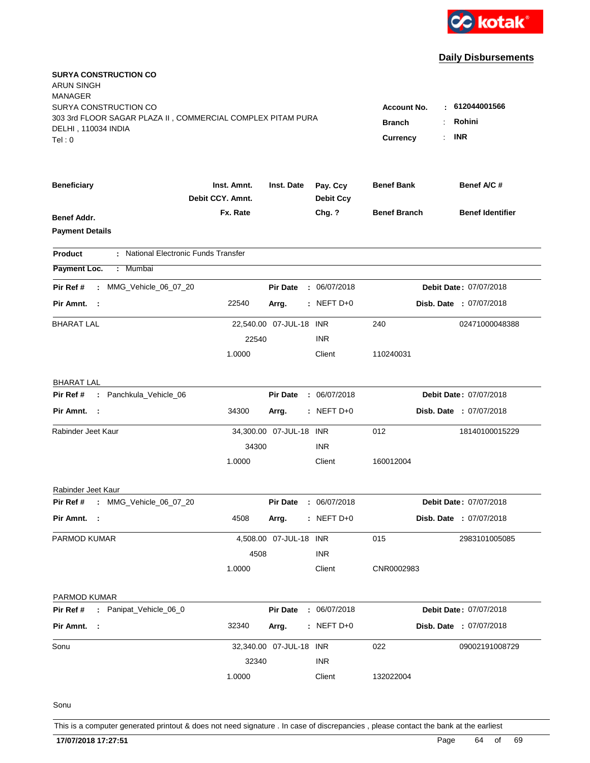kotak

## Daily Disbursements

**SURYA CONSTRUCTION CO**
ARUN SINGH
MANAGER
SURYA CONSTRUCTION CO
303 3rd FLOOR SAGAR PLAZA II , COMMERCIAL COMPLEX PITAM PURA
DELHI , 110034 INDIA
Tel : 0

**Account No.** : **612044001566**
**Branch** : **Rohini**
**Currency** : **INR**

| Beneficiary | Inst. Amnt. / Debit CCY. Amnt. / Fx. Rate | Inst. Date | Pay. Ccy / Debit Ccy / Chg. ? | Benef Bank / Benef Branch | Benef A/C # / Benef Identifier |
|---|---|---|---|---|---|
| **Benef Addr.** | | | | | |
| **Payment Details** | | | | | |

**Product** : National Electronic Funds Transfer

**Payment Loc.** : Mumbai

**Pir Ref #** : MMG_Vehicle_06_07_20 | **Pir Date** : 06/07/2018 | **Debit Date** : 07/07/2018
**Pir Amnt.** : 22540 | **Arrg.** : NEFT D+0 | **Disb. Date** : 07/07/2018

| Beneficiary | Inst. Amnt. | Inst. Date | Pay. Ccy | Benef Bank | Benef A/C # |
|---|---|---|---|---|---|
| BHARAT LAL | 22,540.00 | 07-JUL-18 | INR | 240 | 02471000048388 |
| | 22540 | | INR | | |
| | 1.0000 | | Client | 110240031 | |

BHARAT LAL

**Pir Ref #** : Panchkula_Vehicle_06 | **Pir Date** : 06/07/2018 | **Debit Date** : 07/07/2018
**Pir Amnt.** : 34300 | **Arrg.** : NEFT D+0 | **Disb. Date** : 07/07/2018

| Beneficiary | Inst. Amnt. | Inst. Date | Pay. Ccy | Benef Bank | Benef A/C # |
|---|---|---|---|---|---|
| Rabinder Jeet Kaur | 34,300.00 | 07-JUL-18 | INR | 012 | 18140100015229 |
| | 34300 | | INR | | |
| | 1.0000 | | Client | 160012004 | |

Rabinder Jeet Kaur

**Pir Ref #** : MMG_Vehicle_06_07_20 | **Pir Date** : 06/07/2018 | **Debit Date** : 07/07/2018
**Pir Amnt.** : 4508 | **Arrg.** : NEFT D+0 | **Disb. Date** : 07/07/2018

| Beneficiary | Inst. Amnt. | Inst. Date | Pay. Ccy | Benef Bank | Benef A/C # |
|---|---|---|---|---|---|
| PARMOD KUMAR | 4,508.00 | 07-JUL-18 | INR | 015 | 2983101005085 |
| | 4508 | | INR | | |
| | 1.0000 | | Client | CNR0002983 | |

PARMOD KUMAR

**Pir Ref #** : Panipat_Vehicle_06_0 | **Pir Date** : 06/07/2018 | **Debit Date** : 07/07/2018
**Pir Amnt.** : 32340 | **Arrg.** : NEFT D+0 | **Disb. Date** : 07/07/2018

| Beneficiary | Inst. Amnt. | Inst. Date | Pay. Ccy | Benef Bank | Benef A/C # |
|---|---|---|---|---|---|
| Sonu | 32,340.00 | 07-JUL-18 | INR | 022 | 09002191008729 |
| | 32340 | | INR | | |
| | 1.0000 | | Client | 132022004 | |

Sonu

This is a computer generated printout & does not need signature . In case of discrepancies , please contact the bank at the earliest

**17/07/2018 17:27:51**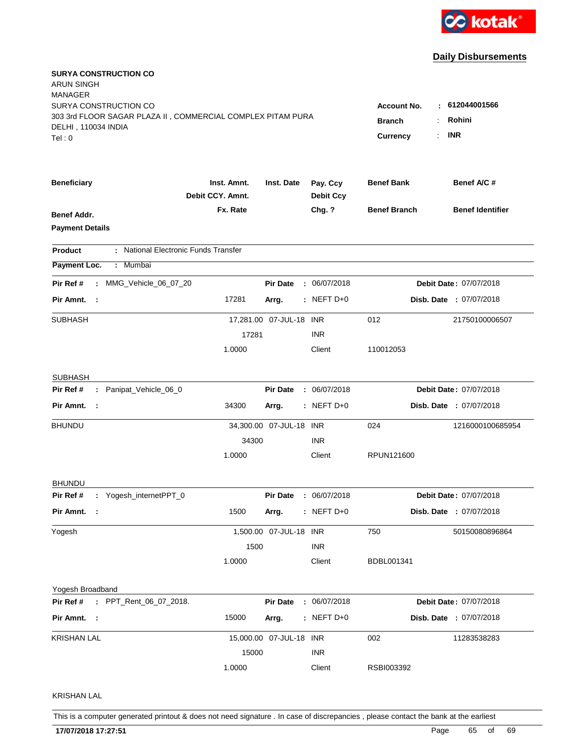# Daily Disbursements

**SURYA CONSTRUCTION CO**
ARUN SINGH
MANAGER
SURYA CONSTRUCTION CO
303 3rd FLOOR SAGAR PLAZA II , COMMERCIAL COMPLEX PITAM PURA
DELHI , 110034 INDIA
Tel : 0

**Account No.** : **612044001566**
**Branch** : **Rohini**
**Currency** : **INR**

| **Beneficiary** | **Inst. Amnt.** / **Debit CCY. Amnt.** / **Fx. Rate** | **Inst. Date** | **Pay. Ccy** / **Debit Ccy** / **Chg. ?** | **Benef Bank** / **Benef Branch** | **Benef A/C #** / **Benef Identifier** |
|---|---|---|---|---|---|

**Benef Addr.**
**Payment Details**

**Product** : National Electronic Funds Transfer

**Payment Loc.** : Mumbai

**Pir Ref #** : MMG_Vehicle_06_07_20 **Pir Date** : 06/07/2018 **Debit Date** : 07/07/2018
**Pir Amnt.** : 17281 **Arrg.** : NEFT D+0 **Disb. Date** : 07/07/2018

| SUBHASH | 17,281.00 | 07-JUL-18 | INR | 012 | 21750100006507 |
|---|---|---|---|---|---|
| | 17281 | | INR | | |
| | 1.0000 | | Client | 110012053 | |

SUBHASH

**Pir Ref #** : Panipat_Vehicle_06_0 **Pir Date** : 06/07/2018 **Debit Date** : 07/07/2018
**Pir Amnt.** : 34300 **Arrg.** : NEFT D+0 **Disb. Date** : 07/07/2018

| BHUNDU | 34,300.00 | 07-JUL-18 | INR | 024 | 1216000100685954 |
|---|---|---|---|---|---|
| | 34300 | | INR | | |
| | 1.0000 | | Client | RPUN121600 | |

BHUNDU

**Pir Ref #** : Yogesh_internetPPT_0 **Pir Date** : 06/07/2018 **Debit Date** : 07/07/2018
**Pir Amnt.** : 1500 **Arrg.** : NEFT D+0 **Disb. Date** : 07/07/2018

| Yogesh | 1,500.00 | 07-JUL-18 | INR | 750 | 50150080896864 |
|---|---|---|---|---|---|
| | 1500 | | INR | | |
| | 1.0000 | | Client | BDBL001341 | |

Yogesh Broadband

**Pir Ref #** : PPT_Rent_06_07_2018. **Pir Date** : 06/07/2018 **Debit Date** : 07/07/2018
**Pir Amnt.** : 15000 **Arrg.** : NEFT D+0 **Disb. Date** : 07/07/2018

| KRISHAN LAL | 15,000.00 | 07-JUL-18 | INR | 002 | 11283538283 |
|---|---|---|---|---|---|
| | 15000 | | INR | | |
| | 1.0000 | | Client | RSBI003392 | |

KRISHAN LAL

This is a computer generated printout & does not need signature . In case of discrepancies , please contact the bank at the earliest

**17/07/2018 17:27:51**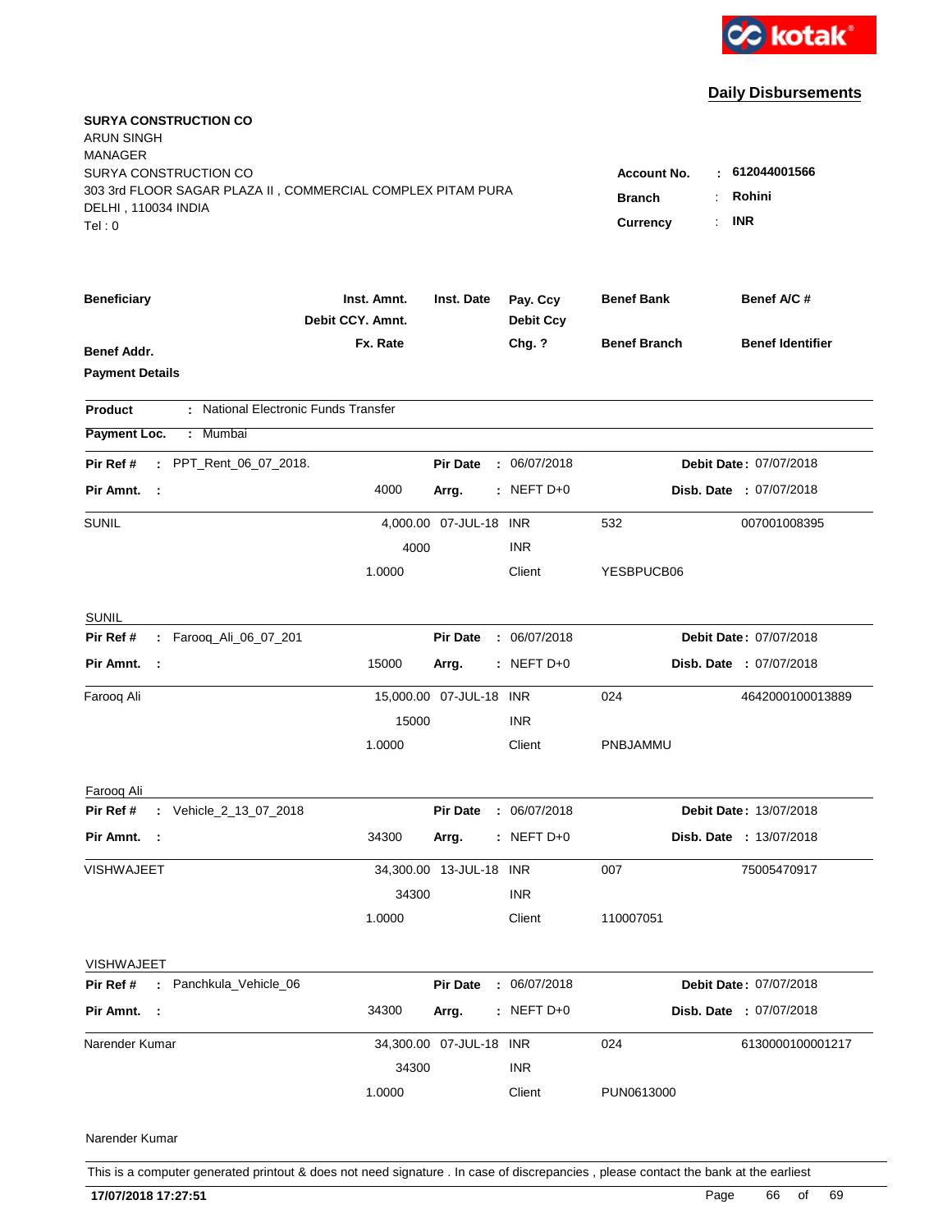kotak

## Daily Disbursements

**SURYA CONSTRUCTION CO**
ARUN SINGH
MANAGER
SURYA CONSTRUCTION CO
303 3rd FLOOR SAGAR PLAZA II , COMMERCIAL COMPLEX PITAM PURA
DELHI , 110034 INDIA
Tel : 0

**Account No.** : **612044001566**
**Branch** : **Rohini**
**Currency** : **INR**

| **Beneficiary** | **Inst. Amnt.** / **Debit CCY. Amnt.** / **Fx. Rate** | **Inst. Date** | **Pay. Ccy** / **Debit Ccy** / **Chg. ?** | **Benef Bank** / **Benef Branch** | **Benef A/C #** / **Benef Identifier** |
|---|---|---|---|---|---|
| **Benef Addr.** | | | | | |
| **Payment Details** | | | | | |

**Product** : National Electronic Funds Transfer

**Payment Loc.** : Mumbai

**Pir Ref #** : PPT_Rent_06_07_2018. | **Pir Date** : 06/07/2018 | **Debit Date** : 07/07/2018
**Pir Amnt.** : 4000 | **Arrg.** : NEFT D+0 | **Disb. Date** : 07/07/2018

| Beneficiary | Amount | Inst. Date | Ccy | Benef Bank | Benef A/C # |
|---|---|---|---|---|---|
| SUNIL | 4,000.00 | 07-JUL-18 | INR | 532 | 007001008395 |
| | 4000 | | INR | | |
| | 1.0000 | | Client | YESBPUCB06 | |
| SUNIL | | | | | |

**Pir Ref #** : Farooq_Ali_06_07_201 | **Pir Date** : 06/07/2018 | **Debit Date** : 07/07/2018
**Pir Amnt.** : 15000 | **Arrg.** : NEFT D+0 | **Disb. Date** : 07/07/2018

| Beneficiary | Amount | Inst. Date | Ccy | Benef Bank | Benef A/C # |
|---|---|---|---|---|---|
| Farooq Ali | 15,000.00 | 07-JUL-18 | INR | 024 | 4642000100013889 |
| | 15000 | | INR | | |
| | 1.0000 | | Client | PNBJAMMU | |
| Farooq Ali | | | | | |

**Pir Ref #** : Vehicle_2_13_07_2018 | **Pir Date** : 06/07/2018 | **Debit Date** : 13/07/2018
**Pir Amnt.** : 34300 | **Arrg.** : NEFT D+0 | **Disb. Date** : 13/07/2018

| Beneficiary | Amount | Inst. Date | Ccy | Benef Bank | Benef A/C # |
|---|---|---|---|---|---|
| VISHWAJEET | 34,300.00 | 13-JUL-18 | INR | 007 | 75005470917 |
| | 34300 | | INR | | |
| | 1.0000 | | Client | 110007051 | |
| VISHWAJEET | | | | | |

**Pir Ref #** : Panchkula_Vehicle_06 | **Pir Date** : 06/07/2018 | **Debit Date** : 07/07/2018
**Pir Amnt.** : 34300 | **Arrg.** : NEFT D+0 | **Disb. Date** : 07/07/2018

| Beneficiary | Amount | Inst. Date | Ccy | Benef Bank | Benef A/C # |
|---|---|---|---|---|---|
| Narender Kumar | 34,300.00 | 07-JUL-18 | INR | 024 | 6130000100001217 |
| | 34300 | | INR | | |
| | 1.0000 | | Client | PUN0613000 | |
| Narender Kumar | | | | | |

This is a computer generated printout & does not need signature . In case of discrepancies , please contact the bank at the earliest

**17/07/2018 17:27:51**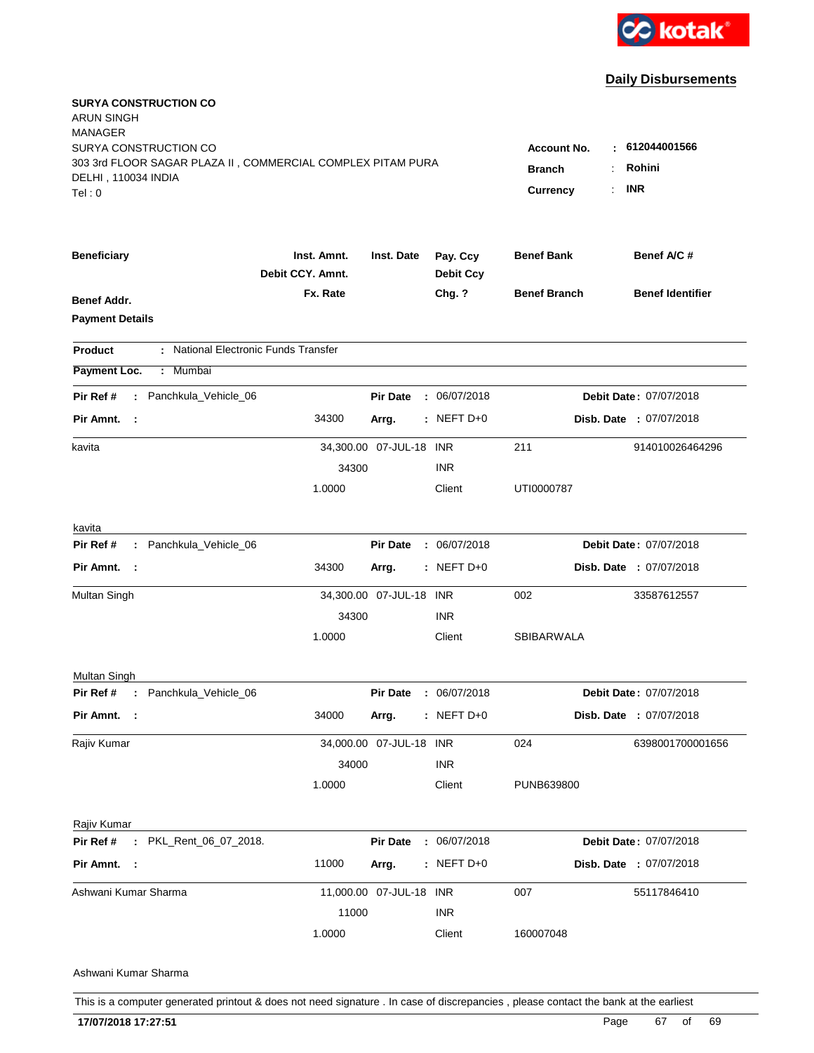kotak

## Daily Disbursements

**SURYA CONSTRUCTION CO**
ARUN SINGH
MANAGER
SURYA CONSTRUCTION CO
303 3rd FLOOR SAGAR PLAZA II , COMMERCIAL COMPLEX PITAM PURA
DELHI , 110034 INDIA
Tel : 0

| | | |
|---|---|---|
| **Account No.** | : | **612044001566** |
| **Branch** | : | **Rohini** |
| **Currency** | : | **INR** |

| **Beneficiary** | **Inst. Amnt.** / **Debit CCY. Amnt.** / **Fx. Rate** | **Inst. Date** | **Pay. Ccy** / **Debit Ccy** / **Chg. ?** | **Benef Bank** / **Benef Branch** | **Benef A/C #** / **Benef Identifier** |
|---|---|---|---|---|---|
| **Benef Addr.** | | | | | |
| **Payment Details** | | | | | |

**Product** : National Electronic Funds Transfer

**Payment Loc.** : Mumbai

**Pir Ref #** : Panchkula_Vehicle_06 | **Pir Date** : 06/07/2018 | **Debit Date** : 07/07/2018
**Pir Amnt.** : 34300 | **Arrg.** : NEFT D+0 | **Disb. Date** : 07/07/2018

| Beneficiary | Inst. Amnt. | Inst. Date | Pay. Ccy | Benef Bank | Benef A/C # |
|---|---|---|---|---|---|
| kavita | 34,300.00 | 07-JUL-18 | INR | 211 | 914010026464296 |
| | 34300 | | INR | | |
| | 1.0000 | | Client | UTI0000787 | |

kavita

**Pir Ref #** : Panchkula_Vehicle_06 | **Pir Date** : 06/07/2018 | **Debit Date** : 07/07/2018
**Pir Amnt.** : 34300 | **Arrg.** : NEFT D+0 | **Disb. Date** : 07/07/2018

| Beneficiary | Inst. Amnt. | Inst. Date | Pay. Ccy | Benef Bank | Benef A/C # |
|---|---|---|---|---|---|
| Multan Singh | 34,300.00 | 07-JUL-18 | INR | 002 | 33587612557 |
| | 34300 | | INR | | |
| | 1.0000 | | Client | SBIBARWALA | |

Multan Singh

**Pir Ref #** : Panchkula_Vehicle_06 | **Pir Date** : 06/07/2018 | **Debit Date** : 07/07/2018
**Pir Amnt.** : 34000 | **Arrg.** : NEFT D+0 | **Disb. Date** : 07/07/2018

| Beneficiary | Inst. Amnt. | Inst. Date | Pay. Ccy | Benef Bank | Benef A/C # |
|---|---|---|---|---|---|
| Rajiv Kumar | 34,000.00 | 07-JUL-18 | INR | 024 | 6398001700001656 |
| | 34000 | | INR | | |
| | 1.0000 | | Client | PUNB639800 | |

Rajiv Kumar

**Pir Ref #** : PKL_Rent_06_07_2018. | **Pir Date** : 06/07/2018 | **Debit Date** : 07/07/2018
**Pir Amnt.** : 11000 | **Arrg.** : NEFT D+0 | **Disb. Date** : 07/07/2018

| Beneficiary | Inst. Amnt. | Inst. Date | Pay. Ccy | Benef Bank | Benef A/C # |
|---|---|---|---|---|---|
| Ashwani Kumar Sharma | 11,000.00 | 07-JUL-18 | INR | 007 | 55117846410 |
| | 11000 | | INR | | |
| | 1.0000 | | Client | 160007048 | |

Ashwani Kumar Sharma

This is a computer generated printout & does not need signature . In case of discrepancies , please contact the bank at the earliest

**17/07/2018 17:27:51**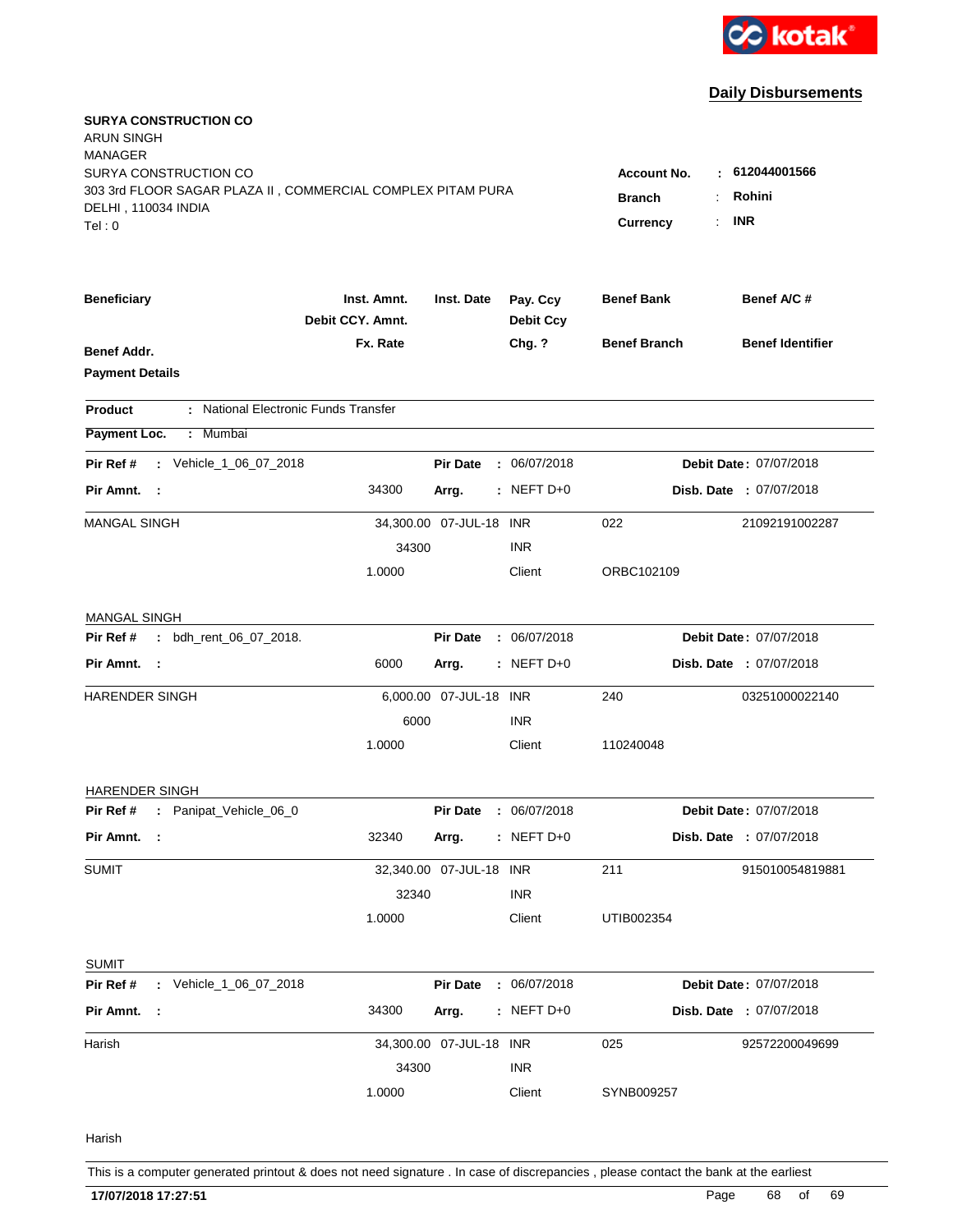**kotak**

## Daily Disbursements

**SURYA CONSTRUCTION CO**
ARUN SINGH
MANAGER
SURYA CONSTRUCTION CO
303 3rd FLOOR SAGAR PLAZA II , COMMERCIAL COMPLEX PITAM PURA
DELHI , 110034 INDIA
Tel : 0

**Account No.** : **612044001566**
**Branch** : **Rohini**
**Currency** : **INR**

| Beneficiary | Inst. Amnt. | Inst. Date | Pay. Ccy | Benef Bank | Benef A/C # |
|---|---|---|---|---|---|
| | Debit CCY. Amnt. | | Debit Ccy | | |
| Benef Addr. | Fx. Rate | | Chg. ? | Benef Branch | Benef Identifier |
| Payment Details | | | | | |

**Product** : National Electronic Funds Transfer

**Payment Loc.** : Mumbai

**Pir Ref #** : Vehicle_1_06_07_2018 **Pir Date** : 06/07/2018 **Debit Date** : 07/07/2018
**Pir Amnt.** : 34300 **Arrg.** : NEFT D+0 **Disb. Date** : 07/07/2018

| | | | | | |
|---|---|---|---|---|---|
| MANGAL SINGH | 34,300.00 | 07-JUL-18 | INR | 022 | 21092191002287 |
| | 34300 | | INR | | |
| | 1.0000 | | Client | ORBC102109 | |

MANGAL SINGH

**Pir Ref #** : bdh_rent_06_07_2018. **Pir Date** : 06/07/2018 **Debit Date** : 07/07/2018
**Pir Amnt.** : 6000 **Arrg.** : NEFT D+0 **Disb. Date** : 07/07/2018

| | | | | | |
|---|---|---|---|---|---|
| HARENDER SINGH | 6,000.00 | 07-JUL-18 | INR | 240 | 03251000022140 |
| | 6000 | | INR | | |
| | 1.0000 | | Client | 110240048 | |

HARENDER SINGH

**Pir Ref #** : Panipat_Vehicle_06_0 **Pir Date** : 06/07/2018 **Debit Date** : 07/07/2018
**Pir Amnt.** : 32340 **Arrg.** : NEFT D+0 **Disb. Date** : 07/07/2018

| | | | | | |
|---|---|---|---|---|---|
| SUMIT | 32,340.00 | 07-JUL-18 | INR | 211 | 915010054819881 |
| | 32340 | | INR | | |
| | 1.0000 | | Client | UTIB002354 | |

SUMIT

**Pir Ref #** : Vehicle_1_06_07_2018 **Pir Date** : 06/07/2018 **Debit Date** : 07/07/2018
**Pir Amnt.** : 34300 **Arrg.** : NEFT D+0 **Disb. Date** : 07/07/2018

| | | | | | |
|---|---|---|---|---|---|
| Harish | 34,300.00 | 07-JUL-18 | INR | 025 | 92572200049699 |
| | 34300 | | INR | | |
| | 1.0000 | | Client | SYNB009257 | |

Harish

This is a computer generated printout & does not need signature . In case of discrepancies , please contact the bank at the earliest

**17/07/2018 17:27:51**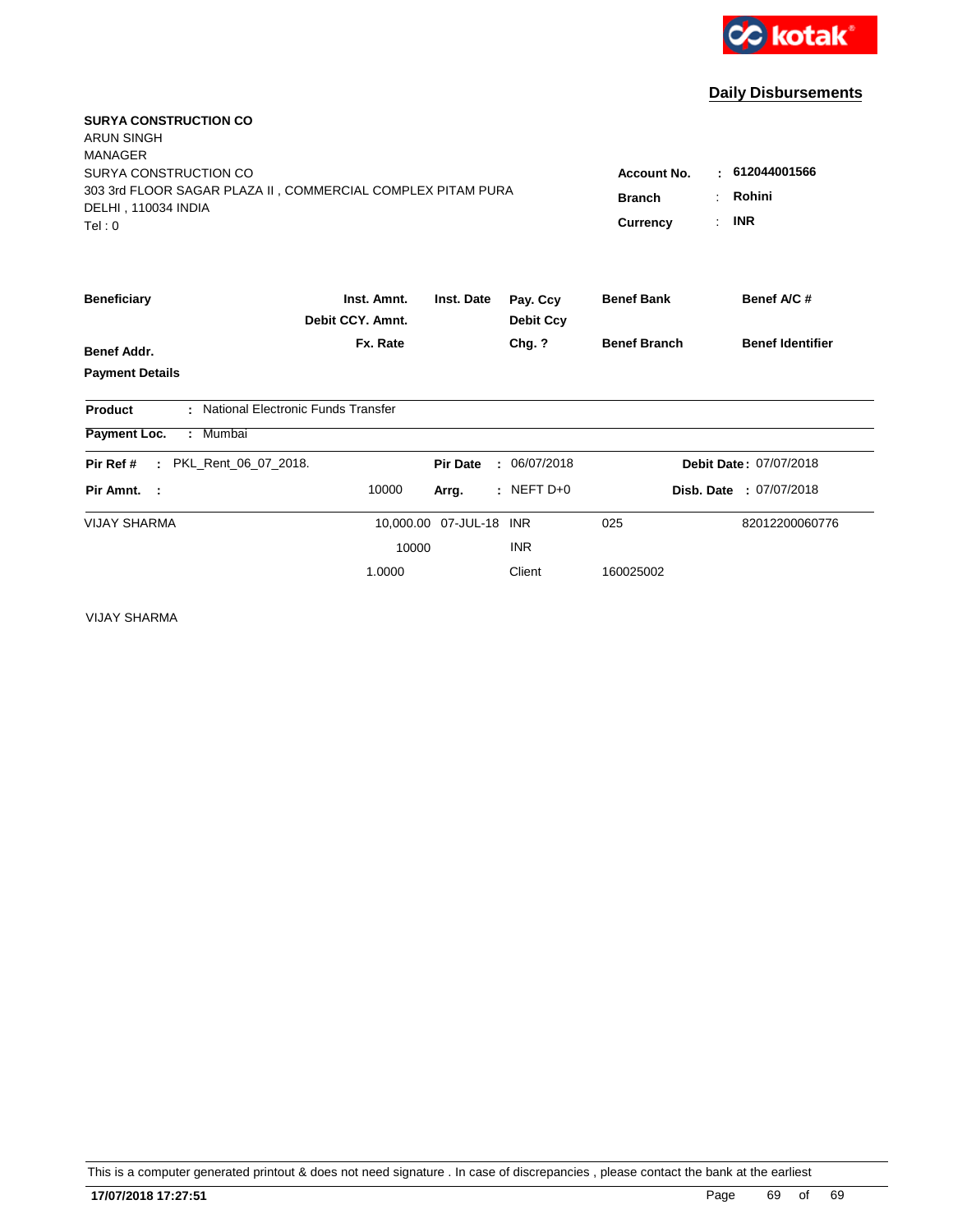## Daily Disbursements

**SURYA CONSTRUCTION CO**
ARUN SINGH
MANAGER
SURYA CONSTRUCTION CO
303 3rd FLOOR SAGAR PLAZA II , COMMERCIAL COMPLEX PITAM PURA
DELHI , 110034 INDIA
Tel : 0

**Account No.** : **612044001566**
**Branch** : **Rohini**
**Currency** : **INR**

| Beneficiary | Inst. Amnt. / Debit CCY. Amnt. / Fx. Rate | Inst. Date | Pay. Ccy / Debit Ccy / Chg. ? | Benef Bank / Benef Branch | Benef A/C # / Benef Identifier |
|---|---|---|---|---|---|
| **Benef Addr.** | | | | | |
| **Payment Details** | | | | | |

**Product** : National Electronic Funds Transfer

**Payment Loc.** : Mumbai

**Pir Ref #** : PKL_Rent_06_07_2018. **Pir Date** : 06/07/2018 **Debit Date** : 07/07/2018

**Pir Amnt.** : 10000 **Arrg.** : NEFT D+0 **Disb. Date** : 07/07/2018

| | | | | | |
|---|---|---|---|---|---|
| VIJAY SHARMA | 10,000.00 | 07-JUL-18 | INR | 025 | 82012200060776 |
| | 10000 | | INR | | |
| | 1.0000 | | Client | 160025002 | |

VIJAY SHARMA

This is a computer generated printout & does not need signature . In case of discrepancies , please contact the bank at the earliest

**17/07/2018 17:27:51**